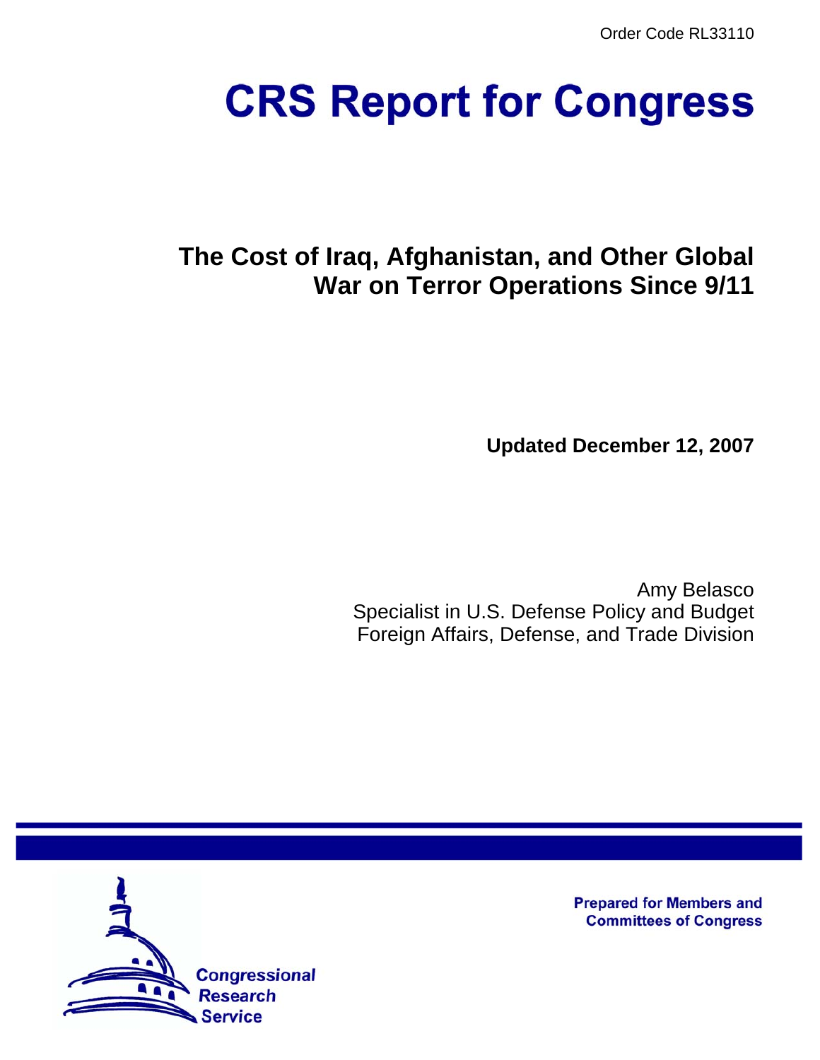Order Code RL33110

# CRS Report for Congress

## The Cost of Iraq, Afghanistan, and Other Global War on Terror Operations Since 9/11

**Updated December 12, 2007**

Amy Belasco
Specialist in U.S. Defense Policy and Budget
Foreign Affairs, Defense, and Trade Division

Prepared for Members and Committees of Congress

Congressional Research Service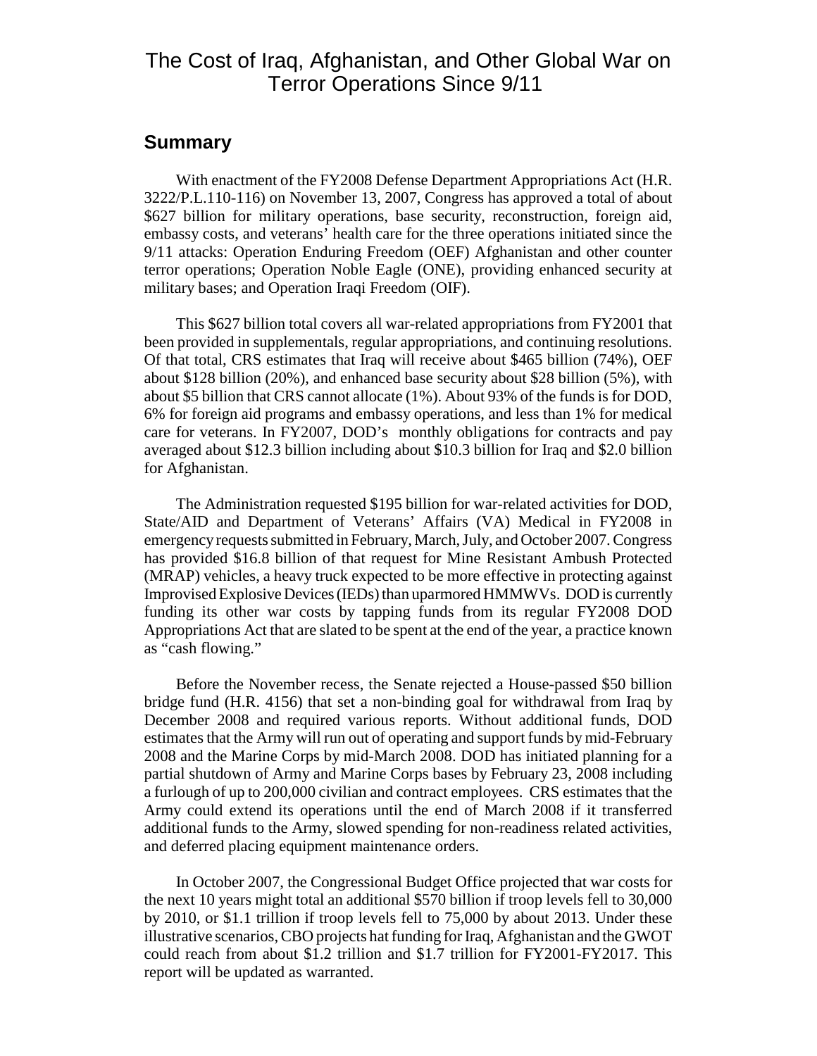# The Cost of Iraq, Afghanistan, and Other Global War on Terror Operations Since 9/11

## Summary

With enactment of the FY2008 Defense Department Appropriations Act (H.R. 3222/P.L.110-116) on November 13, 2007, Congress has approved a total of about \$627 billion for military operations, base security, reconstruction, foreign aid, embassy costs, and veterans' health care for the three operations initiated since the 9/11 attacks: Operation Enduring Freedom (OEF) Afghanistan and other counter terror operations; Operation Noble Eagle (ONE), providing enhanced security at military bases; and Operation Iraqi Freedom (OIF).

This \$627 billion total covers all war-related appropriations from FY2001 that been provided in supplementals, regular appropriations, and continuing resolutions. Of that total, CRS estimates that Iraq will receive about \$465 billion (74%), OEF about \$128 billion (20%), and enhanced base security about \$28 billion (5%), with about \$5 billion that CRS cannot allocate (1%). About 93% of the funds is for DOD, 6% for foreign aid programs and embassy operations, and less than 1% for medical care for veterans. In FY2007, DOD's monthly obligations for contracts and pay averaged about \$12.3 billion including about \$10.3 billion for Iraq and \$2.0 billion for Afghanistan.

The Administration requested \$195 billion for war-related activities for DOD, State/AID and Department of Veterans' Affairs (VA) Medical in FY2008 in emergency requests submitted in February, March, July, and October 2007. Congress has provided \$16.8 billion of that request for Mine Resistant Ambush Protected (MRAP) vehicles, a heavy truck expected to be more effective in protecting against Improvised Explosive Devices (IEDs) than uparmored HMMWVs. DOD is currently funding its other war costs by tapping funds from its regular FY2008 DOD Appropriations Act that are slated to be spent at the end of the year, a practice known as "cash flowing."

Before the November recess, the Senate rejected a House-passed \$50 billion bridge fund (H.R. 4156) that set a non-binding goal for withdrawal from Iraq by December 2008 and required various reports. Without additional funds, DOD estimates that the Army will run out of operating and support funds by mid-February 2008 and the Marine Corps by mid-March 2008. DOD has initiated planning for a partial shutdown of Army and Marine Corps bases by February 23, 2008 including a furlough of up to 200,000 civilian and contract employees. CRS estimates that the Army could extend its operations until the end of March 2008 if it transferred additional funds to the Army, slowed spending for non-readiness related activities, and deferred placing equipment maintenance orders.

In October 2007, the Congressional Budget Office projected that war costs for the next 10 years might total an additional \$570 billion if troop levels fell to 30,000 by 2010, or \$1.1 trillion if troop levels fell to 75,000 by about 2013. Under these illustrative scenarios, CBO projects hat funding for Iraq, Afghanistan and the GWOT could reach from about \$1.2 trillion and \$1.7 trillion for FY2001-FY2017. This report will be updated as warranted.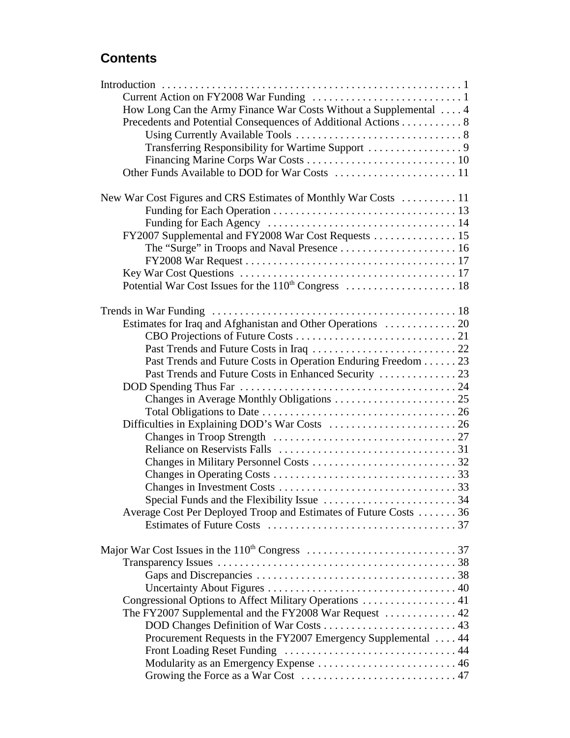## Contents

Introduction . . . . . . . . . . . . . . . . . . . . . . . . . . . . . . . . . . . . . . . . . . . . . . . . . . . . . . 1
- Current Action on FY2008 War Funding . . . . . . . . . . . . . . . . . . . . . . . . . . . 1
- How Long Can the Army Finance War Costs Without a Supplemental . . . . 4
- Precedents and Potential Consequences of Additional Actions . . . . . . . . . . . 8
  - Using Currently Available Tools . . . . . . . . . . . . . . . . . . . . . . . . . . . . . . 8
  - Transferring Responsibility for Wartime Support . . . . . . . . . . . . . . . . . 9
  - Financing Marine Corps War Costs . . . . . . . . . . . . . . . . . . . . . . . . . . . 10
- Other Funds Available to DOD for War Costs . . . . . . . . . . . . . . . . . . . . . . 11

New War Cost Figures and CRS Estimates of Monthly War Costs . . . . . . . . . . 11
  - Funding for Each Operation . . . . . . . . . . . . . . . . . . . . . . . . . . . . . . . . . 13
  - Funding for Each Agency . . . . . . . . . . . . . . . . . . . . . . . . . . . . . . . . . . 14
- FY2007 Supplemental and FY2008 War Cost Requests . . . . . . . . . . . . . . . 15
  - The "Surge" in Troops and Naval Presence . . . . . . . . . . . . . . . . . . . . . 16
  - FY2008 War Request . . . . . . . . . . . . . . . . . . . . . . . . . . . . . . . . . . . . . 17
- Key War Cost Questions . . . . . . . . . . . . . . . . . . . . . . . . . . . . . . . . . . . . . . 17
- Potential War Cost Issues for the 110th Congress . . . . . . . . . . . . . . . . . . . . 18

Trends in War Funding . . . . . . . . . . . . . . . . . . . . . . . . . . . . . . . . . . . . . . . . . . . 18
- Estimates for Iraq and Afghanistan and Other Operations . . . . . . . . . . . . . 20
  - CBO Projections of Future Costs . . . . . . . . . . . . . . . . . . . . . . . . . . . . . 21
  - Past Trends and Future Costs in Iraq . . . . . . . . . . . . . . . . . . . . . . . . . . 22
  - Past Trends and Future Costs in Operation Enduring Freedom . . . . . . 23
  - Past Trends and Future Costs in Enhanced Security . . . . . . . . . . . . . . 23
- DOD Spending Thus Far . . . . . . . . . . . . . . . . . . . . . . . . . . . . . . . . . . . . . . 24
  - Changes in Average Monthly Obligations . . . . . . . . . . . . . . . . . . . . . . 25
  - Total Obligations to Date . . . . . . . . . . . . . . . . . . . . . . . . . . . . . . . . . . . 26
- Difficulties in Explaining DOD's War Costs . . . . . . . . . . . . . . . . . . . . . . . 26
  - Changes in Troop Strength . . . . . . . . . . . . . . . . . . . . . . . . . . . . . . . . . 27
  - Reliance on Reservists Falls . . . . . . . . . . . . . . . . . . . . . . . . . . . . . . . . 31
  - Changes in Military Personnel Costs . . . . . . . . . . . . . . . . . . . . . . . . . . 32
  - Changes in Operating Costs . . . . . . . . . . . . . . . . . . . . . . . . . . . . . . . . . 33
  - Changes in Investment Costs . . . . . . . . . . . . . . . . . . . . . . . . . . . . . . . . 33
  - Special Funds and the Flexibility Issue . . . . . . . . . . . . . . . . . . . . . . . . 34
- Average Cost Per Deployed Troop and Estimates of Future Costs . . . . . . . 36
  - Estimates of Future Costs . . . . . . . . . . . . . . . . . . . . . . . . . . . . . . . . . . 37

Major War Cost Issues in the 110th Congress . . . . . . . . . . . . . . . . . . . . . . . . . . . 37
- Transparency Issues . . . . . . . . . . . . . . . . . . . . . . . . . . . . . . . . . . . . . . . . . . . 38
  - Gaps and Discrepancies . . . . . . . . . . . . . . . . . . . . . . . . . . . . . . . . . . . . 38
  - Uncertainty About Figures . . . . . . . . . . . . . . . . . . . . . . . . . . . . . . . . . . 40
- Congressional Options to Affect Military Operations . . . . . . . . . . . . . . . . . 41
- The FY2007 Supplemental and the FY2008 War Request . . . . . . . . . . . . . 42
  - DOD Changes Definition of War Costs . . . . . . . . . . . . . . . . . . . . . . . . 43
  - Procurement Requests in the FY2007 Emergency Supplemental . . . . 44
  - Front Loading Reset Funding . . . . . . . . . . . . . . . . . . . . . . . . . . . . . . . 44
  - Modularity as an Emergency Expense . . . . . . . . . . . . . . . . . . . . . . . . . 46
  - Growing the Force as a War Cost . . . . . . . . . . . . . . . . . . . . . . . . . . . . 47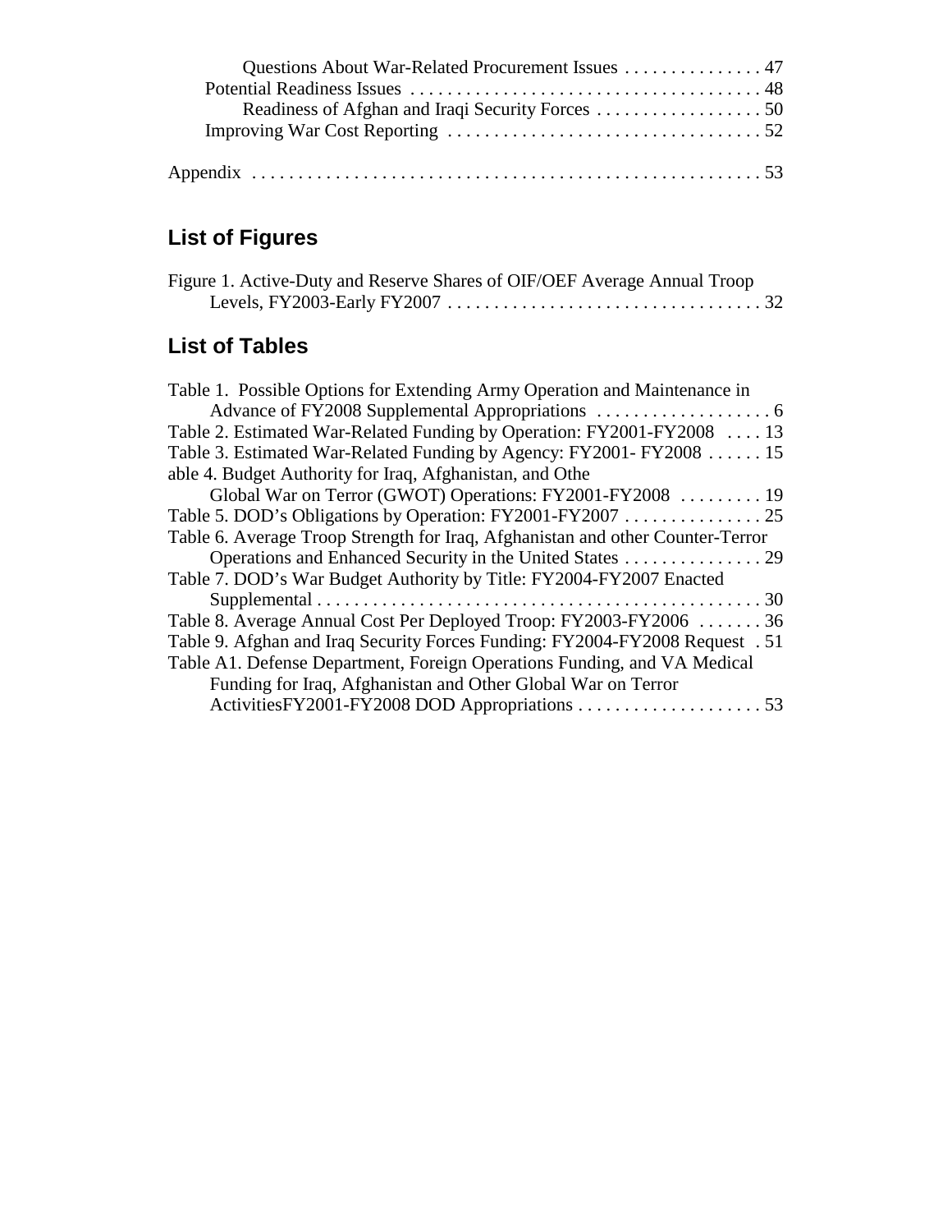Questions About War-Related Procurement Issues . . . . . . . . . . . . . . . 47
Potential Readiness Issues . . . . . . . . . . . . . . . . . . . . . . . . . . . . . . . . . . . . . . 48
Readiness of Afghan and Iraqi Security Forces . . . . . . . . . . . . . . . . . . 50
Improving War Cost Reporting . . . . . . . . . . . . . . . . . . . . . . . . . . . . . . . . . . 52

Appendix . . . . . . . . . . . . . . . . . . . . . . . . . . . . . . . . . . . . . . . . . . . . . . . . . . . . . . . 53

## List of Figures

Figure 1. Active-Duty and Reserve Shares of OIF/OEF Average Annual Troop Levels, FY2003-Early FY2007 . . . . . . . . . . . . . . . . . . . . . . . . . . . . . . . . . . 32

## List of Tables

Table 1. Possible Options for Extending Army Operation and Maintenance in Advance of FY2008 Supplemental Appropriations . . . . . . . . . . . . . . . . . . . 6
Table 2. Estimated War-Related Funding by Operation: FY2001-FY2008 . . . . 13
Table 3. Estimated War-Related Funding by Agency: FY2001- FY2008 . . . . . . 15
able 4. Budget Authority for Iraq, Afghanistan, and Othe Global War on Terror (GWOT) Operations: FY2001-FY2008 . . . . . . . . . 19
Table 5. DOD's Obligations by Operation: FY2001-FY2007 . . . . . . . . . . . . . . . 25
Table 6. Average Troop Strength for Iraq, Afghanistan and other Counter-Terror Operations and Enhanced Security in the United States . . . . . . . . . . . . . . . 29
Table 7. DOD's War Budget Authority by Title: FY2004-FY2007 Enacted Supplemental . . . . . . . . . . . . . . . . . . . . . . . . . . . . . . . . . . . . . . . . . . . . . . . . 30
Table 8. Average Annual Cost Per Deployed Troop: FY2003-FY2006 . . . . . . . 36
Table 9. Afghan and Iraq Security Forces Funding: FY2004-FY2008 Request . 51
Table A1. Defense Department, Foreign Operations Funding, and VA Medical Funding for Iraq, Afghanistan and Other Global War on Terror ActivitiesFY2001-FY2008 DOD Appropriations . . . . . . . . . . . . . . . . . . . . 53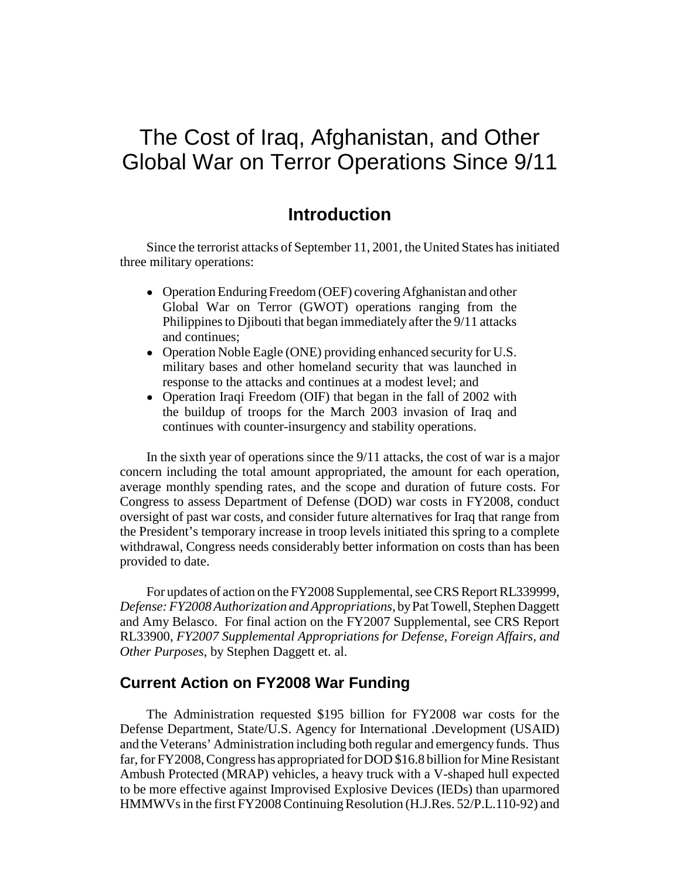# The Cost of Iraq, Afghanistan, and Other Global War on Terror Operations Since 9/11

## Introduction

Since the terrorist attacks of September 11, 2001, the United States has initiated three military operations:

- Operation Enduring Freedom (OEF) covering Afghanistan and other Global War on Terror (GWOT) operations ranging from the Philippines to Djibouti that began immediately after the 9/11 attacks and continues;
- Operation Noble Eagle (ONE) providing enhanced security for U.S. military bases and other homeland security that was launched in response to the attacks and continues at a modest level; and
- Operation Iraqi Freedom (OIF) that began in the fall of 2002 with the buildup of troops for the March 2003 invasion of Iraq and continues with counter-insurgency and stability operations.

In the sixth year of operations since the 9/11 attacks, the cost of war is a major concern including the total amount appropriated, the amount for each operation, average monthly spending rates, and the scope and duration of future costs. For Congress to assess Department of Defense (DOD) war costs in FY2008, conduct oversight of past war costs, and consider future alternatives for Iraq that range from the President's temporary increase in troop levels initiated this spring to a complete withdrawal, Congress needs considerably better information on costs than has been provided to date.

For updates of action on the FY2008 Supplemental, see CRS Report RL339999, *Defense: FY2008 Authorization and Appropriations*, by Pat Towell, Stephen Daggett and Amy Belasco. For final action on the FY2007 Supplemental, see CRS Report RL33900, *FY2007 Supplemental Appropriations for Defense, Foreign Affairs, and Other Purposes*, by Stephen Daggett et. al.

### Current Action on FY2008 War Funding

The Administration requested $195 billion for FY2008 war costs for the Defense Department, State/U.S. Agency for International .Development (USAID) and the Veterans' Administration including both regular and emergency funds. Thus far, for FY2008, Congress has appropriated for DOD $16.8 billion for Mine Resistant Ambush Protected (MRAP) vehicles, a heavy truck with a V-shaped hull expected to be more effective against Improvised Explosive Devices (IEDs) than uparmored HMMWVs in the first FY2008 Continuing Resolution (H.J.Res. 52/P.L.110-92) and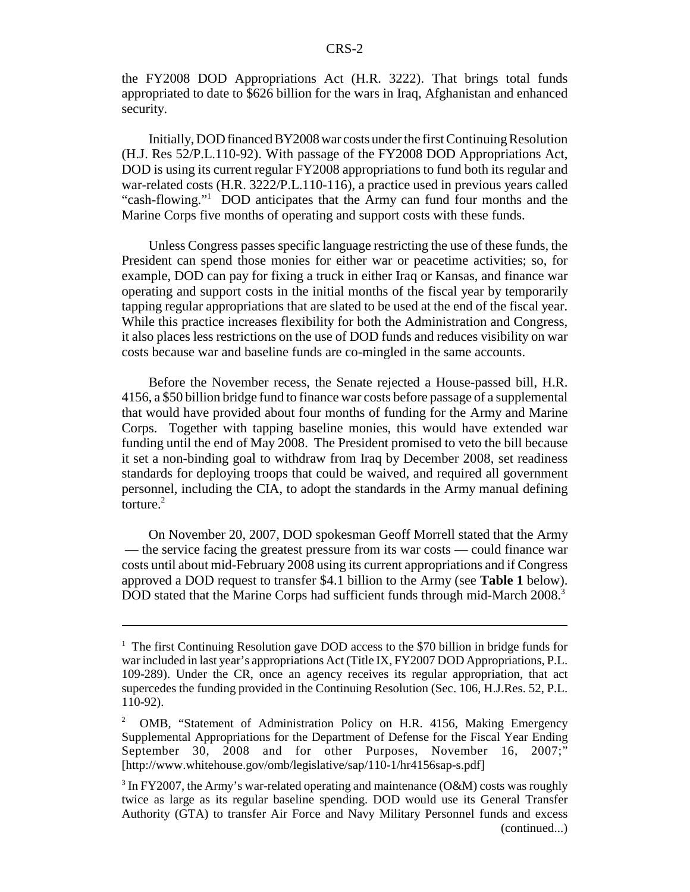the FY2008 DOD Appropriations Act (H.R. 3222). That brings total funds appropriated to date to $626 billion for the wars in Iraq, Afghanistan and enhanced security.

Initially, DOD financed BY2008 war costs under the first Continuing Resolution (H.J. Res 52/P.L.110-92). With passage of the FY2008 DOD Appropriations Act, DOD is using its current regular FY2008 appropriations to fund both its regular and war-related costs (H.R. 3222/P.L.110-116), a practice used in previous years called "cash-flowing."[1] DOD anticipates that the Army can fund four months and the Marine Corps five months of operating and support costs with these funds.

Unless Congress passes specific language restricting the use of these funds, the President can spend those monies for either war or peacetime activities; so, for example, DOD can pay for fixing a truck in either Iraq or Kansas, and finance war operating and support costs in the initial months of the fiscal year by temporarily tapping regular appropriations that are slated to be used at the end of the fiscal year. While this practice increases flexibility for both the Administration and Congress, it also places less restrictions on the use of DOD funds and reduces visibility on war costs because war and baseline funds are co-mingled in the same accounts.

Before the November recess, the Senate rejected a House-passed bill, H.R. 4156, a $50 billion bridge fund to finance war costs before passage of a supplemental that would have provided about four months of funding for the Army and Marine Corps. Together with tapping baseline monies, this would have extended war funding until the end of May 2008. The President promised to veto the bill because it set a non-binding goal to withdraw from Iraq by December 2008, set readiness standards for deploying troops that could be waived, and required all government personnel, including the CIA, to adopt the standards in the Army manual defining torture.[2]

On November 20, 2007, DOD spokesman Geoff Morrell stated that the Army — the service facing the greatest pressure from its war costs — could finance war costs until about mid-February 2008 using its current appropriations and if Congress approved a DOD request to transfer $4.1 billion to the Army (see **Table 1** below). DOD stated that the Marine Corps had sufficient funds through mid-March 2008.[3]

---

[1] The first Continuing Resolution gave DOD access to the $70 billion in bridge funds for war included in last year's appropriations Act (Title IX, FY2007 DOD Appropriations, P.L. 109-289). Under the CR, once an agency receives its regular appropriation, that act supercedes the funding provided in the Continuing Resolution (Sec. 106, H.J.Res. 52, P.L. 110-92).

[2] OMB, "Statement of Administration Policy on H.R. 4156, Making Emergency Supplemental Appropriations for the Department of Defense for the Fiscal Year Ending September 30, 2008 and for other Purposes, November 16, 2007;" [http://www.whitehouse.gov/omb/legislative/sap/110-1/hr4156sap-s.pdf]

[3] In FY2007, the Army's war-related operating and maintenance (O&M) costs was roughly twice as large as its regular baseline spending. DOD would use its General Transfer Authority (GTA) to transfer Air Force and Navy Military Personnel funds and excess (continued...)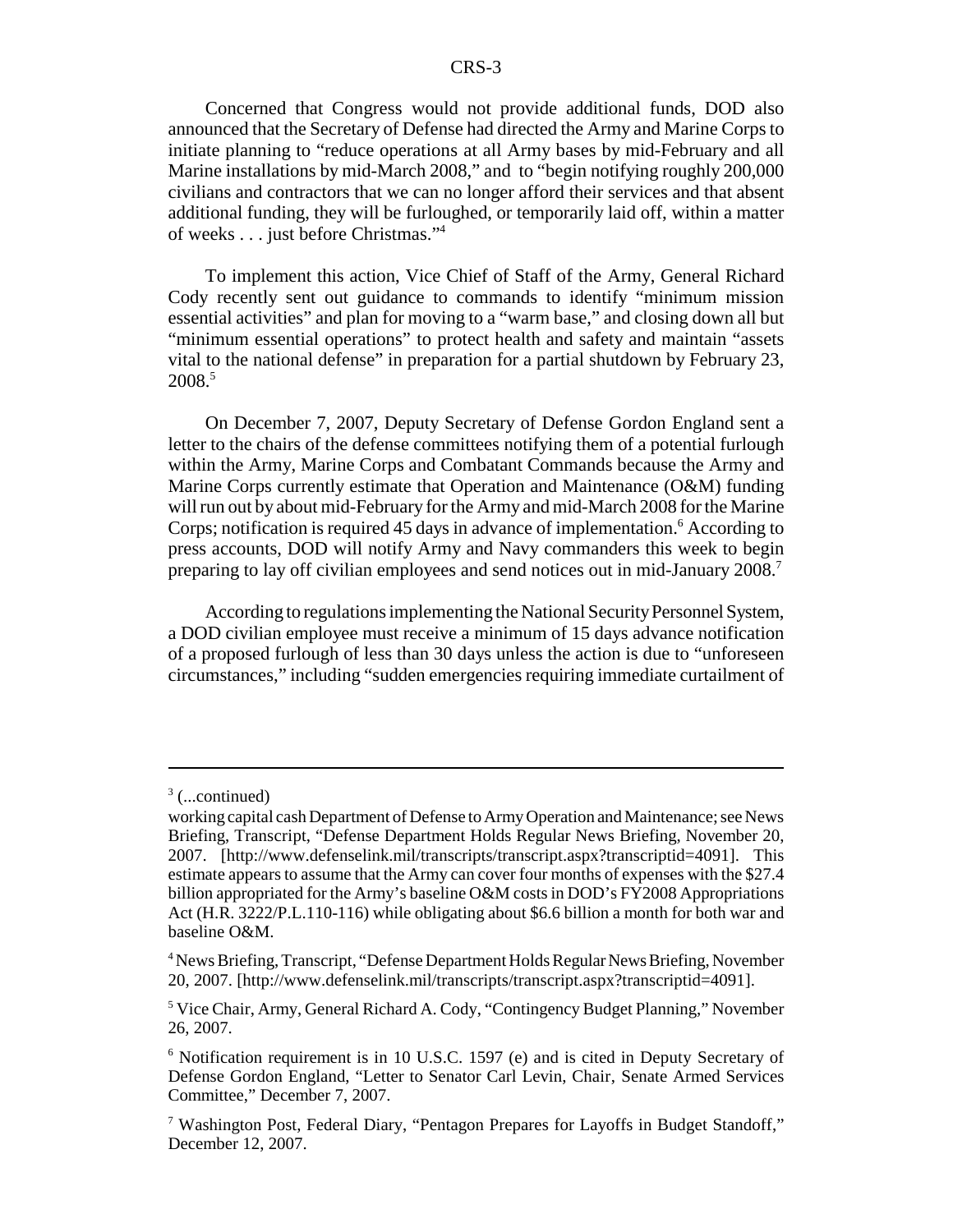Concerned that Congress would not provide additional funds, DOD also announced that the Secretary of Defense had directed the Army and Marine Corps to initiate planning to "reduce operations at all Army bases by mid-February and all Marine installations by mid-March 2008," and to "begin notifying roughly 200,000 civilians and contractors that we can no longer afford their services and that absent additional funding, they will be furloughed, or temporarily laid off, within a matter of weeks . . . just before Christmas."[4]

To implement this action, Vice Chief of Staff of the Army, General Richard Cody recently sent out guidance to commands to identify "minimum mission essential activities" and plan for moving to a "warm base," and closing down all but "minimum essential operations" to protect health and safety and maintain "assets vital to the national defense" in preparation for a partial shutdown by February 23, 2008.[5]

On December 7, 2007, Deputy Secretary of Defense Gordon England sent a letter to the chairs of the defense committees notifying them of a potential furlough within the Army, Marine Corps and Combatant Commands because the Army and Marine Corps currently estimate that Operation and Maintenance (O&M) funding will run out by about mid-February for the Army and mid-March 2008 for the Marine Corps; notification is required 45 days in advance of implementation.[6] According to press accounts, DOD will notify Army and Navy commanders this week to begin preparing to lay off civilian employees and send notices out in mid-January 2008.[7]

According to regulations implementing the National Security Personnel System, a DOD civilian employee must receive a minimum of 15 days advance notification of a proposed furlough of less than 30 days unless the action is due to "unforeseen circumstances," including "sudden emergencies requiring immediate curtailment of

---

[3] (...continued)
working capital cash Department of Defense to Army Operation and Maintenance; see News Briefing, Transcript, "Defense Department Holds Regular News Briefing, November 20, 2007. [http://www.defenselink.mil/transcripts/transcript.aspx?transcriptid=4091]. This estimate appears to assume that the Army can cover four months of expenses with the $27.4 billion appropriated for the Army's baseline O&M costs in DOD's FY2008 Appropriations Act (H.R. 3222/P.L.110-116) while obligating about $6.6 billion a month for both war and baseline O&M.

[4] News Briefing, Transcript, "Defense Department Holds Regular News Briefing, November 20, 2007. [http://www.defenselink.mil/transcripts/transcript.aspx?transcriptid=4091].

[5] Vice Chair, Army, General Richard A. Cody, "Contingency Budget Planning," November 26, 2007.

[6] Notification requirement is in 10 U.S.C. 1597 (e) and is cited in Deputy Secretary of Defense Gordon England, "Letter to Senator Carl Levin, Chair, Senate Armed Services Committee," December 7, 2007.

[7] Washington Post, Federal Diary, "Pentagon Prepares for Layoffs in Budget Standoff," December 12, 2007.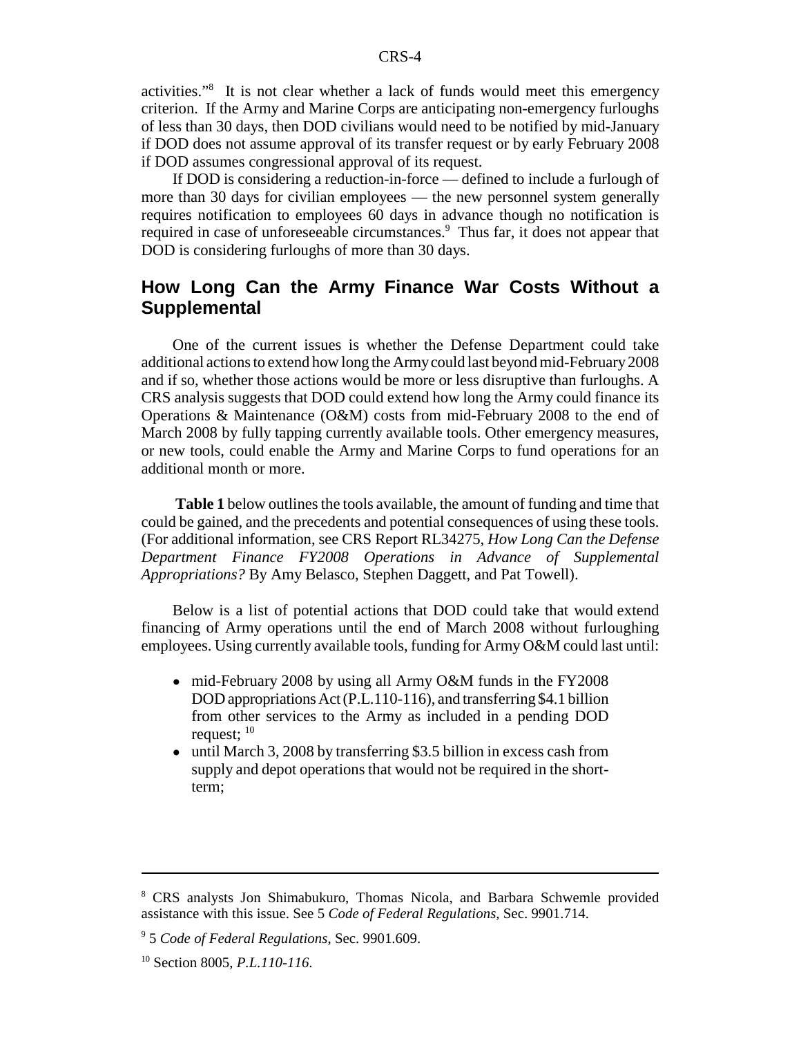activities."[8] It is not clear whether a lack of funds would meet this emergency criterion. If the Army and Marine Corps are anticipating non-emergency furloughs of less than 30 days, then DOD civilians would need to be notified by mid-January if DOD does not assume approval of its transfer request or by early February 2008 if DOD assumes congressional approval of its request.

If DOD is considering a reduction-in-force — defined to include a furlough of more than 30 days for civilian employees — the new personnel system generally requires notification to employees 60 days in advance though no notification is required in case of unforeseeable circumstances.[9] Thus far, it does not appear that DOD is considering furloughs of more than 30 days.

## How Long Can the Army Finance War Costs Without a Supplemental

One of the current issues is whether the Defense Department could take additional actions to extend how long the Army could last beyond mid-February 2008 and if so, whether those actions would be more or less disruptive than furloughs. A CRS analysis suggests that DOD could extend how long the Army could finance its Operations & Maintenance (O&M) costs from mid-February 2008 to the end of March 2008 by fully tapping currently available tools. Other emergency measures, or new tools, could enable the Army and Marine Corps to fund operations for an additional month or more.

**Table 1** below outlines the tools available, the amount of funding and time that could be gained, and the precedents and potential consequences of using these tools. (For additional information, see CRS Report RL34275, *How Long Can the Defense Department Finance FY2008 Operations in Advance of Supplemental Appropriations?* By Amy Belasco, Stephen Daggett, and Pat Towell).

Below is a list of potential actions that DOD could take that would extend financing of Army operations until the end of March 2008 without furloughing employees. Using currently available tools, funding for Army O&M could last until:

- mid-February 2008 by using all Army O&M funds in the FY2008 DOD appropriations Act (P.L.110-116), and transferring $4.1 billion from other services to the Army as included in a pending DOD request; [10]
- until March 3, 2008 by transferring $3.5 billion in excess cash from supply and depot operations that would not be required in the short-term;

---

[8] CRS analysts Jon Shimabukuro, Thomas Nicola, and Barbara Schwemle provided assistance with this issue. See 5 *Code of Federal Regulations,* Sec. 9901.714.

[9] 5 *Code of Federal Regulations*, Sec. 9901.609.

[10] Section 8005, *P.L.110-116*.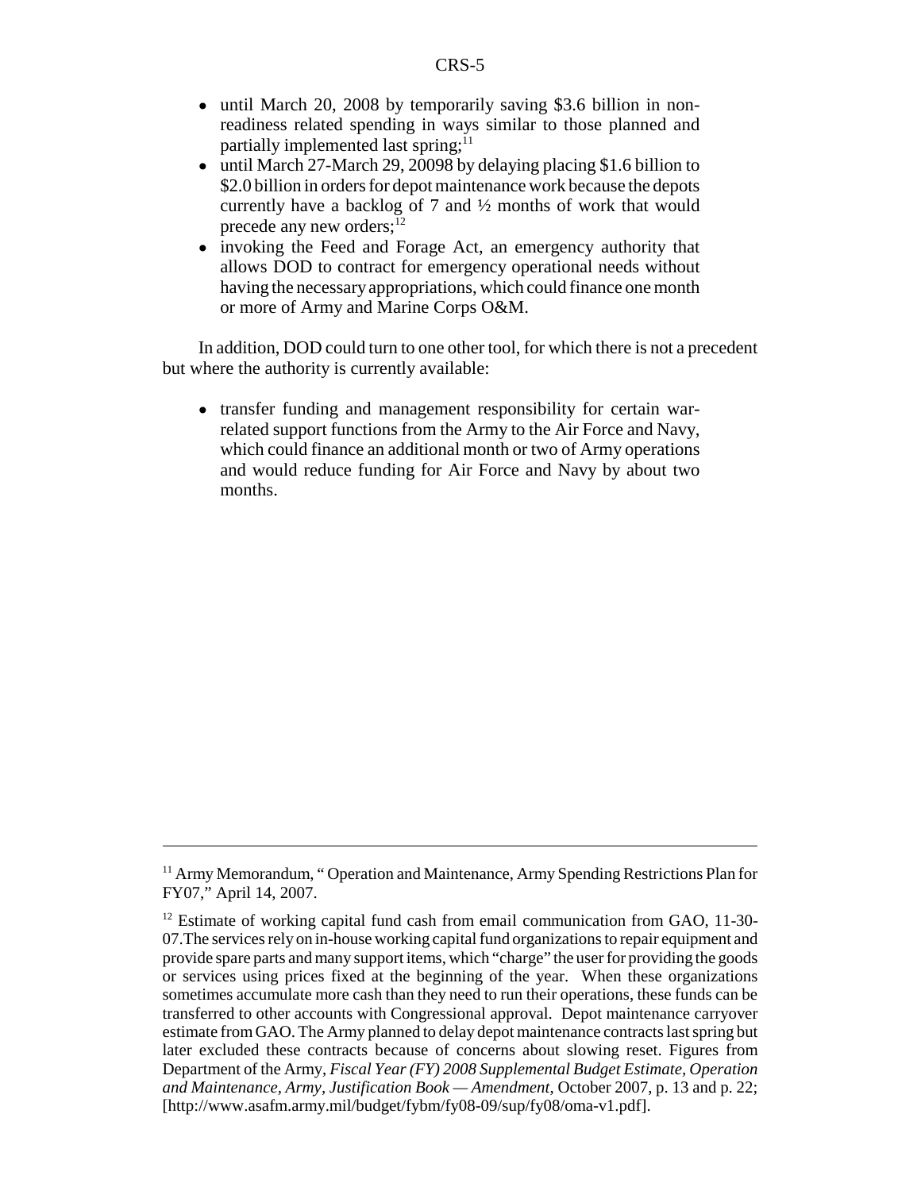- until March 20, 2008 by temporarily saving $3.6 billion in non-readiness related spending in ways similar to those planned and partially implemented last spring;[11]
- until March 27-March 29, 20098 by delaying placing $1.6 billion to $2.0 billion in orders for depot maintenance work because the depots currently have a backlog of 7 and ½ months of work that would precede any new orders;[12]
- invoking the Feed and Forage Act, an emergency authority that allows DOD to contract for emergency operational needs without having the necessary appropriations, which could finance one month or more of Army and Marine Corps O&M.

In addition, DOD could turn to one other tool, for which there is not a precedent but where the authority is currently available:

- transfer funding and management responsibility for certain war-related support functions from the Army to the Air Force and Navy, which could finance an additional month or two of Army operations and would reduce funding for Air Force and Navy by about two months.

---

[11] Army Memorandum, " Operation and Maintenance, Army Spending Restrictions Plan for FY07," April 14, 2007.

[12] Estimate of working capital fund cash from email communication from GAO, 11-30-07.The services rely on in-house working capital fund organizations to repair equipment and provide spare parts and many support items, which "charge" the user for providing the goods or services using prices fixed at the beginning of the year. When these organizations sometimes accumulate more cash than they need to run their operations, these funds can be transferred to other accounts with Congressional approval. Depot maintenance carryover estimate from GAO. The Army planned to delay depot maintenance contracts last spring but later excluded these contracts because of concerns about slowing reset. Figures from Department of the Army, *Fiscal Year (FY) 2008 Supplemental Budget Estimate, Operation and Maintenance, Army, Justification Book — Amendment*, October 2007, p. 13 and p. 22; [http://www.asafm.army.mil/budget/fybm/fy08-09/sup/fy08/oma-v1.pdf].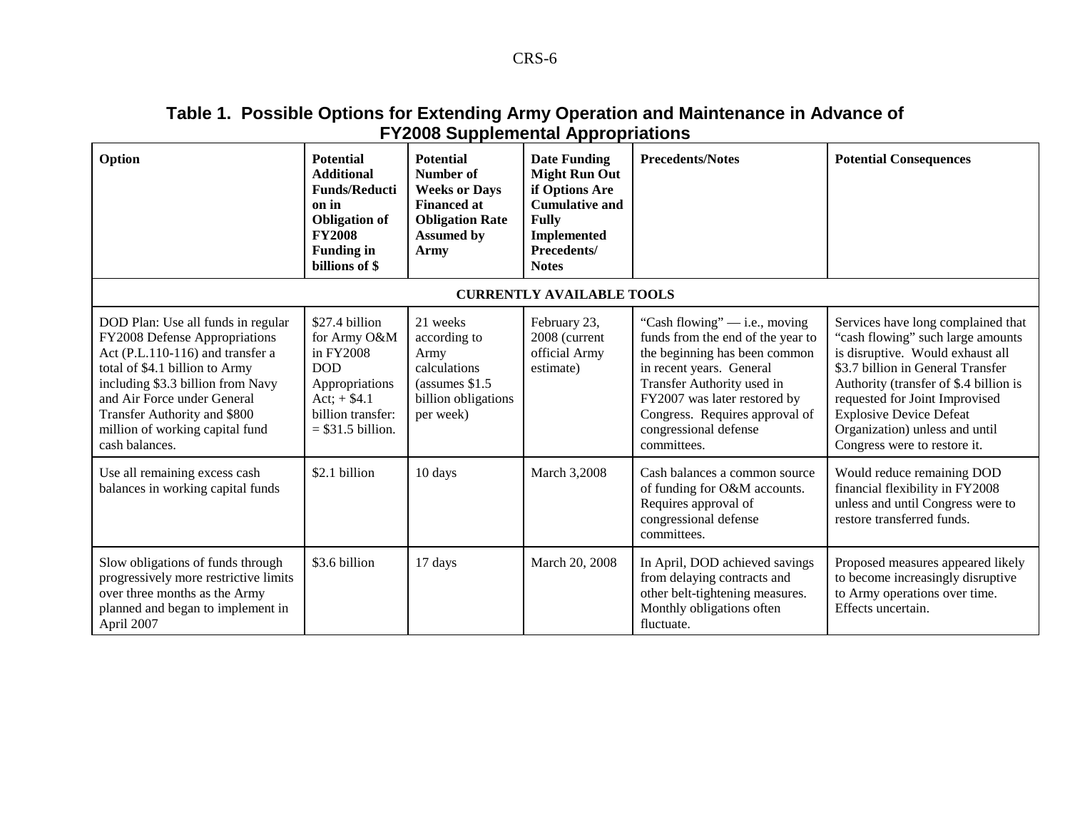**Table 1. Possible Options for Extending Army Operation and Maintenance in Advance of FY2008 Supplemental Appropriations**

| Option | Potential Additional Funds/Reduction in Obligation of FY2008 Funding in billions of $ | Potential Number of Weeks or Days Financed at Obligation Rate Assumed by Army | Date Funding Might Run Out if Options Are Cumulative and Fully Implemented Precedents/ Notes | Precedents/Notes | Potential Consequences |
|---|---|---|---|---|---|
| **CURRENTLY AVAILABLE TOOLS** | | | | | |
| DOD Plan: Use all funds in regular FY2008 Defense Appropriations Act (P.L.110-116) and transfer a total of $4.1 billion to Army including $3.3 billion from Navy and Air Force under General Transfer Authority and $800 million of working capital fund cash balances. | $27.4 billion for Army O&M in FY2008 DOD Appropriations Act; + $4.1 billion transfer: = $31.5 billion. | 21 weeks according to Army calculations (assumes $1.5 billion obligations per week) | February 23, 2008 (current official Army estimate) | "Cash flowing" — i.e., moving funds from the end of the year to the beginning has been common in recent years. General Transfer Authority used in FY2007 was later restored by Congress. Requires approval of congressional defense committees. | Services have long complained that "cash flowing" such large amounts is disruptive. Would exhaust all $3.7 billion in General Transfer Authority (transfer of $.4 billion is requested for Joint Improvised Explosive Device Defeat Organization) unless and until Congress were to restore it. |
| Use all remaining excess cash balances in working capital funds | $2.1 billion | 10 days | March 3,2008 | Cash balances a common source of funding for O&M accounts. Requires approval of congressional defense committees. | Would reduce remaining DOD financial flexibility in FY2008 unless and until Congress were to restore transferred funds. |
| Slow obligations of funds through progressively more restrictive limits over three months as the Army planned and began to implement in April 2007 | $3.6 billion | 17 days | March 20, 2008 | In April, DOD achieved savings from delaying contracts and other belt-tightening measures. Monthly obligations often fluctuate. | Proposed measures appeared likely to become increasingly disruptive to Army operations over time. Effects uncertain. |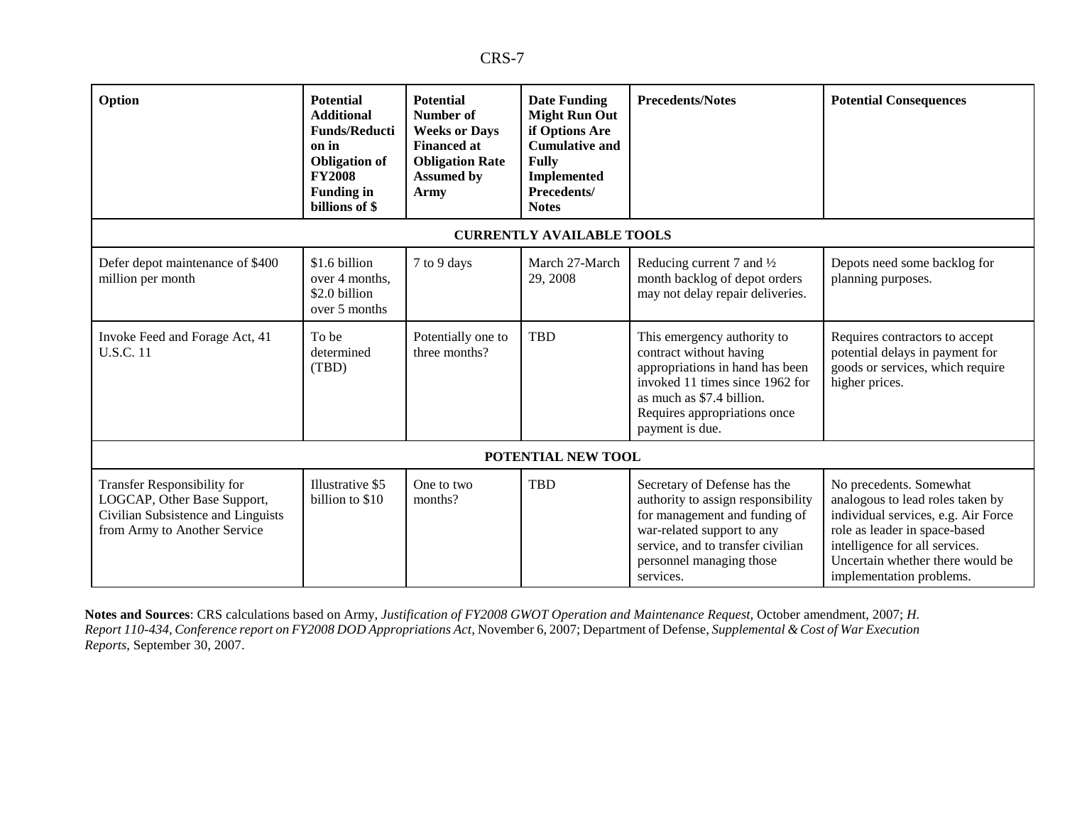| Option | Potential Additional Funds/Reduction in Obligation of FY2008 Funding in billions of $ | Potential Number of Weeks or Days Financed at Obligation Rate Assumed by Army | Date Funding Might Run Out if Options Are Cumulative and Fully Implemented Precedents/ Notes | Precedents/Notes | Potential Consequences |
|---|---|---|---|---|---|
| **CURRENTLY AVAILABLE TOOLS** | | | | | |
| Defer depot maintenance of $400 million per month | $1.6 billion over 4 months, $2.0 billion over 5 months | 7 to 9 days | March 27-March 29, 2008 | Reducing current 7 and ½ month backlog of depot orders may not delay repair deliveries. | Depots need some backlog for planning purposes. |
| Invoke Feed and Forage Act, 41 U.S.C. 11 | To be determined (TBD) | Potentially one to three months? | TBD | This emergency authority to contract without having appropriations in hand has been invoked 11 times since 1962 for as much as $7.4 billion. Requires appropriations once payment is due. | Requires contractors to accept potential delays in payment for goods or services, which require higher prices. |
| **POTENTIAL NEW TOOL** | | | | | |
| Transfer Responsibility for LOGCAP, Other Base Support, Civilian Subsistence and Linguists from Army to Another Service | Illustrative $5 billion to $10 | One to two months? | TBD | Secretary of Defense has the authority to assign responsibility for management and funding of war-related support to any service, and to transfer civilian personnel managing those services. | No precedents. Somewhat analogous to lead roles taken by individual services, e.g. Air Force role as leader in space-based intelligence for all services. Uncertain whether there would be implementation problems. |

**Notes and Sources**: CRS calculations based on Army, *Justification of FY2008 GWOT Operation and Maintenance Request,* October amendment, 2007; *H. Report 110-434, Conference report on FY2008 DOD Appropriations Act,* November 6, 2007; Department of Defense, *Supplemental & Cost of War Execution Reports*, September 30, 2007.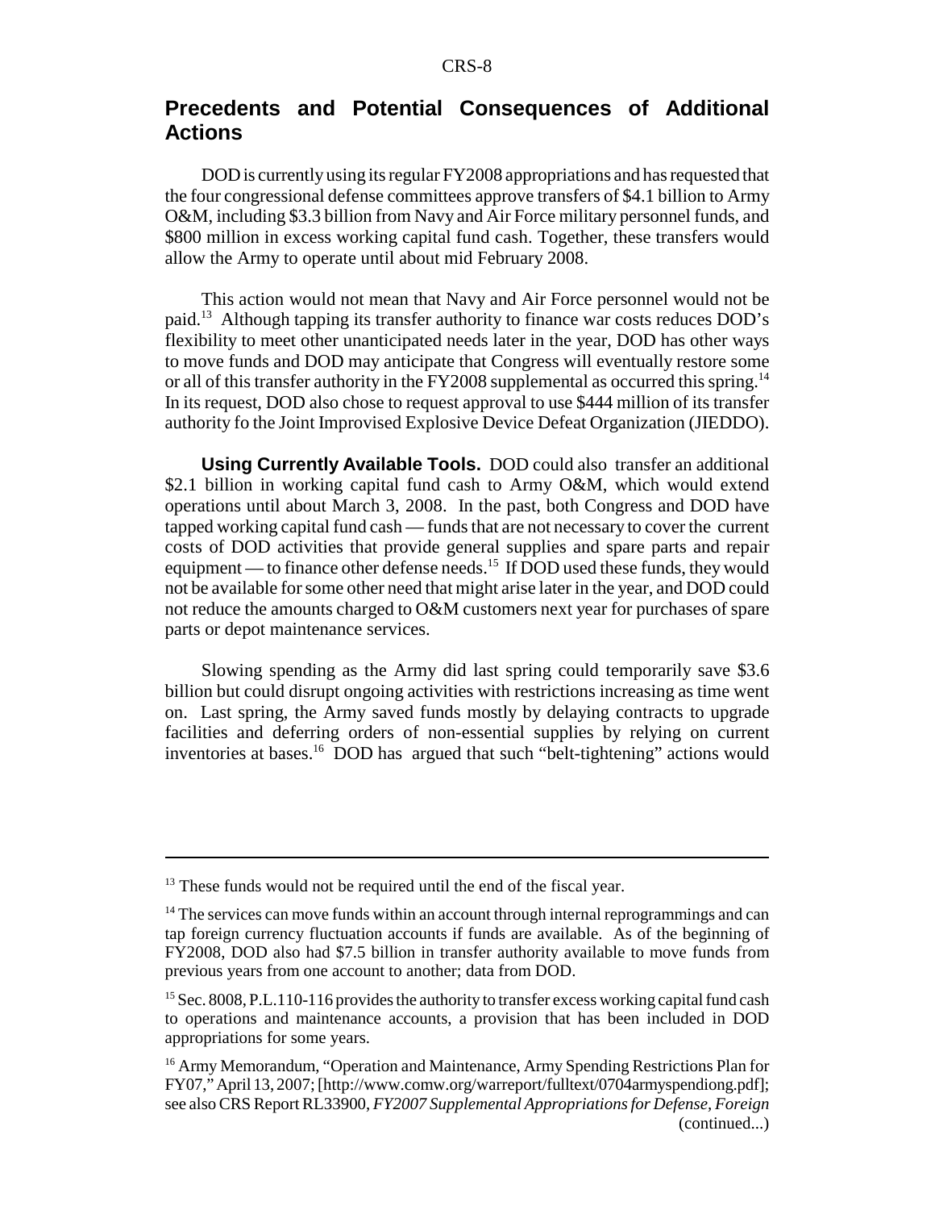## Precedents and Potential Consequences of Additional Actions

DOD is currently using its regular FY2008 appropriations and has requested that the four congressional defense committees approve transfers of $4.1 billion to Army O&M, including $3.3 billion from Navy and Air Force military personnel funds, and $800 million in excess working capital fund cash. Together, these transfers would allow the Army to operate until about mid February 2008.

This action would not mean that Navy and Air Force personnel would not be paid.[13] Although tapping its transfer authority to finance war costs reduces DOD's flexibility to meet other unanticipated needs later in the year, DOD has other ways to move funds and DOD may anticipate that Congress will eventually restore some or all of this transfer authority in the FY2008 supplemental as occurred this spring.[14] In its request, DOD also chose to request approval to use $444 million of its transfer authority fo the Joint Improvised Explosive Device Defeat Organization (JIEDDO).

**Using Currently Available Tools.** DOD could also transfer an additional $2.1 billion in working capital fund cash to Army O&M, which would extend operations until about March 3, 2008. In the past, both Congress and DOD have tapped working capital fund cash — funds that are not necessary to cover the current costs of DOD activities that provide general supplies and spare parts and repair equipment — to finance other defense needs.[15] If DOD used these funds, they would not be available for some other need that might arise later in the year, and DOD could not reduce the amounts charged to O&M customers next year for purchases of spare parts or depot maintenance services.

Slowing spending as the Army did last spring could temporarily save $3.6 billion but could disrupt ongoing activities with restrictions increasing as time went on. Last spring, the Army saved funds mostly by delaying contracts to upgrade facilities and deferring orders of non-essential supplies by relying on current inventories at bases.[16] DOD has argued that such "belt-tightening" actions would

---

[13] These funds would not be required until the end of the fiscal year.

[14] The services can move funds within an account through internal reprogrammings and can tap foreign currency fluctuation accounts if funds are available. As of the beginning of FY2008, DOD also had $7.5 billion in transfer authority available to move funds from previous years from one account to another; data from DOD.

[15] Sec. 8008, P.L.110-116 provides the authority to transfer excess working capital fund cash to operations and maintenance accounts, a provision that has been included in DOD appropriations for some years.

[16] Army Memorandum, "Operation and Maintenance, Army Spending Restrictions Plan for FY07," April 13, 2007; [http://www.comw.org/warreport/fulltext/0704armyspendiong.pdf]; see also CRS Report RL33900, *FY2007 Supplemental Appropriations for Defense, Foreign* (continued...)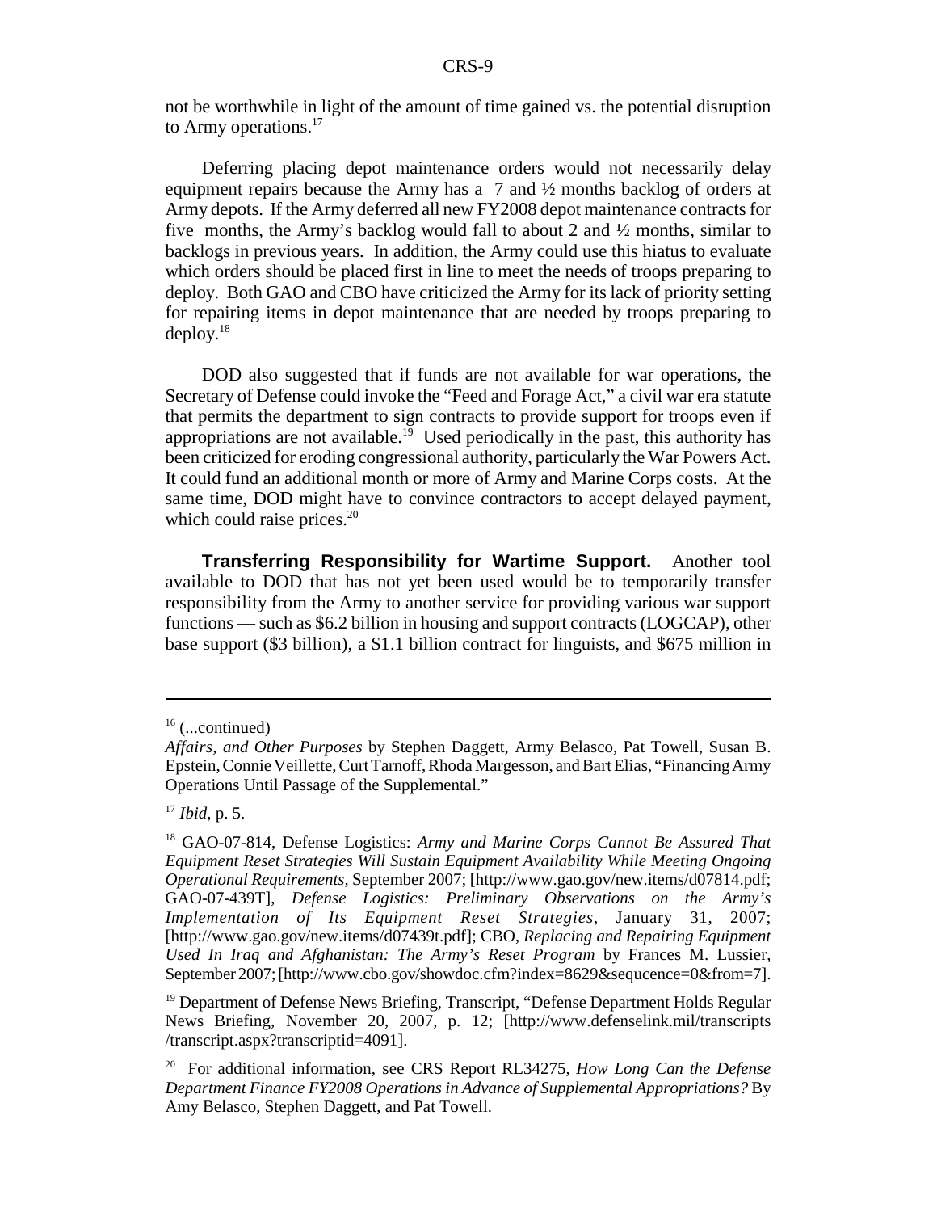not be worthwhile in light of the amount of time gained vs. the potential disruption to Army operations.[17]

Deferring placing depot maintenance orders would not necessarily delay equipment repairs because the Army has a 7 and ½ months backlog of orders at Army depots. If the Army deferred all new FY2008 depot maintenance contracts for five months, the Army's backlog would fall to about 2 and ½ months, similar to backlogs in previous years. In addition, the Army could use this hiatus to evaluate which orders should be placed first in line to meet the needs of troops preparing to deploy. Both GAO and CBO have criticized the Army for its lack of priority setting for repairing items in depot maintenance that are needed by troops preparing to deploy.[18]

DOD also suggested that if funds are not available for war operations, the Secretary of Defense could invoke the "Feed and Forage Act," a civil war era statute that permits the department to sign contracts to provide support for troops even if appropriations are not available.[19] Used periodically in the past, this authority has been criticized for eroding congressional authority, particularly the War Powers Act. It could fund an additional month or more of Army and Marine Corps costs. At the same time, DOD might have to convince contractors to accept delayed payment, which could raise prices.[20]

**Transferring Responsibility for Wartime Support.** Another tool available to DOD that has not yet been used would be to temporarily transfer responsibility from the Army to another service for providing various war support functions — such as $6.2 billion in housing and support contracts (LOGCAP), other base support ($3 billion), a $1.1 billion contract for linguists, and $675 million in

---

[16] (...continued)
*Affairs, and Other Purposes* by Stephen Daggett, Army Belasco, Pat Towell, Susan B. Epstein, Connie Veillette, Curt Tarnoff, Rhoda Margesson, and Bart Elias, "Financing Army Operations Until Passage of the Supplemental."

[17] *Ibid*, p. 5.

[18] GAO-07-814, Defense Logistics: *Army and Marine Corps Cannot Be Assured That Equipment Reset Strategies Will Sustain Equipment Availability While Meeting Ongoing Operational Requirements*, September 2007; [http://www.gao.gov/new.items/d07814.pdf; GAO-07-439T], *Defense Logistics: Preliminary Observations on the Army's Implementation of Its Equipment Reset Strategies*, January 31, 2007; [http://www.gao.gov/new.items/d07439t.pdf]; CBO, *Replacing and Repairing Equipment Used In Iraq and Afghanistan: The Army's Reset Program* by Frances M. Lussier, September 2007; [http://www.cbo.gov/showdoc.cfm?index=8629&sequcence=0&from=7].

[19] Department of Defense News Briefing, Transcript, "Defense Department Holds Regular News Briefing, November 20, 2007, p. 12; [http://www.defenselink.mil/transcripts /transcript.aspx?transcriptid=4091].

[20] For additional information, see CRS Report RL34275, *How Long Can the Defense Department Finance FY2008 Operations in Advance of Supplemental Appropriations?* By Amy Belasco, Stephen Daggett, and Pat Towell.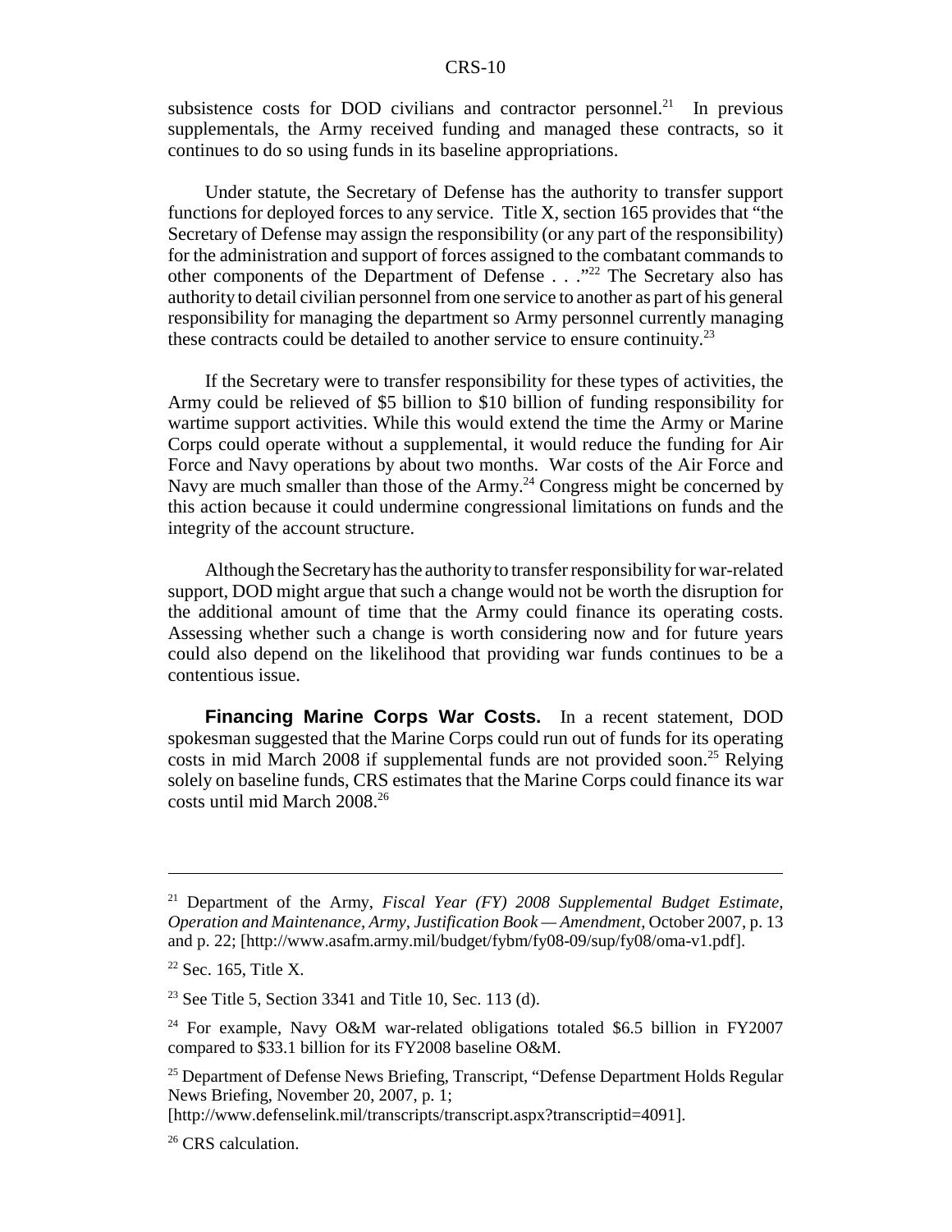subsistence costs for DOD civilians and contractor personnel.[21] In previous supplementals, the Army received funding and managed these contracts, so it continues to do so using funds in its baseline appropriations.

Under statute, the Secretary of Defense has the authority to transfer support functions for deployed forces to any service. Title X, section 165 provides that "the Secretary of Defense may assign the responsibility (or any part of the responsibility) for the administration and support of forces assigned to the combatant commands to other components of the Department of Defense . . ."[22] The Secretary also has authority to detail civilian personnel from one service to another as part of his general responsibility for managing the department so Army personnel currently managing these contracts could be detailed to another service to ensure continuity.[23]

If the Secretary were to transfer responsibility for these types of activities, the Army could be relieved of $5 billion to $10 billion of funding responsibility for wartime support activities. While this would extend the time the Army or Marine Corps could operate without a supplemental, it would reduce the funding for Air Force and Navy operations by about two months. War costs of the Air Force and Navy are much smaller than those of the Army.[24] Congress might be concerned by this action because it could undermine congressional limitations on funds and the integrity of the account structure.

Although the Secretary has the authority to transfer responsibility for war-related support, DOD might argue that such a change would not be worth the disruption for the additional amount of time that the Army could finance its operating costs. Assessing whether such a change is worth considering now and for future years could also depend on the likelihood that providing war funds continues to be a contentious issue.

**Financing Marine Corps War Costs.** In a recent statement, DOD spokesman suggested that the Marine Corps could run out of funds for its operating costs in mid March 2008 if supplemental funds are not provided soon.[25] Relying solely on baseline funds, CRS estimates that the Marine Corps could finance its war costs until mid March 2008.[26]

---

[21] Department of the Army, *Fiscal Year (FY) 2008 Supplemental Budget Estimate, Operation and Maintenance, Army, Justification Book — Amendment*, October 2007, p. 13 and p. 22; [http://www.asafm.army.mil/budget/fybm/fy08-09/sup/fy08/oma-v1.pdf].

[22] Sec. 165, Title X.

[23] See Title 5, Section 3341 and Title 10, Sec. 113 (d).

[24] For example, Navy O&M war-related obligations totaled $6.5 billion in FY2007 compared to $33.1 billion for its FY2008 baseline O&M.

[25] Department of Defense News Briefing, Transcript, "Defense Department Holds Regular News Briefing, November 20, 2007, p. 1; [http://www.defenselink.mil/transcripts/transcript.aspx?transcriptid=4091].

[26] CRS calculation.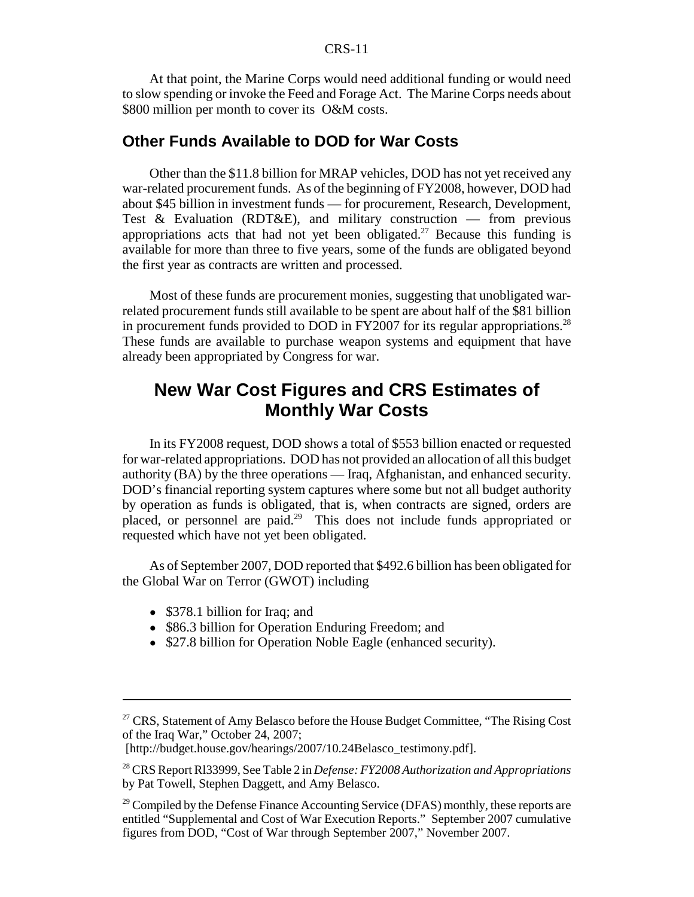At that point, the Marine Corps would need additional funding or would need to slow spending or invoke the Feed and Forage Act. The Marine Corps needs about $800 million per month to cover its O&M costs.

## Other Funds Available to DOD for War Costs

Other than the $11.8 billion for MRAP vehicles, DOD has not yet received any war-related procurement funds. As of the beginning of FY2008, however, DOD had about $45 billion in investment funds — for procurement, Research, Development, Test & Evaluation (RDT&E), and military construction — from previous appropriations acts that had not yet been obligated.[27] Because this funding is available for more than three to five years, some of the funds are obligated beyond the first year as contracts are written and processed.

Most of these funds are procurement monies, suggesting that unobligated war-related procurement funds still available to be spent are about half of the $81 billion in procurement funds provided to DOD in FY2007 for its regular appropriations.[28] These funds are available to purchase weapon systems and equipment that have already been appropriated by Congress for war.

# New War Cost Figures and CRS Estimates of Monthly War Costs

In its FY2008 request, DOD shows a total of $553 billion enacted or requested for war-related appropriations. DOD has not provided an allocation of all this budget authority (BA) by the three operations — Iraq, Afghanistan, and enhanced security. DOD's financial reporting system captures where some but not all budget authority by operation as funds is obligated, that is, when contracts are signed, orders are placed, or personnel are paid.[29] This does not include funds appropriated or requested which have not yet been obligated.

As of September 2007, DOD reported that $492.6 billion has been obligated for the Global War on Terror (GWOT) including

- $378.1 billion for Iraq; and
- $86.3 billion for Operation Enduring Freedom; and
- $27.8 billion for Operation Noble Eagle (enhanced security).

---

[27] CRS, Statement of Amy Belasco before the House Budget Committee, "The Rising Cost of the Iraq War," October 24, 2007;
[http://budget.house.gov/hearings/2007/10.24Belasco_testimony.pdf].

[28] CRS Report Rl33999, See Table 2 in *Defense: FY2008 Authorization and Appropriations* by Pat Towell, Stephen Daggett, and Amy Belasco.

[29] Compiled by the Defense Finance Accounting Service (DFAS) monthly, these reports are entitled "Supplemental and Cost of War Execution Reports." September 2007 cumulative figures from DOD, "Cost of War through September 2007," November 2007.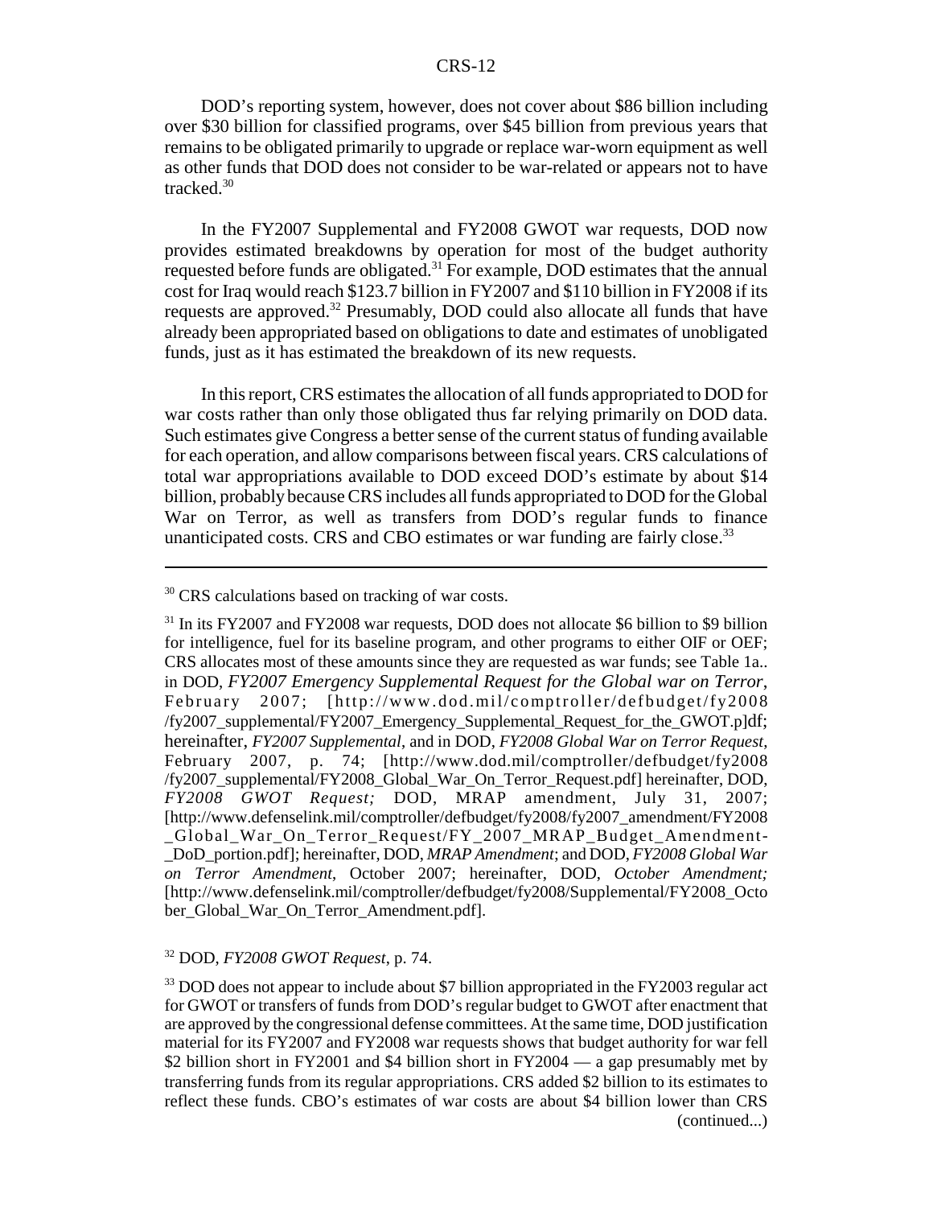DOD's reporting system, however, does not cover about \$86 billion including over \$30 billion for classified programs, over \$45 billion from previous years that remains to be obligated primarily to upgrade or replace war-worn equipment as well as other funds that DOD does not consider to be war-related or appears not to have tracked.[30]

In the FY2007 Supplemental and FY2008 GWOT war requests, DOD now provides estimated breakdowns by operation for most of the budget authority requested before funds are obligated.[31] For example, DOD estimates that the annual cost for Iraq would reach \$123.7 billion in FY2007 and \$110 billion in FY2008 if its requests are approved.[32] Presumably, DOD could also allocate all funds that have already been appropriated based on obligations to date and estimates of unobligated funds, just as it has estimated the breakdown of its new requests.

In this report, CRS estimates the allocation of all funds appropriated to DOD for war costs rather than only those obligated thus far relying primarily on DOD data. Such estimates give Congress a better sense of the current status of funding available for each operation, and allow comparisons between fiscal years. CRS calculations of total war appropriations available to DOD exceed DOD's estimate by about \$14 billion, probably because CRS includes all funds appropriated to DOD for the Global War on Terror, as well as transfers from DOD's regular funds to finance unanticipated costs. CRS and CBO estimates or war funding are fairly close.[33]

---

[30] CRS calculations based on tracking of war costs.

[31] In its FY2007 and FY2008 war requests, DOD does not allocate \$6 billion to \$9 billion for intelligence, fuel for its baseline program, and other programs to either OIF or OEF; CRS allocates most of these amounts since they are requested as war funds; see Table 1a.. in DOD, *FY2007 Emergency Supplemental Request for the Global war on Terror*, February 2007; [http://www.dod.mil/comptroller/defbudget/fy2008/fy2007_supplemental/FY2007_Emergency_Supplemental_Request_for_the_GWOT.p]df; hereinafter, *FY2007 Supplemental*, and in DOD, *FY2008 Global War on Terror Request*, February 2007, p. 74; [http://www.dod.mil/comptroller/defbudget/fy2008/fy2007_supplemental/FY2008_Global_War_On_Terror_Request.pdf] hereinafter, DOD, *FY2008 GWOT Request;* DOD, MRAP amendment, July 31, 2007; [http://www.defenselink.mil/comptroller/defbudget/fy2008/fy2007_amendment/FY2008_Global_War_On_Terror_Request/FY_2007_MRAP_Budget_Amendment-_DoD_portion.pdf]; hereinafter, DOD, *MRAP Amendment*; and DOD, *FY2008 Global War on Terror Amendment*, October 2007; hereinafter, DOD, *October Amendment;* [http://www.defenselink.mil/comptroller/defbudget/fy2008/Supplemental/FY2008_October_Global_War_On_Terror_Amendment.pdf].

[32] DOD, *FY2008 GWOT Request*, p. 74.

[33] DOD does not appear to include about \$7 billion appropriated in the FY2003 regular act for GWOT or transfers of funds from DOD's regular budget to GWOT after enactment that are approved by the congressional defense committees. At the same time, DOD justification material for its FY2007 and FY2008 war requests shows that budget authority for war fell \$2 billion short in FY2001 and \$4 billion short in FY2004 — a gap presumably met by transferring funds from its regular appropriations. CRS added \$2 billion to its estimates to reflect these funds. CBO's estimates of war costs are about \$4 billion lower than CRS (continued...)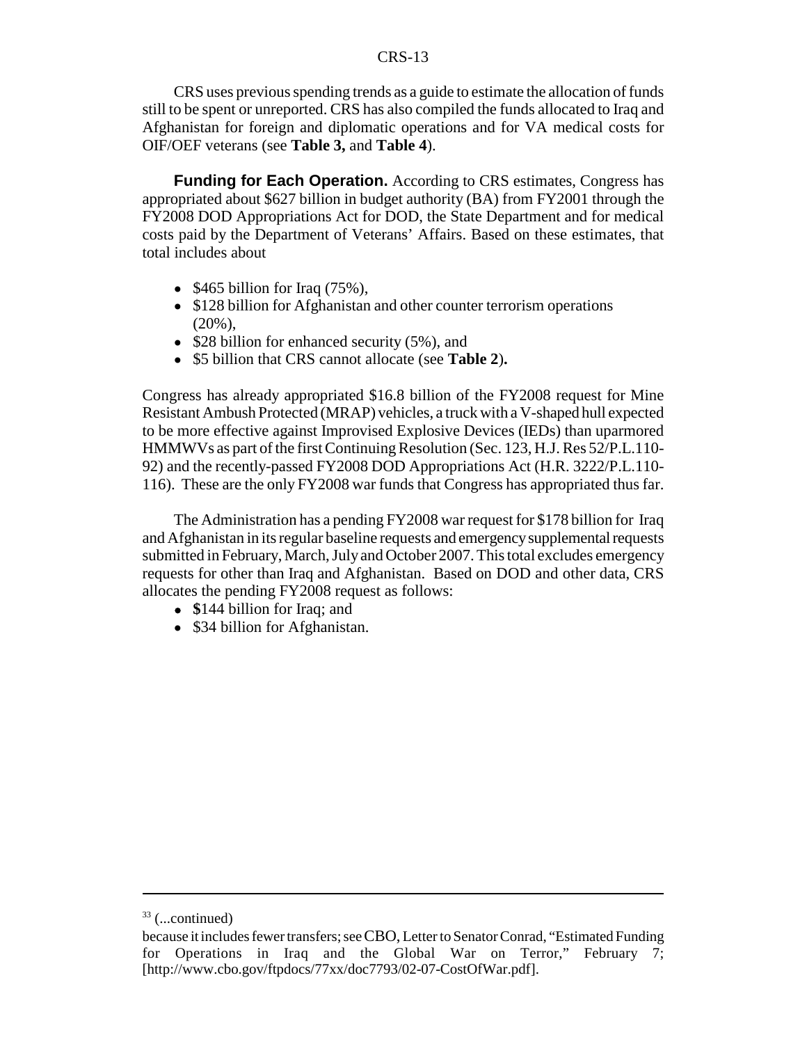CRS uses previous spending trends as a guide to estimate the allocation of funds still to be spent or unreported. CRS has also compiled the funds allocated to Iraq and Afghanistan for foreign and diplomatic operations and for VA medical costs for OIF/OEF veterans (see **Table 3,** and **Table 4**).

**Funding for Each Operation.** According to CRS estimates, Congress has appropriated about $627 billion in budget authority (BA) from FY2001 through the FY2008 DOD Appropriations Act for DOD, the State Department and for medical costs paid by the Department of Veterans' Affairs. Based on these estimates, that total includes about

- $465 billion for Iraq (75%),
- $128 billion for Afghanistan and other counter terrorism operations (20%),
- $28 billion for enhanced security (5%), and
- $5 billion that CRS cannot allocate (see **Table 2**)**.**

Congress has already appropriated $16.8 billion of the FY2008 request for Mine Resistant Ambush Protected (MRAP) vehicles, a truck with a V-shaped hull expected to be more effective against Improvised Explosive Devices (IEDs) than uparmored HMMWVs as part of the first Continuing Resolution (Sec. 123, H.J. Res 52/P.L.110-92) and the recently-passed FY2008 DOD Appropriations Act (H.R. 3222/P.L.110-116). These are the only FY2008 war funds that Congress has appropriated thus far.

The Administration has a pending FY2008 war request for $178 billion for Iraq and Afghanistan in its regular baseline requests and emergency supplemental requests submitted in February, March, July and October 2007. This total excludes emergency requests for other than Iraq and Afghanistan. Based on DOD and other data, CRS allocates the pending FY2008 request as follows:

- **$**144 billion for Iraq; and
- $34 billion for Afghanistan.

---

[33] (...continued)

because it includes fewer transfers; see CBO, Letter to Senator Conrad, "Estimated Funding for Operations in Iraq and the Global War on Terror," February 7; [http://www.cbo.gov/ftpdocs/77xx/doc7793/02-07-CostOfWar.pdf].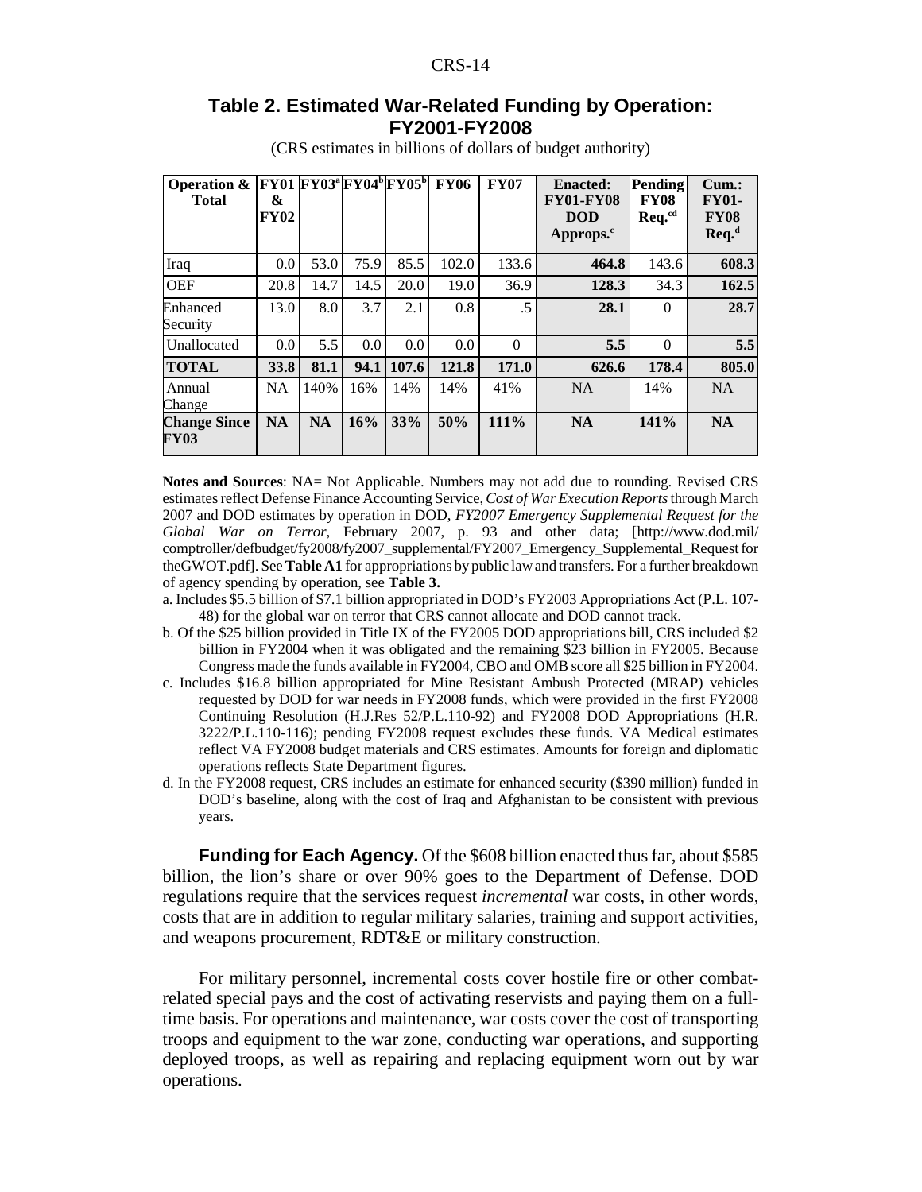## Table 2. Estimated War-Related Funding by Operation: FY2001-FY2008

(CRS estimates in billions of dollars of budget authority)

| Operation & Total | FY01 & FY02 | FY03[a] | FY04[b] | FY05[b] | FY06 | FY07 | Enacted: FY01-FY08 DOD Approps.[c] | Pending FY08 Req.[cd] | Cum.: FY01-FY08 Req.[d] |
|---|---|---|---|---|---|---|---|---|---|
| Iraq | 0.0 | 53.0 | 75.9 | 85.5 | 102.0 | 133.6 | **464.8** | 143.6 | **608.3** |
| OEF | 20.8 | 14.7 | 14.5 | 20.0 | 19.0 | 36.9 | **128.3** | 34.3 | **162.5** |
| Enhanced Security | 13.0 | 8.0 | 3.7 | 2.1 | 0.8 | .5 | **28.1** | 0 | **28.7** |
| Unallocated | 0.0 | 5.5 | 0.0 | 0.0 | 0.0 | 0 | **5.5** | 0 | **5.5** |
| **TOTAL** | **33.8** | **81.1** | **94.1** | **107.6** | **121.8** | **171.0** | **626.6** | **178.4** | **805.0** |
| Annual Change | NA | 140% | 16% | 14% | 14% | 41% | NA | 14% | NA |
| **Change Since FY03** | **NA** | **NA** | **16%** | **33%** | **50%** | **111%** | **NA** | **141%** | **NA** |

**Notes and Sources**: NA= Not Applicable. Numbers may not add due to rounding. Revised CRS estimates reflect Defense Finance Accounting Service, *Cost of War Execution Reports* through March 2007 and DOD estimates by operation in DOD, *FY2007 Emergency Supplemental Request for the Global War on Terror,* February 2007, p. 93 and other data; [http://www.dod.mil/comptroller/defbudget/fy2008/fy2007_supplemental/FY2007_Emergency_Supplemental_Request for theGWOT.pdf]. See **Table A1** for appropriations by public law and transfers. For a further breakdown of agency spending by operation, see **Table 3.**

a. Includes $5.5 billion of $7.1 billion appropriated in DOD's FY2003 Appropriations Act (P.L. 107-48) for the global war on terror that CRS cannot allocate and DOD cannot track.

b. Of the $25 billion provided in Title IX of the FY2005 DOD appropriations bill, CRS included $2 billion in FY2004 when it was obligated and the remaining $23 billion in FY2005. Because Congress made the funds available in FY2004, CBO and OMB score all $25 billion in FY2004.

c. Includes $16.8 billion appropriated for Mine Resistant Ambush Protected (MRAP) vehicles requested by DOD for war needs in FY2008 funds, which were provided in the first FY2008 Continuing Resolution (H.J.Res 52/P.L.110-92) and FY2008 DOD Appropriations (H.R. 3222/P.L.110-116); pending FY2008 request excludes these funds. VA Medical estimates reflect VA FY2008 budget materials and CRS estimates. Amounts for foreign and diplomatic operations reflects State Department figures.

d. In the FY2008 request, CRS includes an estimate for enhanced security ($390 million) funded in DOD's baseline, along with the cost of Iraq and Afghanistan to be consistent with previous years.

**Funding for Each Agency.** Of the $608 billion enacted thus far, about $585 billion, the lion's share or over 90% goes to the Department of Defense. DOD regulations require that the services request *incremental* war costs, in other words, costs that are in addition to regular military salaries, training and support activities, and weapons procurement, RDT&E or military construction.

For military personnel, incremental costs cover hostile fire or other combat-related special pays and the cost of activating reservists and paying them on a full-time basis. For operations and maintenance, war costs cover the cost of transporting troops and equipment to the war zone, conducting war operations, and supporting deployed troops, as well as repairing and replacing equipment worn out by war operations.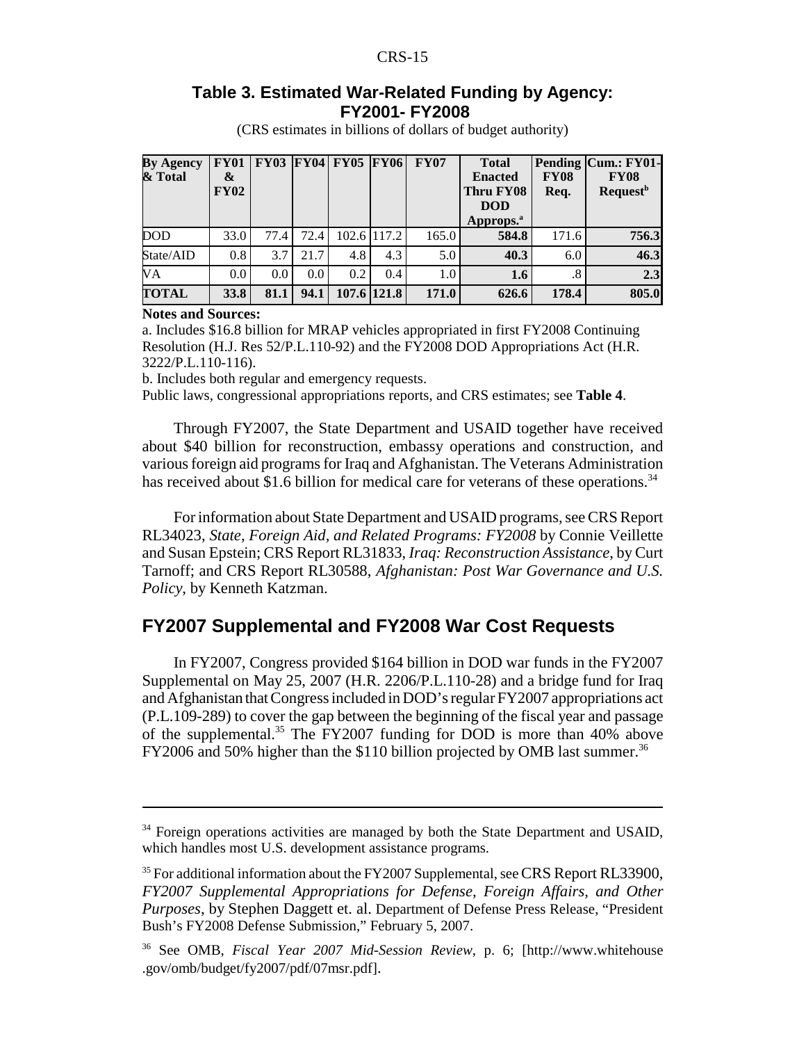## Table 3. Estimated War-Related Funding by Agency: FY2001- FY2008

(CRS estimates in billions of dollars of budget authority)

| By Agency & Total | FY01 & FY02 | FY03 | FY04 | FY05 | FY06 | FY07 | Total Enacted Thru FY08 DOD Approps.[a] | Pending FY08 Req. | Cum.: FY01-FY08 Request[b] |
|---|---|---|---|---|---|---|---|---|---|
| DOD | 33.0 | 77.4 | 72.4 | 102.6 | 117.2 | 165.0 | **584.8** | 171.6 | **756.3** |
| State/AID | 0.8 | 3.7 | 21.7 | 4.8 | 4.3 | 5.0 | **40.3** | 6.0 | **46.3** |
| VA | 0.0 | 0.0 | 0.0 | 0.2 | 0.4 | 1.0 | **1.6** | .8 | **2.3** |
| **TOTAL** | **33.8** | **81.1** | **94.1** | **107.6** | **121.8** | **171.0** | **626.6** | **178.4** | **805.0** |

**Notes and Sources:**

a. Includes $16.8 billion for MRAP vehicles appropriated in first FY2008 Continuing Resolution (H.J. Res 52/P.L.110-92) and the FY2008 DOD Appropriations Act (H.R. 3222/P.L.110-116).

b. Includes both regular and emergency requests.

Public laws, congressional appropriations reports, and CRS estimates; see **Table 4**.

Through FY2007, the State Department and USAID together have received about $40 billion for reconstruction, embassy operations and construction, and various foreign aid programs for Iraq and Afghanistan. The Veterans Administration has received about $1.6 billion for medical care for veterans of these operations.[34]

For information about State Department and USAID programs, see CRS Report RL34023, *State, Foreign Aid, and Related Programs: FY2008* by Connie Veillette and Susan Epstein; CRS Report RL31833, *Iraq: Reconstruction Assistance*, by Curt Tarnoff; and CRS Report RL30588, *Afghanistan: Post War Governance and U.S. Policy*, by Kenneth Katzman.

## FY2007 Supplemental and FY2008 War Cost Requests

In FY2007, Congress provided $164 billion in DOD war funds in the FY2007 Supplemental on May 25, 2007 (H.R. 2206/P.L.110-28) and a bridge fund for Iraq and Afghanistan that Congress included in DOD's regular FY2007 appropriations act (P.L.109-289) to cover the gap between the beginning of the fiscal year and passage of the supplemental.[35] The FY2007 funding for DOD is more than 40% above FY2006 and 50% higher than the $110 billion projected by OMB last summer.[36]

---

[34] Foreign operations activities are managed by both the State Department and USAID, which handles most U.S. development assistance programs.

[35] For additional information about the FY2007 Supplemental, see CRS Report RL33900, *FY2007 Supplemental Appropriations for Defense, Foreign Affairs, and Other Purposes*, by Stephen Daggett et. al. Department of Defense Press Release, "President Bush's FY2008 Defense Submission," February 5, 2007.

[36] See OMB, *Fiscal Year 2007 Mid-Session Review*, p. 6; [http://www.whitehouse .gov/omb/budget/fy2007/pdf/07msr.pdf].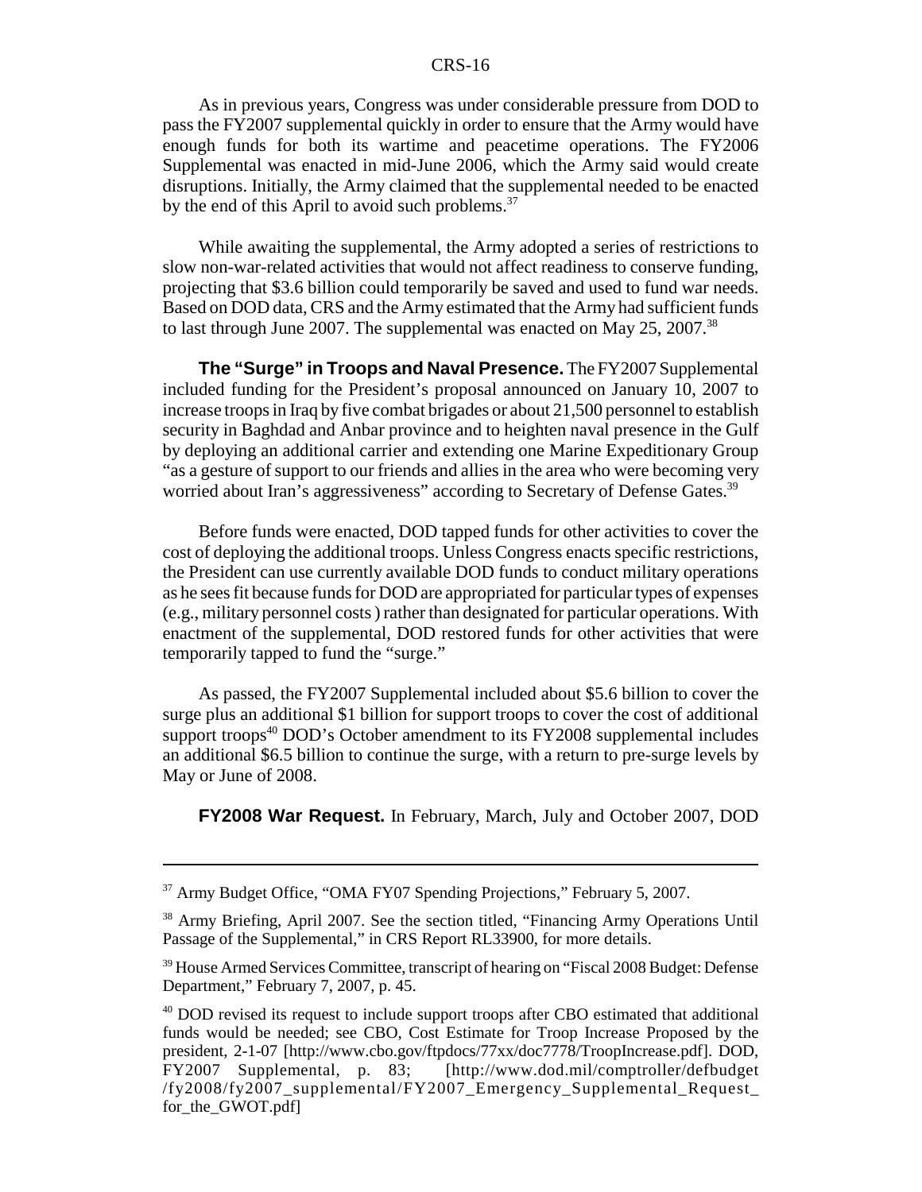As in previous years, Congress was under considerable pressure from DOD to pass the FY2007 supplemental quickly in order to ensure that the Army would have enough funds for both its wartime and peacetime operations. The FY2006 Supplemental was enacted in mid-June 2006, which the Army said would create disruptions. Initially, the Army claimed that the supplemental needed to be enacted by the end of this April to avoid such problems.[37]

While awaiting the supplemental, the Army adopted a series of restrictions to slow non-war-related activities that would not affect readiness to conserve funding, projecting that $3.6 billion could temporarily be saved and used to fund war needs. Based on DOD data, CRS and the Army estimated that the Army had sufficient funds to last through June 2007. The supplemental was enacted on May 25, 2007.[38]

**The "Surge" in Troops and Naval Presence.** The FY2007 Supplemental included funding for the President's proposal announced on January 10, 2007 to increase troops in Iraq by five combat brigades or about 21,500 personnel to establish security in Baghdad and Anbar province and to heighten naval presence in the Gulf by deploying an additional carrier and extending one Marine Expeditionary Group "as a gesture of support to our friends and allies in the area who were becoming very worried about Iran's aggressiveness" according to Secretary of Defense Gates.[39]

Before funds were enacted, DOD tapped funds for other activities to cover the cost of deploying the additional troops. Unless Congress enacts specific restrictions, the President can use currently available DOD funds to conduct military operations as he sees fit because funds for DOD are appropriated for particular types of expenses (e.g., military personnel costs ) rather than designated for particular operations. With enactment of the supplemental, DOD restored funds for other activities that were temporarily tapped to fund the "surge."

As passed, the FY2007 Supplemental included about $5.6 billion to cover the surge plus an additional $1 billion for support troops to cover the cost of additional support troops[40] DOD's October amendment to its FY2008 supplemental includes an additional $6.5 billion to continue the surge, with a return to pre-surge levels by May or June of 2008.

**FY2008 War Request.** In February, March, July and October 2007, DOD

---

[37] Army Budget Office, "OMA FY07 Spending Projections," February 5, 2007.

[38] Army Briefing, April 2007. See the section titled, "Financing Army Operations Until Passage of the Supplemental," in CRS Report RL33900, for more details.

[39] House Armed Services Committee, transcript of hearing on "Fiscal 2008 Budget: Defense Department," February 7, 2007, p. 45.

[40] DOD revised its request to include support troops after CBO estimated that additional funds would be needed; see CBO, Cost Estimate for Troop Increase Proposed by the president, 2-1-07 [http://www.cbo.gov/ftpdocs/77xx/doc7778/TroopIncrease.pdf]. DOD, FY2007 Supplemental, p. 83; [http://www.dod.mil/comptroller/defbudget/fy2008/fy2007_supplemental/FY2007_Emergency_Supplemental_Request_for_the_GWOT.pdf]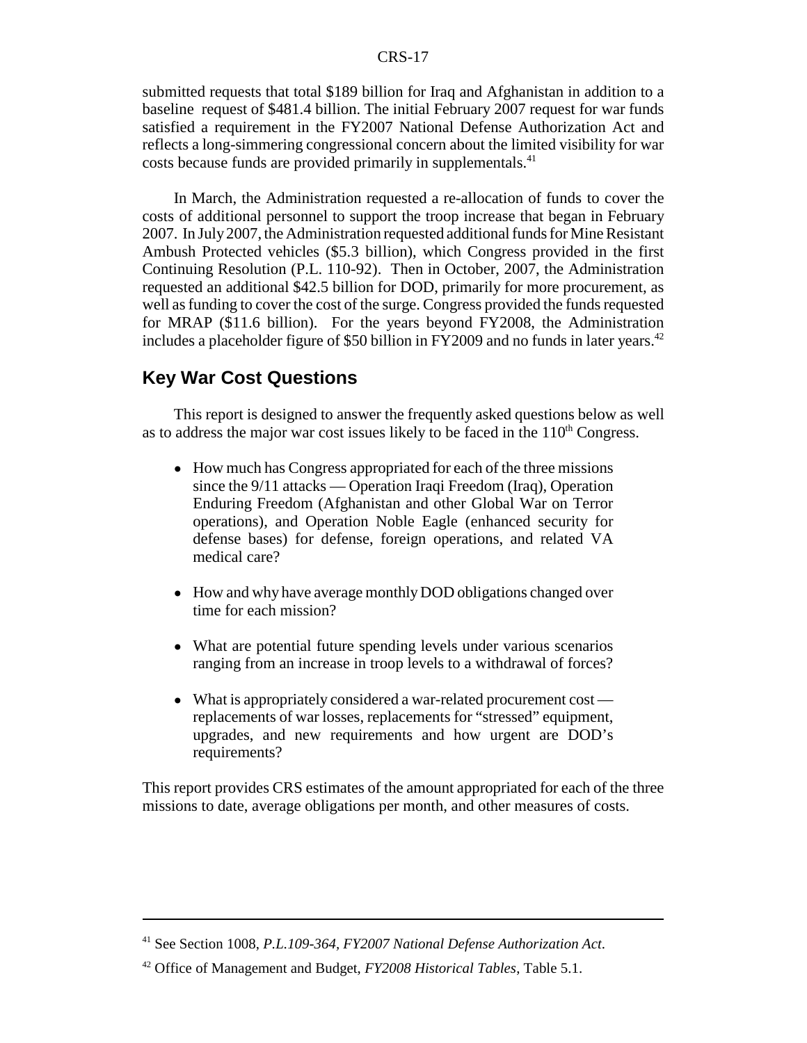submitted requests that total $189 billion for Iraq and Afghanistan in addition to a baseline request of $481.4 billion. The initial February 2007 request for war funds satisfied a requirement in the FY2007 National Defense Authorization Act and reflects a long-simmering congressional concern about the limited visibility for war costs because funds are provided primarily in supplementals.[41]

In March, the Administration requested a re-allocation of funds to cover the costs of additional personnel to support the troop increase that began in February 2007. In July 2007, the Administration requested additional funds for Mine Resistant Ambush Protected vehicles ($5.3 billion), which Congress provided in the first Continuing Resolution (P.L. 110-92). Then in October, 2007, the Administration requested an additional $42.5 billion for DOD, primarily for more procurement, as well as funding to cover the cost of the surge. Congress provided the funds requested for MRAP ($11.6 billion). For the years beyond FY2008, the Administration includes a placeholder figure of $50 billion in FY2009 and no funds in later years.[42]

## Key War Cost Questions

This report is designed to answer the frequently asked questions below as well as to address the major war cost issues likely to be faced in the 110th Congress.

- How much has Congress appropriated for each of the three missions since the 9/11 attacks — Operation Iraqi Freedom (Iraq), Operation Enduring Freedom (Afghanistan and other Global War on Terror operations), and Operation Noble Eagle (enhanced security for defense bases) for defense, foreign operations, and related VA medical care?
- How and why have average monthly DOD obligations changed over time for each mission?
- What are potential future spending levels under various scenarios ranging from an increase in troop levels to a withdrawal of forces?
- What is appropriately considered a war-related procurement cost — replacements of war losses, replacements for "stressed" equipment, upgrades, and new requirements and how urgent are DOD's requirements?

This report provides CRS estimates of the amount appropriated for each of the three missions to date, average obligations per month, and other measures of costs.

---

[41] See Section 1008, *P.L.109-364, FY2007 National Defense Authorization Act*.

[42] Office of Management and Budget, *FY2008 Historical Tables*, Table 5.1.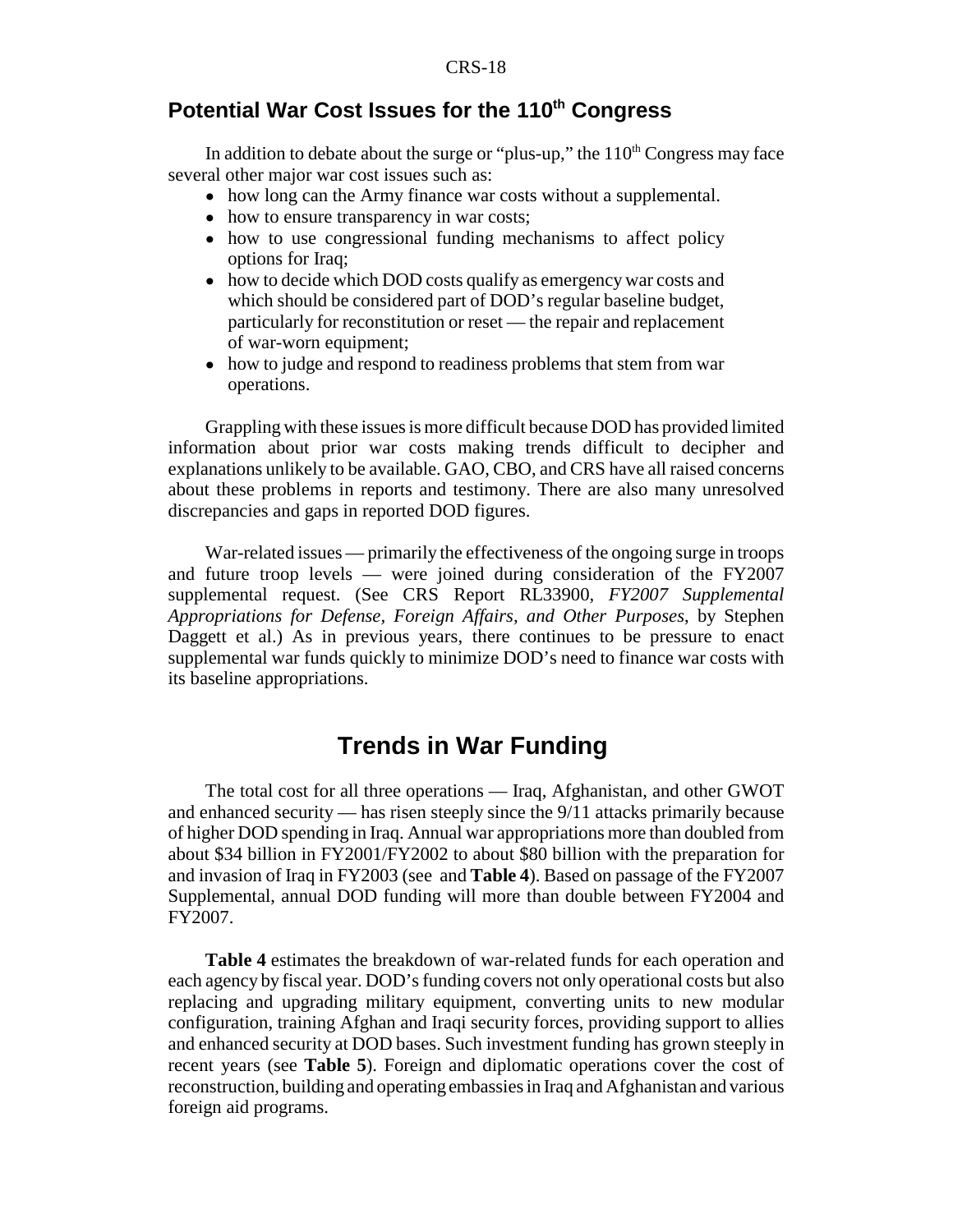## Potential War Cost Issues for the 110th Congress

In addition to debate about the surge or "plus-up," the 110th Congress may face several other major war cost issues such as:

- how long can the Army finance war costs without a supplemental.
- how to ensure transparency in war costs;
- how to use congressional funding mechanisms to affect policy options for Iraq;
- how to decide which DOD costs qualify as emergency war costs and which should be considered part of DOD's regular baseline budget, particularly for reconstitution or reset — the repair and replacement of war-worn equipment;
- how to judge and respond to readiness problems that stem from war operations.

Grappling with these issues is more difficult because DOD has provided limited information about prior war costs making trends difficult to decipher and explanations unlikely to be available. GAO, CBO, and CRS have all raised concerns about these problems in reports and testimony. There are also many unresolved discrepancies and gaps in reported DOD figures.

War-related issues — primarily the effectiveness of the ongoing surge in troops and future troop levels — were joined during consideration of the FY2007 supplemental request. (See CRS Report RL33900, *FY2007 Supplemental Appropriations for Defense, Foreign Affairs, and Other Purposes*, by Stephen Daggett et al.) As in previous years, there continues to be pressure to enact supplemental war funds quickly to minimize DOD's need to finance war costs with its baseline appropriations.

# Trends in War Funding

The total cost for all three operations — Iraq, Afghanistan, and other GWOT and enhanced security — has risen steeply since the 9/11 attacks primarily because of higher DOD spending in Iraq. Annual war appropriations more than doubled from about $34 billion in FY2001/FY2002 to about $80 billion with the preparation for and invasion of Iraq in FY2003 (see and **Table 4**). Based on passage of the FY2007 Supplemental, annual DOD funding will more than double between FY2004 and FY2007.

**Table 4** estimates the breakdown of war-related funds for each operation and each agency by fiscal year. DOD's funding covers not only operational costs but also replacing and upgrading military equipment, converting units to new modular configuration, training Afghan and Iraqi security forces, providing support to allies and enhanced security at DOD bases. Such investment funding has grown steeply in recent years (see **Table 5**). Foreign and diplomatic operations cover the cost of reconstruction, building and operating embassies in Iraq and Afghanistan and various foreign aid programs.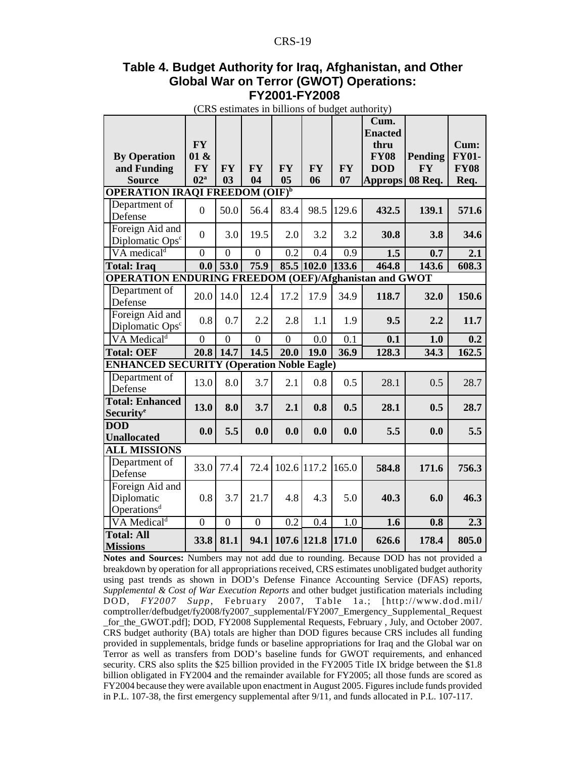## Table 4. Budget Authority for Iraq, Afghanistan, and Other Global War on Terror (GWOT) Operations: FY2001-FY2008

(CRS estimates in billions of budget authority)

| By Operation and Funding Source | FY 01 & FY 02[a] | FY 03 | FY 04 | FY 05 | FY 06 | FY 07 | Cum. Enacted thru FY08 DOD Approps | Pending FY 08 Req. | Cum: FY01-FY08 Req. |
|---|---|---|---|---|---|---|---|---|---|
| **OPERATION IRAQI FREEDOM (OIF)[b]** | | | | | | | | | |
| Department of Defense | 0 | 50.0 | 56.4 | 83.4 | 98.5 | 129.6 | **432.5** | **139.1** | **571.6** |
| Foreign Aid and Diplomatic Ops[c] | 0 | 3.0 | 19.5 | 2.0 | 3.2 | 3.2 | **30.8** | **3.8** | **34.6** |
| VA medical[d] | 0 | 0 | 0 | 0.2 | 0.4 | 0.9 | **1.5** | **0.7** | **2.1** |
| **Total: Iraq** | **0.0** | **53.0** | **75.9** | **85.5** | **102.0** | **133.6** | **464.8** | **143.6** | **608.3** |
| **OPERATION ENDURING FREEDOM (OEF)/Afghanistan and GWOT** | | | | | | | | | |
| Department of Defense | 20.0 | 14.0 | 12.4 | 17.2 | 17.9 | 34.9 | **118.7** | **32.0** | **150.6** |
| Foreign Aid and Diplomatic Ops[c] | 0.8 | 0.7 | 2.2 | 2.8 | 1.1 | 1.9 | **9.5** | **2.2** | **11.7** |
| VA Medical[d] | 0 | 0 | 0 | 0 | 0.0 | 0.1 | **0.1** | **1.0** | **0.2** |
| **Total: OEF** | **20.8** | **14.7** | **14.5** | **20.0** | **19.0** | **36.9** | **128.3** | **34.3** | **162.5** |
| **ENHANCED SECURITY (Operation Noble Eagle)** | | | | | | | | | |
| Department of Defense | 13.0 | 8.0 | 3.7 | 2.1 | 0.8 | 0.5 | 28.1 | 0.5 | 28.7 |
| **Total: Enhanced Security[e]** | **13.0** | **8.0** | **3.7** | **2.1** | **0.8** | **0.5** | **28.1** | **0.5** | **28.7** |
| **DOD Unallocated** | **0.0** | **5.5** | **0.0** | **0.0** | **0.0** | **0.0** | **5.5** | **0.0** | **5.5** |
| **ALL MISSIONS** | | | | | | | | | |
| Department of Defense | 33.0 | 77.4 | 72.4 | 102.6 | 117.2 | 165.0 | **584.8** | **171.6** | **756.3** |
| Foreign Aid and Diplomatic Operations[d] | 0.8 | 3.7 | 21.7 | 4.8 | 4.3 | 5.0 | **40.3** | **6.0** | **46.3** |
| VA Medical[d] | 0 | 0 | 0 | 0.2 | 0.4 | 1.0 | **1.6** | **0.8** | **2.3** |
| **Total: All Missions** | **33.8** | **81.1** | **94.1** | **107.6** | **121.8** | **171.0** | **626.6** | **178.4** | **805.0** |

**Notes and Sources:** Numbers may not add due to rounding. Because DOD has not provided a breakdown by operation for all appropriations received, CRS estimates unobligated budget authority using past trends as shown in DOD's Defense Finance Accounting Service (DFAS) reports, *Supplemental & Cost of War Execution Reports* and other budget justification materials including DOD, *FY2007 Supp*, February 2007, Table 1a.; [http://www.dod.mil/comptroller/defbudget/fy2008/fy2007_supplemental/FY2007_Emergency_Supplemental_Request_for_the_GWOT.pdf]; DOD, FY2008 Supplemental Requests, February , July, and October 2007. CRS budget authority (BA) totals are higher than DOD figures because CRS includes all funding provided in supplementals, bridge funds or baseline appropriations for Iraq and the Global war on Terror as well as transfers from DOD's baseline funds for GWOT requirements, and enhanced security. CRS also splits the $25 billion provided in the FY2005 Title IX bridge between the $1.8 billion obligated in FY2004 and the remainder available for FY2005; all those funds are scored as FY2004 because they were available upon enactment in August 2005. Figures include funds provided in P.L. 107-38, the first emergency supplemental after 9/11, and funds allocated in P.L. 107-117.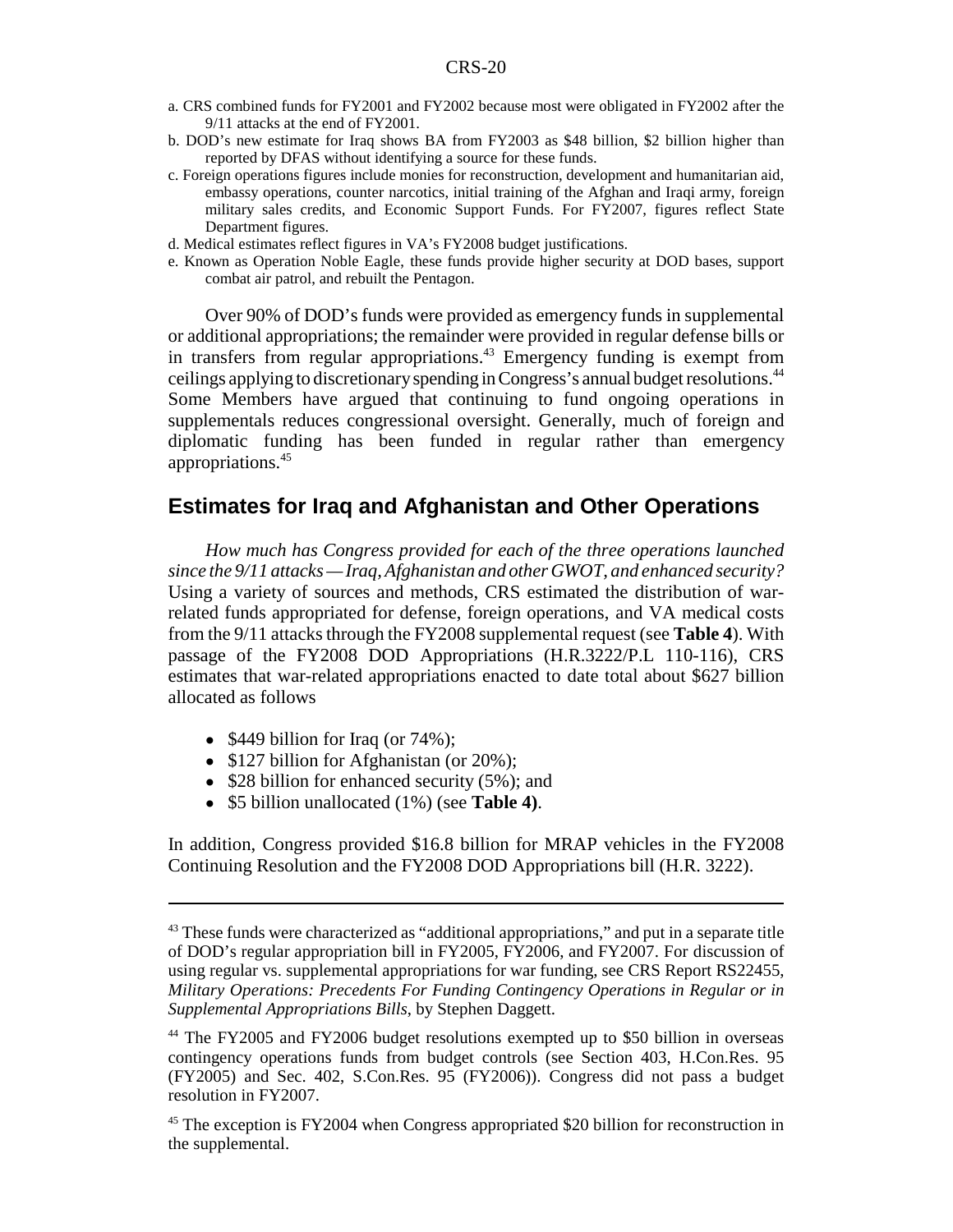a. CRS combined funds for FY2001 and FY2002 because most were obligated in FY2002 after the 9/11 attacks at the end of FY2001.

b. DOD's new estimate for Iraq shows BA from FY2003 as $48 billion, $2 billion higher than reported by DFAS without identifying a source for these funds.

c. Foreign operations figures include monies for reconstruction, development and humanitarian aid, embassy operations, counter narcotics, initial training of the Afghan and Iraqi army, foreign military sales credits, and Economic Support Funds. For FY2007, figures reflect State Department figures.

d. Medical estimates reflect figures in VA's FY2008 budget justifications.

e. Known as Operation Noble Eagle, these funds provide higher security at DOD bases, support combat air patrol, and rebuilt the Pentagon.

Over 90% of DOD's funds were provided as emergency funds in supplemental or additional appropriations; the remainder were provided in regular defense bills or in transfers from regular appropriations.[43] Emergency funding is exempt from ceilings applying to discretionary spending in Congress's annual budget resolutions.[44] Some Members have argued that continuing to fund ongoing operations in supplementals reduces congressional oversight. Generally, much of foreign and diplomatic funding has been funded in regular rather than emergency appropriations.[45]

## Estimates for Iraq and Afghanistan and Other Operations

*How much has Congress provided for each of the three operations launched since the 9/11 attacks — Iraq, Afghanistan and other GWOT, and enhanced security?* Using a variety of sources and methods, CRS estimated the distribution of war-related funds appropriated for defense, foreign operations, and VA medical costs from the 9/11 attacks through the FY2008 supplemental request (see **Table 4**). With passage of the FY2008 DOD Appropriations (H.R.3222/P.L 110-116), CRS estimates that war-related appropriations enacted to date total about $627 billion allocated as follows

- $449 billion for Iraq (or 74%);
- $127 billion for Afghanistan (or 20%);
- $28 billion for enhanced security (5%); and
- $5 billion unallocated (1%) (see **Table 4)**.

In addition, Congress provided $16.8 billion for MRAP vehicles in the FY2008 Continuing Resolution and the FY2008 DOD Appropriations bill (H.R. 3222).

---

[43] These funds were characterized as "additional appropriations," and put in a separate title of DOD's regular appropriation bill in FY2005, FY2006, and FY2007. For discussion of using regular vs. supplemental appropriations for war funding, see CRS Report RS22455, *Military Operations: Precedents For Funding Contingency Operations in Regular or in Supplemental Appropriations Bills*, by Stephen Daggett.

[44] The FY2005 and FY2006 budget resolutions exempted up to $50 billion in overseas contingency operations funds from budget controls (see Section 403, H.Con.Res. 95 (FY2005) and Sec. 402, S.Con.Res. 95 (FY2006)). Congress did not pass a budget resolution in FY2007.

[45] The exception is FY2004 when Congress appropriated $20 billion for reconstruction in the supplemental.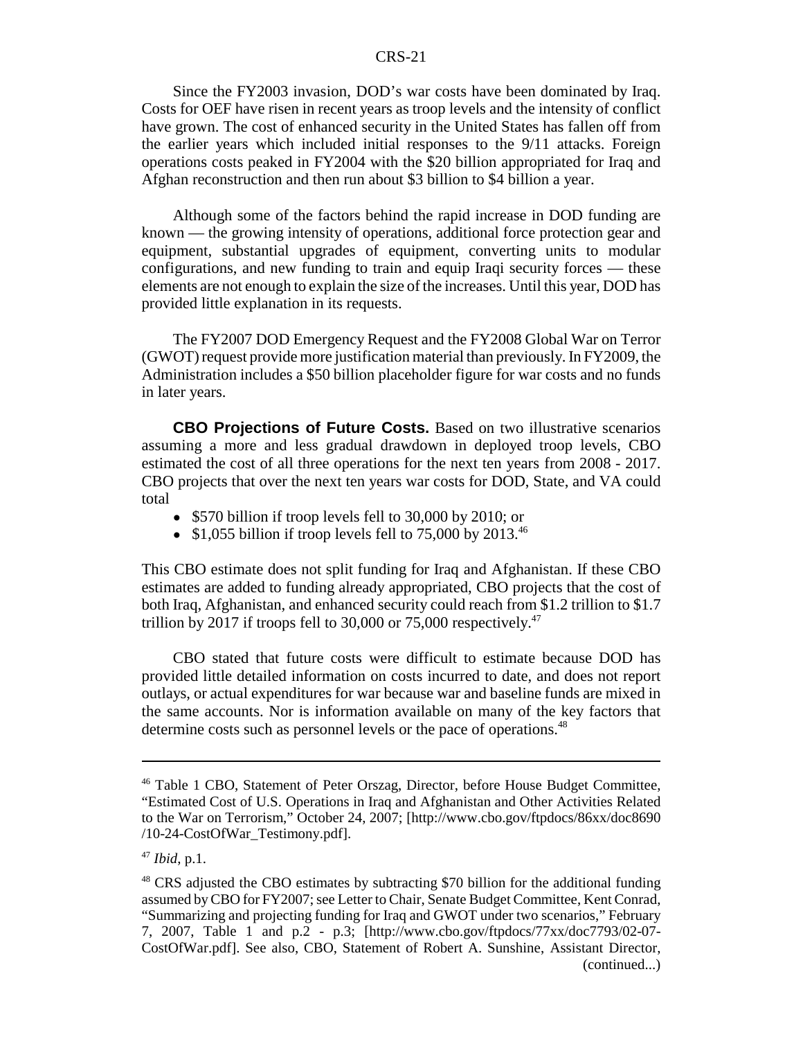Since the FY2003 invasion, DOD's war costs have been dominated by Iraq. Costs for OEF have risen in recent years as troop levels and the intensity of conflict have grown. The cost of enhanced security in the United States has fallen off from the earlier years which included initial responses to the 9/11 attacks. Foreign operations costs peaked in FY2004 with the $20 billion appropriated for Iraq and Afghan reconstruction and then run about $3 billion to $4 billion a year.

Although some of the factors behind the rapid increase in DOD funding are known — the growing intensity of operations, additional force protection gear and equipment, substantial upgrades of equipment, converting units to modular configurations, and new funding to train and equip Iraqi security forces — these elements are not enough to explain the size of the increases. Until this year, DOD has provided little explanation in its requests.

The FY2007 DOD Emergency Request and the FY2008 Global War on Terror (GWOT) request provide more justification material than previously. In FY2009, the Administration includes a $50 billion placeholder figure for war costs and no funds in later years.

**CBO Projections of Future Costs.** Based on two illustrative scenarios assuming a more and less gradual drawdown in deployed troop levels, CBO estimated the cost of all three operations for the next ten years from 2008 - 2017. CBO projects that over the next ten years war costs for DOD, State, and VA could total

- $570 billion if troop levels fell to 30,000 by 2010; or
- $1,055 billion if troop levels fell to 75,000 by 2013.[46]

This CBO estimate does not split funding for Iraq and Afghanistan. If these CBO estimates are added to funding already appropriated, CBO projects that the cost of both Iraq, Afghanistan, and enhanced security could reach from $1.2 trillion to $1.7 trillion by 2017 if troops fell to 30,000 or 75,000 respectively.[47]

CBO stated that future costs were difficult to estimate because DOD has provided little detailed information on costs incurred to date, and does not report outlays, or actual expenditures for war because war and baseline funds are mixed in the same accounts. Nor is information available on many of the key factors that determine costs such as personnel levels or the pace of operations.[48]

---

[46] Table 1 CBO, Statement of Peter Orszag, Director, before House Budget Committee, "Estimated Cost of U.S. Operations in Iraq and Afghanistan and Other Activities Related to the War on Terrorism," October 24, 2007; [http://www.cbo.gov/ftpdocs/86xx/doc8690/10-24-CostOfWar_Testimony.pdf].

[47] *Ibid*, p.1.

[48] CRS adjusted the CBO estimates by subtracting $70 billion for the additional funding assumed by CBO for FY2007; see Letter to Chair, Senate Budget Committee, Kent Conrad, "Summarizing and projecting funding for Iraq and GWOT under two scenarios," February 7, 2007, Table 1 and p.2 - p.3; [http://www.cbo.gov/ftpdocs/77xx/doc7793/02-07-CostOfWar.pdf]. See also, CBO, Statement of Robert A. Sunshine, Assistant Director, (continued...)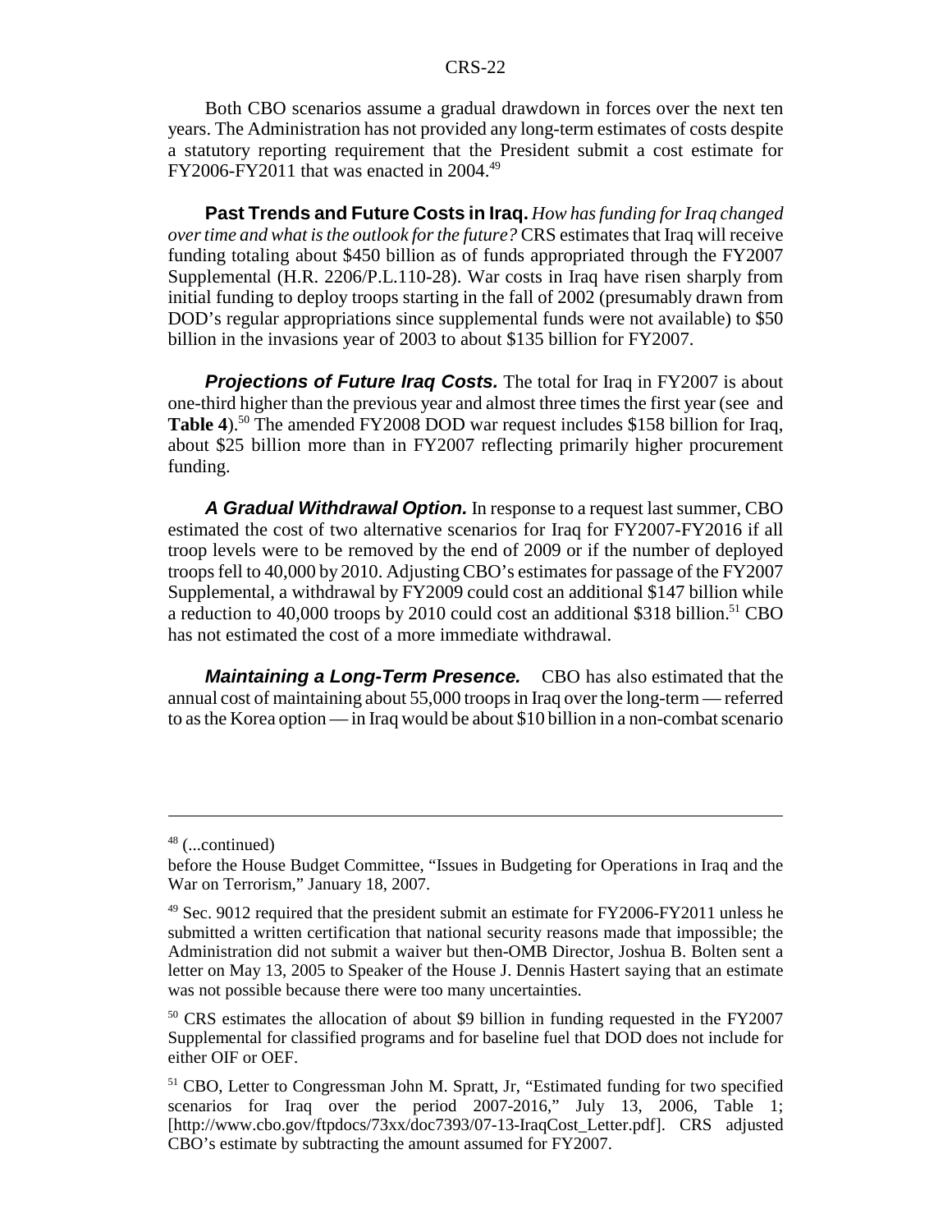Both CBO scenarios assume a gradual drawdown in forces over the next ten years. The Administration has not provided any long-term estimates of costs despite a statutory reporting requirement that the President submit a cost estimate for FY2006-FY2011 that was enacted in 2004.[49]

**Past Trends and Future Costs in Iraq.** *How has funding for Iraq changed over time and what is the outlook for the future?* CRS estimates that Iraq will receive funding totaling about $450 billion as of funds appropriated through the FY2007 Supplemental (H.R. 2206/P.L.110-28). War costs in Iraq have risen sharply from initial funding to deploy troops starting in the fall of 2002 (presumably drawn from DOD's regular appropriations since supplemental funds were not available) to $50 billion in the invasions year of 2003 to about $135 billion for FY2007.

***Projections of Future Iraq Costs.*** The total for Iraq in FY2007 is about one-third higher than the previous year and almost three times the first year (see and **Table 4**).[50] The amended FY2008 DOD war request includes $158 billion for Iraq, about $25 billion more than in FY2007 reflecting primarily higher procurement funding.

***A Gradual Withdrawal Option.*** In response to a request last summer, CBO estimated the cost of two alternative scenarios for Iraq for FY2007-FY2016 if all troop levels were to be removed by the end of 2009 or if the number of deployed troops fell to 40,000 by 2010. Adjusting CBO's estimates for passage of the FY2007 Supplemental, a withdrawal by FY2009 could cost an additional $147 billion while a reduction to 40,000 troops by 2010 could cost an additional $318 billion.[51] CBO has not estimated the cost of a more immediate withdrawal.

***Maintaining a Long-Term Presence.*** CBO has also estimated that the annual cost of maintaining about 55,000 troops in Iraq over the long-term — referred to as the Korea option — in Iraq would be about $10 billion in a non-combat scenario

---

[48] (...continued)
before the House Budget Committee, "Issues in Budgeting for Operations in Iraq and the War on Terrorism," January 18, 2007.

[49] Sec. 9012 required that the president submit an estimate for FY2006-FY2011 unless he submitted a written certification that national security reasons made that impossible; the Administration did not submit a waiver but then-OMB Director, Joshua B. Bolten sent a letter on May 13, 2005 to Speaker of the House J. Dennis Hastert saying that an estimate was not possible because there were too many uncertainties.

[50] CRS estimates the allocation of about $9 billion in funding requested in the FY2007 Supplemental for classified programs and for baseline fuel that DOD does not include for either OIF or OEF.

[51] CBO, Letter to Congressman John M. Spratt, Jr, "Estimated funding for two specified scenarios for Iraq over the period 2007-2016," July 13, 2006, Table 1; [http://www.cbo.gov/ftpdocs/73xx/doc7393/07-13-IraqCost_Letter.pdf]. CRS adjusted CBO's estimate by subtracting the amount assumed for FY2007.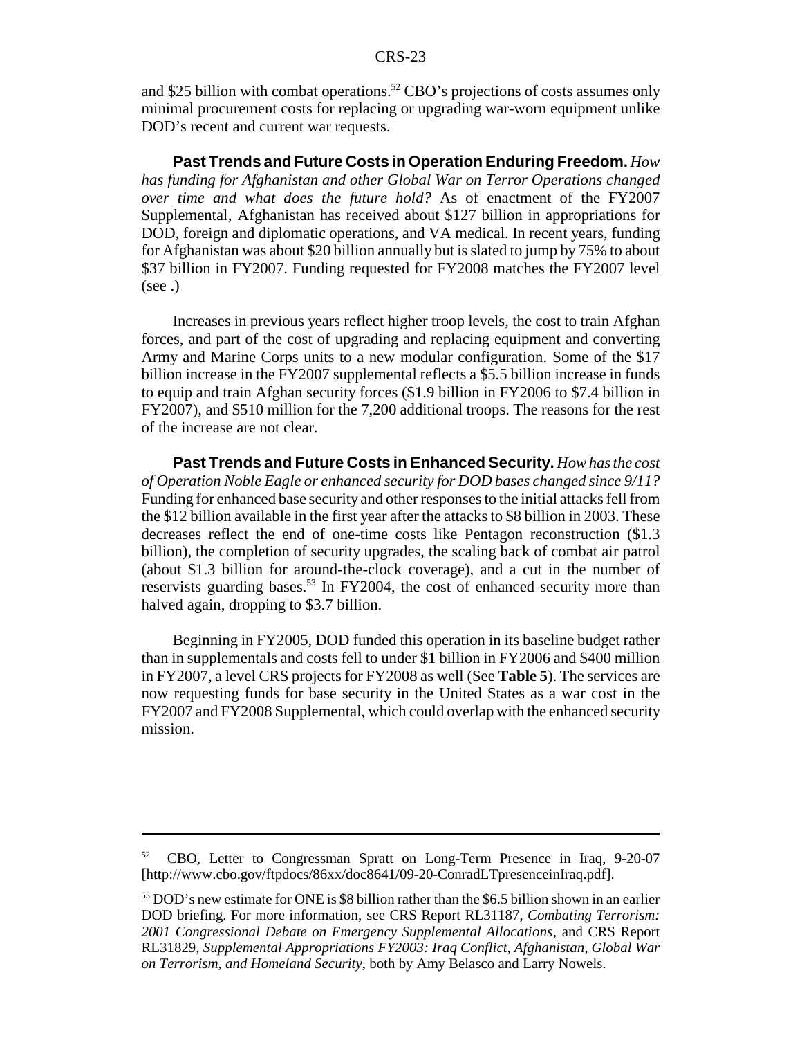and $25 billion with combat operations.[52] CBO's projections of costs assumes only minimal procurement costs for replacing or upgrading war-worn equipment unlike DOD's recent and current war requests.

**Past Trends and Future Costs in Operation Enduring Freedom.** *How has funding for Afghanistan and other Global War on Terror Operations changed over time and what does the future hold?* As of enactment of the FY2007 Supplemental, Afghanistan has received about $127 billion in appropriations for DOD, foreign and diplomatic operations, and VA medical. In recent years, funding for Afghanistan was about $20 billion annually but is slated to jump by 75% to about $37 billion in FY2007. Funding requested for FY2008 matches the FY2007 level (see .)

Increases in previous years reflect higher troop levels, the cost to train Afghan forces, and part of the cost of upgrading and replacing equipment and converting Army and Marine Corps units to a new modular configuration. Some of the $17 billion increase in the FY2007 supplemental reflects a $5.5 billion increase in funds to equip and train Afghan security forces ($1.9 billion in FY2006 to $7.4 billion in FY2007), and $510 million for the 7,200 additional troops. The reasons for the rest of the increase are not clear.

**Past Trends and Future Costs in Enhanced Security.** *How has the cost of Operation Noble Eagle or enhanced security for DOD bases changed since 9/11?* Funding for enhanced base security and other responses to the initial attacks fell from the $12 billion available in the first year after the attacks to $8 billion in 2003. These decreases reflect the end of one-time costs like Pentagon reconstruction ($1.3 billion), the completion of security upgrades, the scaling back of combat air patrol (about $1.3 billion for around-the-clock coverage), and a cut in the number of reservists guarding bases.[53] In FY2004, the cost of enhanced security more than halved again, dropping to $3.7 billion.

Beginning in FY2005, DOD funded this operation in its baseline budget rather than in supplementals and costs fell to under $1 billion in FY2006 and $400 million in FY2007, a level CRS projects for FY2008 as well (See **Table 5**). The services are now requesting funds for base security in the United States as a war cost in the FY2007 and FY2008 Supplemental, which could overlap with the enhanced security mission.

---

[52] CBO, Letter to Congressman Spratt on Long-Term Presence in Iraq, 9-20-07 [http://www.cbo.gov/ftpdocs/86xx/doc8641/09-20-ConradLTpresenceinIraq.pdf].

[53] DOD's new estimate for ONE is $8 billion rather than the $6.5 billion shown in an earlier DOD briefing. For more information, see CRS Report RL31187, *Combating Terrorism: 2001 Congressional Debate on Emergency Supplemental Allocations*, and CRS Report RL31829, *Supplemental Appropriations FY2003: Iraq Conflict, Afghanistan, Global War on Terrorism, and Homeland Security*, both by Amy Belasco and Larry Nowels.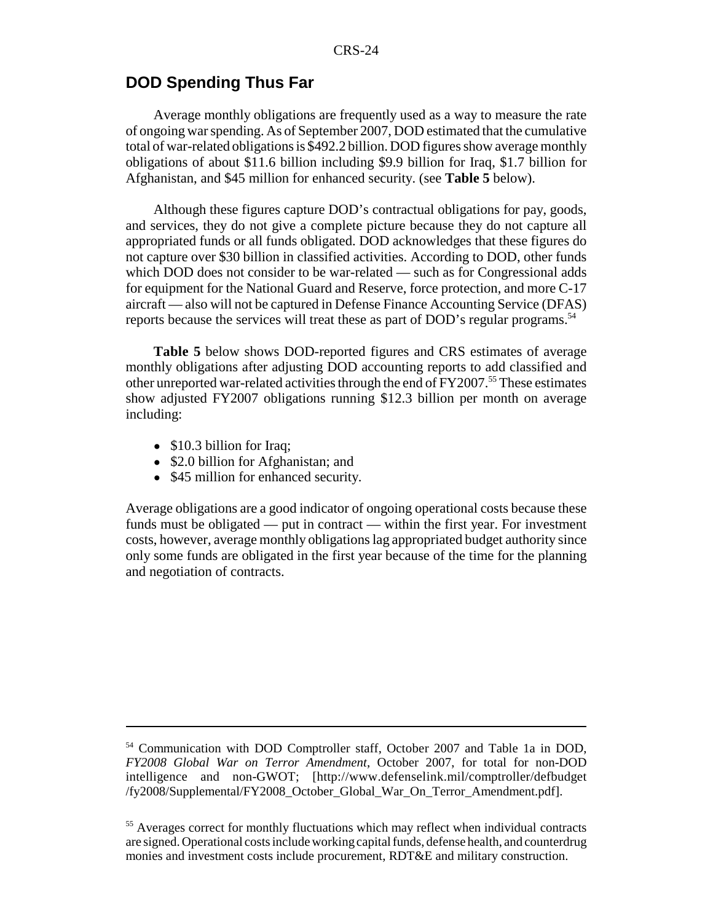## DOD Spending Thus Far

Average monthly obligations are frequently used as a way to measure the rate of ongoing war spending. As of September 2007, DOD estimated that the cumulative total of war-related obligations is $492.2 billion. DOD figures show average monthly obligations of about $11.6 billion including $9.9 billion for Iraq, $1.7 billion for Afghanistan, and $45 million for enhanced security. (see **Table 5** below).

Although these figures capture DOD's contractual obligations for pay, goods, and services, they do not give a complete picture because they do not capture all appropriated funds or all funds obligated. DOD acknowledges that these figures do not capture over $30 billion in classified activities. According to DOD, other funds which DOD does not consider to be war-related — such as for Congressional adds for equipment for the National Guard and Reserve, force protection, and more C-17 aircraft — also will not be captured in Defense Finance Accounting Service (DFAS) reports because the services will treat these as part of DOD's regular programs.[54]

**Table 5** below shows DOD-reported figures and CRS estimates of average monthly obligations after adjusting DOD accounting reports to add classified and other unreported war-related activities through the end of FY2007.[55] These estimates show adjusted FY2007 obligations running $12.3 billion per month on average including:

- $10.3 billion for Iraq;
- $2.0 billion for Afghanistan; and
- $45 million for enhanced security.

Average obligations are a good indicator of ongoing operational costs because these funds must be obligated — put in contract — within the first year. For investment costs, however, average monthly obligations lag appropriated budget authority since only some funds are obligated in the first year because of the time for the planning and negotiation of contracts.

---

[54] Communication with DOD Comptroller staff, October 2007 and Table 1a in DOD, *FY2008 Global War on Terror Amendment*, October 2007, for total for non-DOD intelligence and non-GWOT; [http://www.defenselink.mil/comptroller/defbudget/fy2008/Supplemental/FY2008_October_Global_War_On_Terror_Amendment.pdf].

[55] Averages correct for monthly fluctuations which may reflect when individual contracts are signed. Operational costs include working capital funds, defense health, and counterdrug monies and investment costs include procurement, RDT&E and military construction.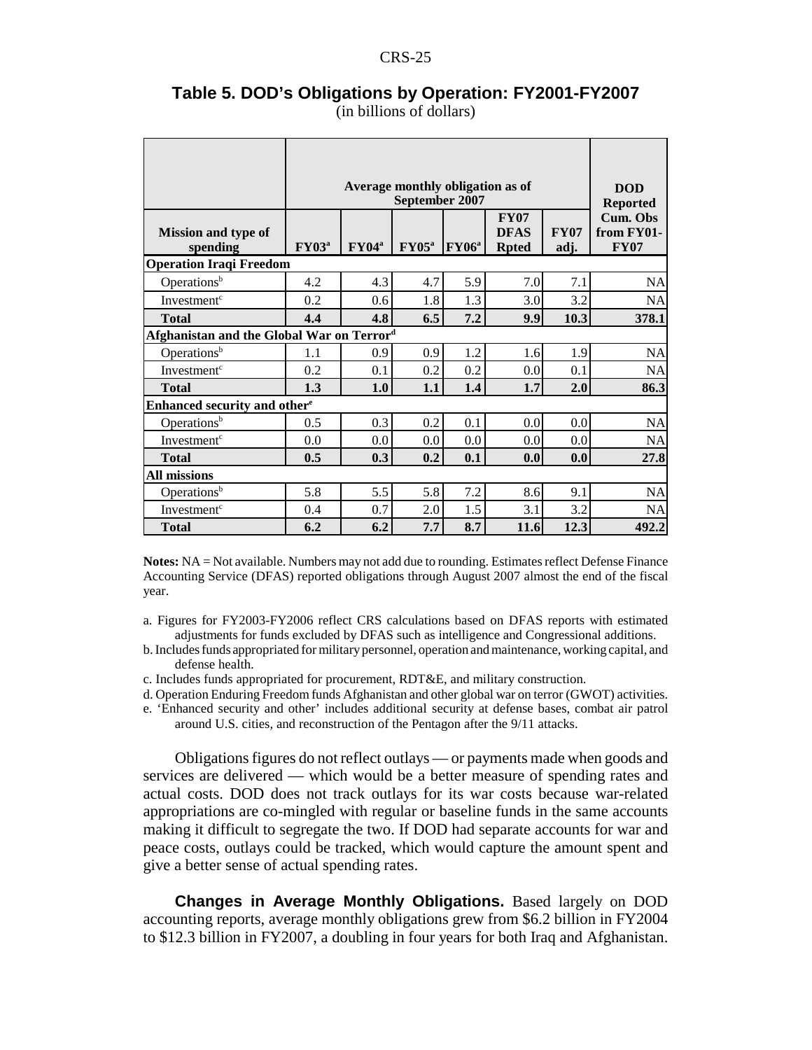### Table 5. DOD's Obligations by Operation: FY2001-FY2007

(in billions of dollars)

| Mission and type of spending | Average monthly obligation as of September 2007 | | | | | | DOD Reported |
|---|---|---|---|---|---|---|---|
| | FY03[a] | FY04[a] | FY05[a] | FY06[a] | FY07 DFAS Rpted | FY07 adj. | Cum. Obs from FY01-FY07 |
| **Operation Iraqi Freedom** | | | | | | | |
| Operations[b] | 4.2 | 4.3 | 4.7 | 5.9 | 7.0 | 7.1 | NA |
| Investment[c] | 0.2 | 0.6 | 1.8 | 1.3 | 3.0 | 3.2 | NA |
| **Total** | **4.4** | **4.8** | **6.5** | **7.2** | **9.9** | **10.3** | **378.1** |
| **Afghanistan and the Global War on Terror[d]** | | | | | | | |
| Operations[b] | 1.1 | 0.9 | 0.9 | 1.2 | 1.6 | 1.9 | NA |
| Investment[c] | 0.2 | 0.1 | 0.2 | 0.2 | 0.0 | 0.1 | NA |
| **Total** | **1.3** | **1.0** | **1.1** | **1.4** | **1.7** | **2.0** | **86.3** |
| **Enhanced security and other[e]** | | | | | | | |
| Operations[b] | 0.5 | 0.3 | 0.2 | 0.1 | 0.0 | 0.0 | NA |
| Investment[c] | 0.0 | 0.0 | 0.0 | 0.0 | 0.0 | 0.0 | NA |
| **Total** | **0.5** | **0.3** | **0.2** | **0.1** | **0.0** | **0.0** | **27.8** |
| **All missions** | | | | | | | |
| Operations[b] | 5.8 | 5.5 | 5.8 | 7.2 | 8.6 | 9.1 | NA |
| Investment[c] | 0.4 | 0.7 | 2.0 | 1.5 | 3.1 | 3.2 | NA |
| **Total** | **6.2** | **6.2** | **7.7** | **8.7** | **11.6** | **12.3** | **492.2** |

**Notes:** NA = Not available. Numbers may not add due to rounding. Estimates reflect Defense Finance Accounting Service (DFAS) reported obligations through August 2007 almost the end of the fiscal year.

a. Figures for FY2003-FY2006 reflect CRS calculations based on DFAS reports with estimated adjustments for funds excluded by DFAS such as intelligence and Congressional additions.

b. Includes funds appropriated for military personnel, operation and maintenance, working capital, and defense health.

c. Includes funds appropriated for procurement, RDT&E, and military construction.

d. Operation Enduring Freedom funds Afghanistan and other global war on terror (GWOT) activities.

e. 'Enhanced security and other' includes additional security at defense bases, combat air patrol around U.S. cities, and reconstruction of the Pentagon after the 9/11 attacks.

Obligations figures do not reflect outlays — or payments made when goods and services are delivered — which would be a better measure of spending rates and actual costs. DOD does not track outlays for its war costs because war-related appropriations are co-mingled with regular or baseline funds in the same accounts making it difficult to segregate the two. If DOD had separate accounts for war and peace costs, outlays could be tracked, which would capture the amount spent and give a better sense of actual spending rates.

**Changes in Average Monthly Obligations.** Based largely on DOD accounting reports, average monthly obligations grew from \$6.2 billion in FY2004 to \$12.3 billion in FY2007, a doubling in four years for both Iraq and Afghanistan.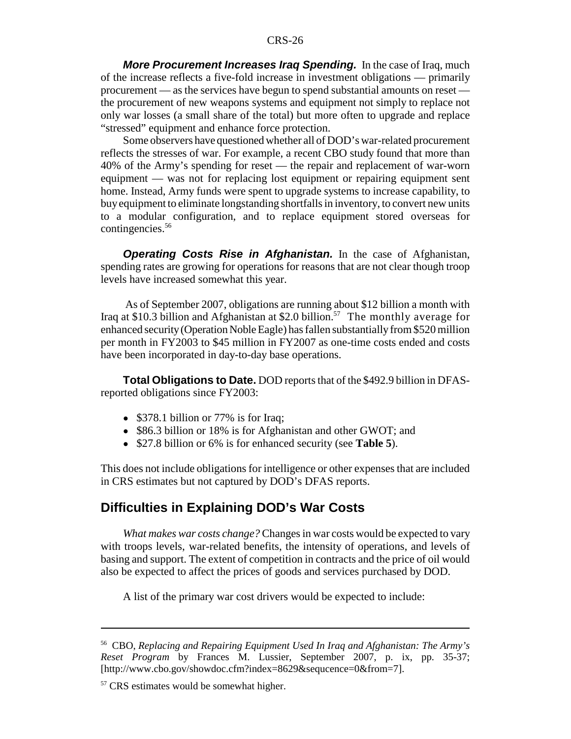***More Procurement Increases Iraq Spending.*** In the case of Iraq, much of the increase reflects a five-fold increase in investment obligations — primarily procurement — as the services have begun to spend substantial amounts on reset — the procurement of new weapons systems and equipment not simply to replace not only war losses (a small share of the total) but more often to upgrade and replace "stressed" equipment and enhance force protection.

Some observers have questioned whether all of DOD's war-related procurement reflects the stresses of war. For example, a recent CBO study found that more than 40% of the Army's spending for reset — the repair and replacement of war-worn equipment — was not for replacing lost equipment or repairing equipment sent home. Instead, Army funds were spent to upgrade systems to increase capability, to buy equipment to eliminate longstanding shortfalls in inventory, to convert new units to a modular configuration, and to replace equipment stored overseas for contingencies.[56]

***Operating Costs Rise in Afghanistan.*** In the case of Afghanistan, spending rates are growing for operations for reasons that are not clear though troop levels have increased somewhat this year.

As of September 2007, obligations are running about $12 billion a month with Iraq at $10.3 billion and Afghanistan at $2.0 billion.[57] The monthly average for enhanced security (Operation Noble Eagle) has fallen substantially from $520 million per month in FY2003 to $45 million in FY2007 as one-time costs ended and costs have been incorporated in day-to-day base operations.

**Total Obligations to Date.** DOD reports that of the $492.9 billion in DFAS-reported obligations since FY2003:

- $378.1 billion or 77% is for Iraq;
- $86.3 billion or 18% is for Afghanistan and other GWOT; and
- $27.8 billion or 6% is for enhanced security (see **Table 5**).

This does not include obligations for intelligence or other expenses that are included in CRS estimates but not captured by DOD's DFAS reports.

## Difficulties in Explaining DOD's War Costs

*What makes war costs change?* Changes in war costs would be expected to vary with troops levels, war-related benefits, the intensity of operations, and levels of basing and support. The extent of competition in contracts and the price of oil would also be expected to affect the prices of goods and services purchased by DOD.

A list of the primary war cost drivers would be expected to include:

---

[56] CBO, *Replacing and Repairing Equipment Used In Iraq and Afghanistan: The Army's Reset Program* by Frances M. Lussier, September 2007, p. ix, pp. 35-37; [http://www.cbo.gov/showdoc.cfm?index=8629&sequcence=0&from=7].

[57] CRS estimates would be somewhat higher.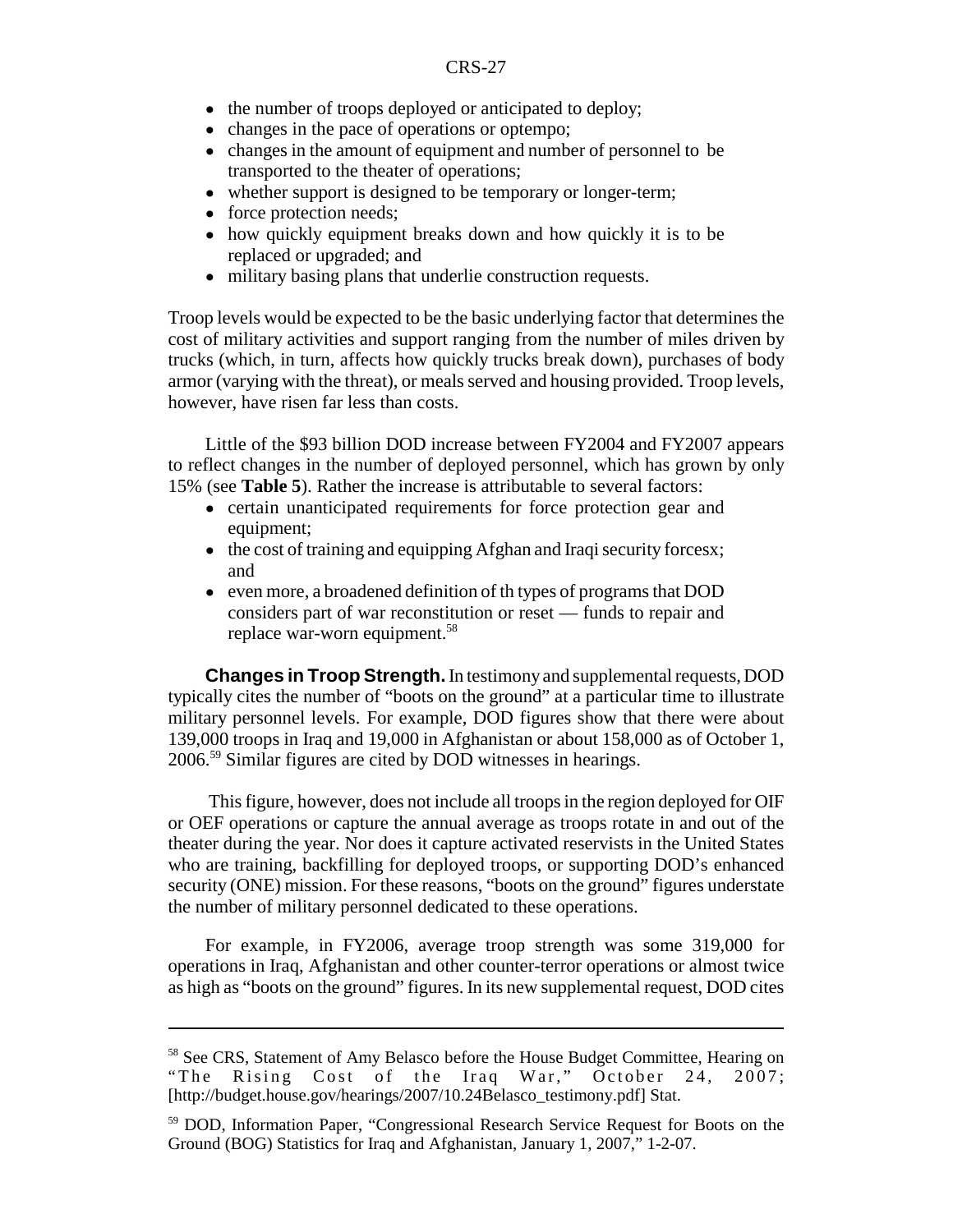- the number of troops deployed or anticipated to deploy;
- changes in the pace of operations or optempo;
- changes in the amount of equipment and number of personnel to be transported to the theater of operations;
- whether support is designed to be temporary or longer-term;
- force protection needs;
- how quickly equipment breaks down and how quickly it is to be replaced or upgraded; and
- military basing plans that underlie construction requests.

Troop levels would be expected to be the basic underlying factor that determines the cost of military activities and support ranging from the number of miles driven by trucks (which, in turn, affects how quickly trucks break down), purchases of body armor (varying with the threat), or meals served and housing provided. Troop levels, however, have risen far less than costs.

Little of the $93 billion DOD increase between FY2004 and FY2007 appears to reflect changes in the number of deployed personnel, which has grown by only 15% (see **Table 5**). Rather the increase is attributable to several factors:

- certain unanticipated requirements for force protection gear and equipment;
- the cost of training and equipping Afghan and Iraqi security forcesx; and
- even more, a broadened definition of th types of programs that DOD considers part of war reconstitution or reset — funds to repair and replace war-worn equipment.[58]

**Changes in Troop Strength.** In testimony and supplemental requests, DOD typically cites the number of "boots on the ground" at a particular time to illustrate military personnel levels. For example, DOD figures show that there were about 139,000 troops in Iraq and 19,000 in Afghanistan or about 158,000 as of October 1, 2006.[59] Similar figures are cited by DOD witnesses in hearings.

This figure, however, does not include all troops in the region deployed for OIF or OEF operations or capture the annual average as troops rotate in and out of the theater during the year. Nor does it capture activated reservists in the United States who are training, backfilling for deployed troops, or supporting DOD's enhanced security (ONE) mission. For these reasons, "boots on the ground" figures understate the number of military personnel dedicated to these operations.

For example, in FY2006, average troop strength was some 319,000 for operations in Iraq, Afghanistan and other counter-terror operations or almost twice as high as "boots on the ground" figures. In its new supplemental request, DOD cites

---

[58] See CRS, Statement of Amy Belasco before the House Budget Committee, Hearing on "The Rising Cost of the Iraq War," October 24, 2007; [http://budget.house.gov/hearings/2007/10.24Belasco_testimony.pdf] Stat.

[59] DOD, Information Paper, "Congressional Research Service Request for Boots on the Ground (BOG) Statistics for Iraq and Afghanistan, January 1, 2007," 1-2-07.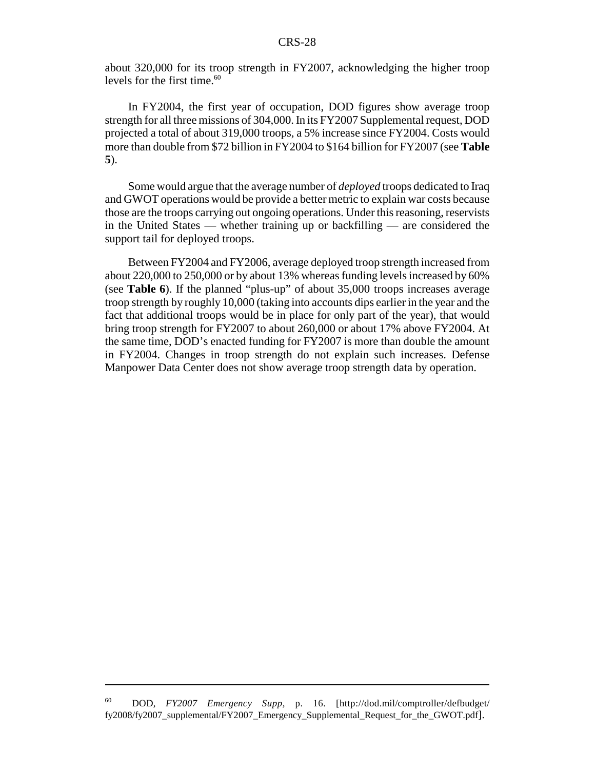about 320,000 for its troop strength in FY2007, acknowledging the higher troop levels for the first time.[60]

In FY2004, the first year of occupation, DOD figures show average troop strength for all three missions of 304,000. In its FY2007 Supplemental request, DOD projected a total of about 319,000 troops, a 5% increase since FY2004. Costs would more than double from $72 billion in FY2004 to $164 billion for FY2007 (see **Table 5**).

Some would argue that the average number of *deployed* troops dedicated to Iraq and GWOT operations would be provide a better metric to explain war costs because those are the troops carrying out ongoing operations. Under this reasoning, reservists in the United States — whether training up or backfilling — are considered the support tail for deployed troops.

Between FY2004 and FY2006, average deployed troop strength increased from about 220,000 to 250,000 or by about 13% whereas funding levels increased by 60% (see **Table 6**). If the planned "plus-up" of about 35,000 troops increases average troop strength by roughly 10,000 (taking into accounts dips earlier in the year and the fact that additional troops would be in place for only part of the year), that would bring troop strength for FY2007 to about 260,000 or about 17% above FY2004. At the same time, DOD's enacted funding for FY2007 is more than double the amount in FY2004. Changes in troop strength do not explain such increases. Defense Manpower Data Center does not show average troop strength data by operation.

---

[60] DOD, *FY2007 Emergency Supp,* p. 16. [http://dod.mil/comptroller/defbudget/fy2008/fy2007_supplemental/FY2007_Emergency_Supplemental_Request_for_the_GWOT.pdf].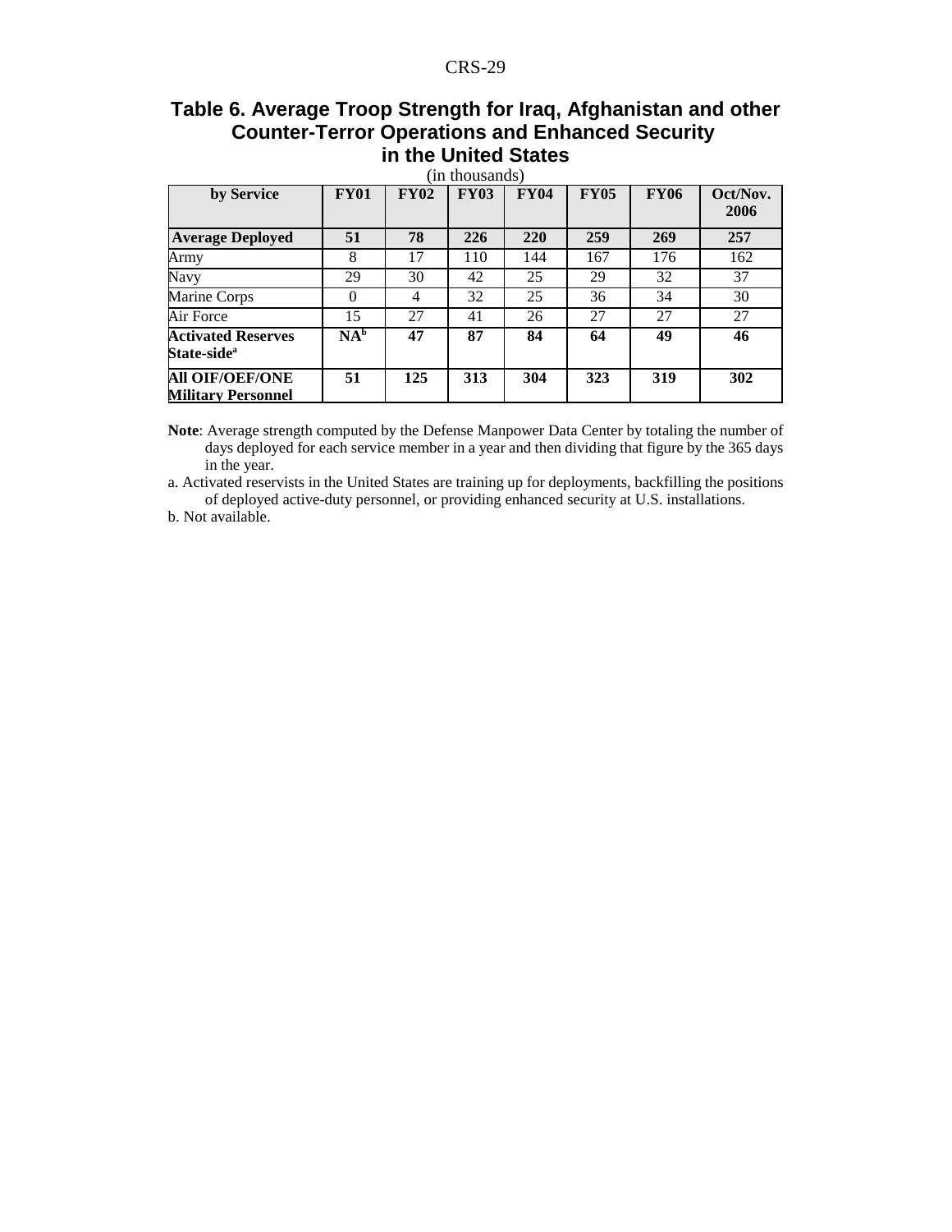## Table 6. Average Troop Strength for Iraq, Afghanistan and other Counter-Terror Operations and Enhanced Security in the United States

(in thousands)

| by Service | FY01 | FY02 | FY03 | FY04 | FY05 | FY06 | Oct/Nov. 2006 |
|---|---|---|---|---|---|---|---|
| **Average Deployed** | **51** | **78** | **226** | **220** | **259** | **269** | **257** |
| Army | 8 | 17 | 110 | 144 | 167 | 176 | 162 |
| Navy | 29 | 30 | 42 | 25 | 29 | 32 | 37 |
| Marine Corps | 0 | 4 | 32 | 25 | 36 | 34 | 30 |
| Air Force | 15 | 27 | 41 | 26 | 27 | 27 | 27 |
| **Activated Reserves State-side**[a] | **NA**[b] | **47** | **87** | **84** | **64** | **49** | **46** |
| **All OIF/OEF/ONE Military Personnel** | **51** | **125** | **313** | **304** | **323** | **319** | **302** |

**Note**: Average strength computed by the Defense Manpower Data Center by totaling the number of days deployed for each service member in a year and then dividing that figure by the 365 days in the year.

a. Activated reservists in the United States are training up for deployments, backfilling the positions of deployed active-duty personnel, or providing enhanced security at U.S. installations.

b. Not available.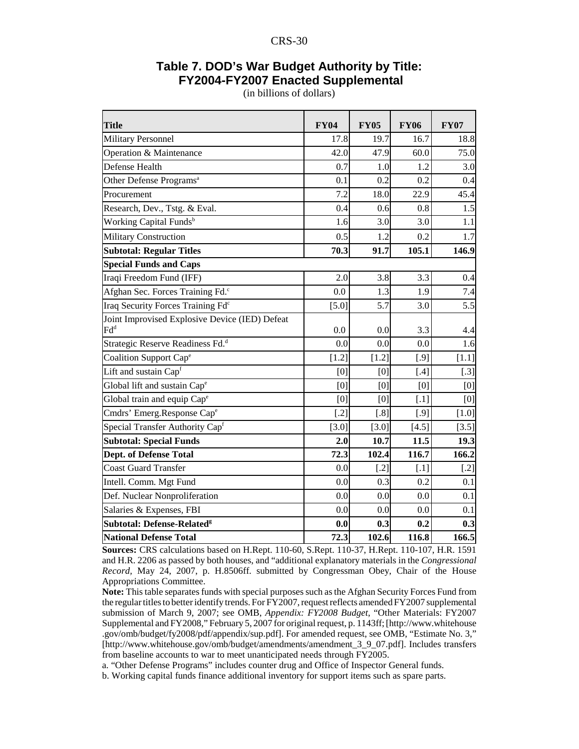# Table 7. DOD's War Budget Authority by Title: FY2004-FY2007 Enacted Supplemental

(in billions of dollars)

| Title | FY04 | FY05 | FY06 | FY07 |
|---|---|---|---|---|
| Military Personnel | 17.8 | 19.7 | 16.7 | 18.8 |
| Operation & Maintenance | 42.0 | 47.9 | 60.0 | 75.0 |
| Defense Health | 0.7 | 1.0 | 1.2 | 3.0 |
| Other Defense Programs[a] | 0.1 | 0.2 | 0.2 | 0.4 |
| Procurement | 7.2 | 18.0 | 22.9 | 45.4 |
| Research, Dev., Tstg. & Eval. | 0.4 | 0.6 | 0.8 | 1.5 |
| Working Capital Funds[b] | 1.6 | 3.0 | 3.0 | 1.1 |
| Military Construction | 0.5 | 1.2 | 0.2 | 1.7 |
| **Subtotal: Regular Titles** | **70.3** | **91.7** | **105.1** | **146.9** |
| **Special Funds and Caps** | | | | |
| Iraqi Freedom Fund (IFF) | 2.0 | 3.8 | 3.3 | 0.4 |
| Afghan Sec. Forces Training Fd.[c] | 0.0 | 1.3 | 1.9 | 7.4 |
| Iraq Security Forces Training Fd[c] | [5.0] | 5.7 | 3.0 | 5.5 |
| Joint Improvised Explosive Device (IED) Defeat Fd[d] | 0.0 | 0.0 | 3.3 | 4.4 |
| Strategic Reserve Readiness Fd.[d] | 0.0 | 0.0 | 0.0 | 1.6 |
| Coalition Support Cap[e] | [1.2] | [1.2] | [.9] | [1.1] |
| Lift and sustain Cap[f] | [0] | [0] | [.4] | [.3] |
| Global lift and sustain Cap[e] | [0] | [0] | [0] | [0] |
| Global train and equip Cap[e] | [0] | [0] | [.1] | [0] |
| Cmdrs' Emerg.Response Cap[e] | [.2] | [.8] | [.9] | [1.0] |
| Special Transfer Authority Cap[f] | [3.0] | [3.0] | [4.5] | [3.5] |
| **Subtotal: Special Funds** | **2.0** | **10.7** | **11.5** | **19.3** |
| **Dept. of Defense Total** | **72.3** | **102.4** | **116.7** | **166.2** |
| Coast Guard Transfer | 0.0 | [.2] | [.1] | [.2] |
| Intell. Comm. Mgt Fund | 0.0 | 0.3 | 0.2 | 0.1 |
| Def. Nuclear Nonproliferation | 0.0 | 0.0 | 0.0 | 0.1 |
| Salaries & Expenses, FBI | 0.0 | 0.0 | 0.0 | 0.1 |
| **Subtotal: Defense-Related[g]** | **0.0** | **0.3** | **0.2** | **0.3** |
| **National Defense Total** | **72.3** | **102.6** | **116.8** | **166.5** |

**Sources:** CRS calculations based on H.Rept. 110-60, S.Rept. 110-37, H.Rept. 110-107, H.R. 1591 and H.R. 2206 as passed by both houses, and "additional explanatory materials in the *Congressional Record*, May 24, 2007, p. H.8506ff. submitted by Congressman Obey, Chair of the House Appropriations Committee.

**Note:** This table separates funds with special purposes such as the Afghan Security Forces Fund from the regular titles to better identify trends. For FY2007, request reflects amended FY2007 supplemental submission of March 9, 2007; see OMB, *Appendix: FY2008 Budget*, "Other Materials: FY2007 Supplemental and FY2008," February 5, 2007 for original request, p. 1143ff; [http://www.whitehouse .gov/omb/budget/fy2008/pdf/appendix/sup.pdf]. For amended request, see OMB, "Estimate No. 3," [http://www.whitehouse.gov/omb/budget/amendments/amendment_3_9_07.pdf]. Includes transfers from baseline accounts to war to meet unanticipated needs through FY2005.

a. "Other Defense Programs" includes counter drug and Office of Inspector General funds.

b. Working capital funds finance additional inventory for support items such as spare parts.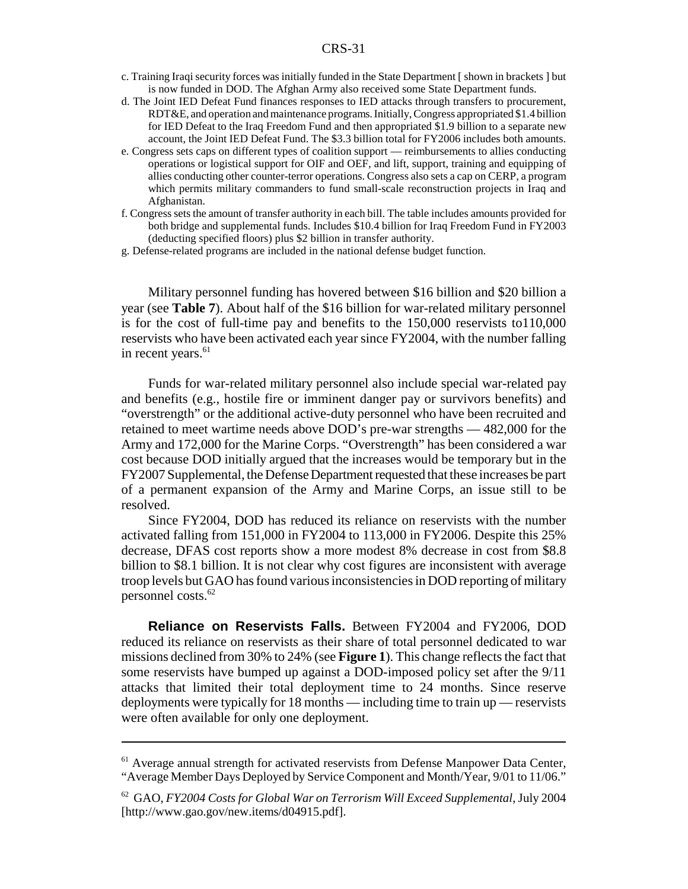c. Training Iraqi security forces was initially funded in the State Department [ shown in brackets ] but is now funded in DOD. The Afghan Army also received some State Department funds.

d. The Joint IED Defeat Fund finances responses to IED attacks through transfers to procurement, RDT&E, and operation and maintenance programs. Initially, Congress appropriated $1.4 billion for IED Defeat to the Iraq Freedom Fund and then appropriated $1.9 billion to a separate new account, the Joint IED Defeat Fund. The $3.3 billion total for FY2006 includes both amounts.

e. Congress sets caps on different types of coalition support — reimbursements to allies conducting operations or logistical support for OIF and OEF, and lift, support, training and equipping of allies conducting other counter-terror operations. Congress also sets a cap on CERP, a program which permits military commanders to fund small-scale reconstruction projects in Iraq and Afghanistan.

f. Congress sets the amount of transfer authority in each bill. The table includes amounts provided for both bridge and supplemental funds. Includes $10.4 billion for Iraq Freedom Fund in FY2003 (deducting specified floors) plus $2 billion in transfer authority.

g. Defense-related programs are included in the national defense budget function.

Military personnel funding has hovered between $16 billion and $20 billion a year (see **Table 7**). About half of the $16 billion for war-related military personnel is for the cost of full-time pay and benefits to the 150,000 reservists to110,000 reservists who have been activated each year since FY2004, with the number falling in recent years.[61]

Funds for war-related military personnel also include special war-related pay and benefits (e.g., hostile fire or imminent danger pay or survivors benefits) and "overstrength" or the additional active-duty personnel who have been recruited and retained to meet wartime needs above DOD's pre-war strengths — 482,000 for the Army and 172,000 for the Marine Corps. "Overstrength" has been considered a war cost because DOD initially argued that the increases would be temporary but in the FY2007 Supplemental, the Defense Department requested that these increases be part of a permanent expansion of the Army and Marine Corps, an issue still to be resolved.

Since FY2004, DOD has reduced its reliance on reservists with the number activated falling from 151,000 in FY2004 to 113,000 in FY2006. Despite this 25% decrease, DFAS cost reports show a more modest 8% decrease in cost from $8.8 billion to $8.1 billion. It is not clear why cost figures are inconsistent with average troop levels but GAO has found various inconsistencies in DOD reporting of military personnel costs.[62]

**Reliance on Reservists Falls.** Between FY2004 and FY2006, DOD reduced its reliance on reservists as their share of total personnel dedicated to war missions declined from 30% to 24% (see **Figure 1**). This change reflects the fact that some reservists have bumped up against a DOD-imposed policy set after the 9/11 attacks that limited their total deployment time to 24 months. Since reserve deployments were typically for 18 months — including time to train up — reservists were often available for only one deployment.

---

[61] Average annual strength for activated reservists from Defense Manpower Data Center, "Average Member Days Deployed by Service Component and Month/Year, 9/01 to 11/06."

[62] GAO, *FY2004 Costs for Global War on Terrorism Will Exceed Supplemental*, July 2004 [http://www.gao.gov/new.items/d04915.pdf].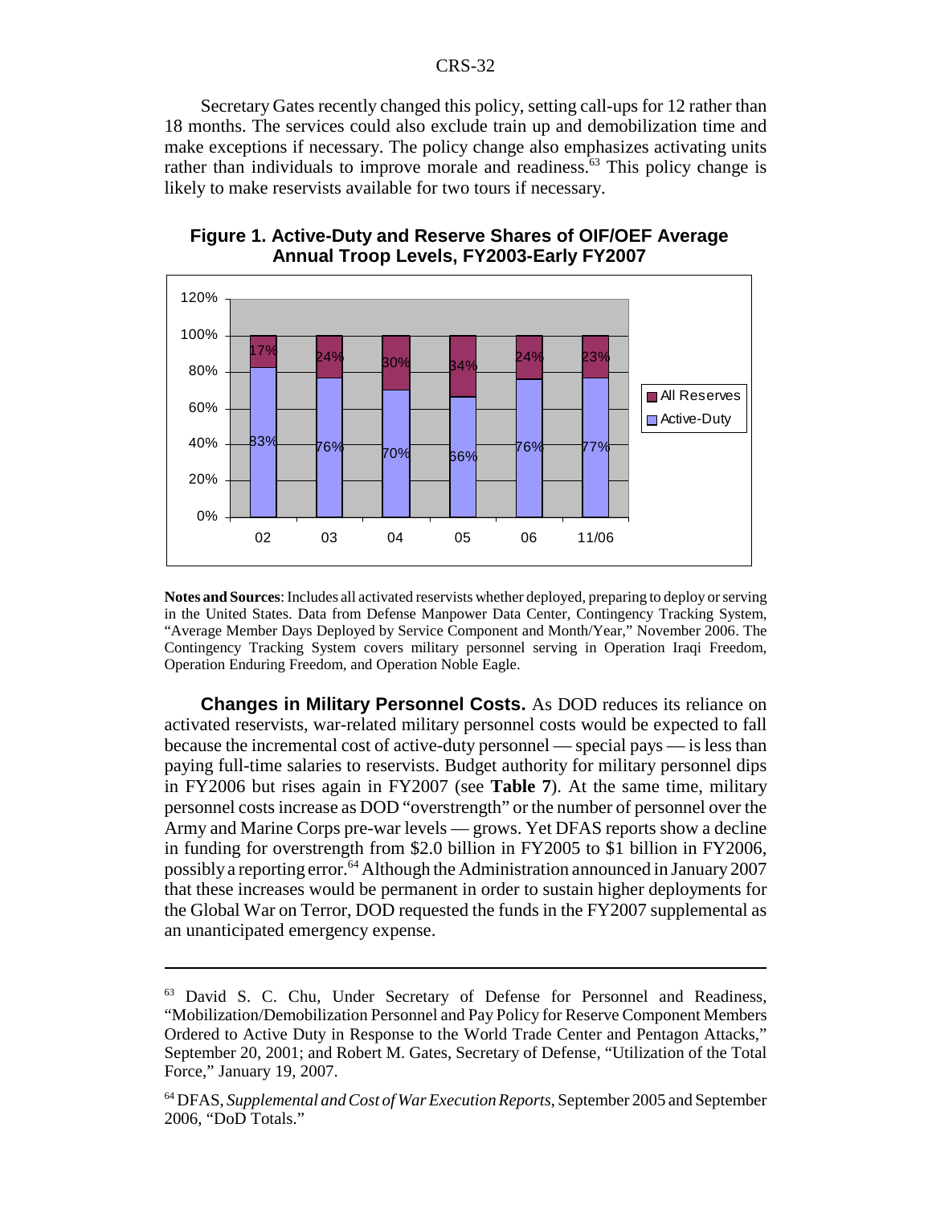Secretary Gates recently changed this policy, setting call-ups for 12 rather than 18 months. The services could also exclude train up and demobilization time and make exceptions if necessary. The policy change also emphasizes activating units rather than individuals to improve morale and readiness.[63] This policy change is likely to make reservists available for two tours if necessary.

**Figure 1. Active-Duty and Reserve Shares of OIF/OEF Average Annual Troop Levels, FY2003-Early FY2007**

| | 02 | 03 | 04 | 05 | 06 | 11/06 |
|---|---|---|---|---|---|---|
| All Reserves | 17% | 24% | 30% | 34% | 24% | 23% |
| Active-Duty | 83% | 76% | 70% | 66% | 76% | 77% |

**Notes and Sources**: Includes all activated reservists whether deployed, preparing to deploy or serving in the United States. Data from Defense Manpower Data Center, Contingency Tracking System, "Average Member Days Deployed by Service Component and Month/Year," November 2006. The Contingency Tracking System covers military personnel serving in Operation Iraqi Freedom, Operation Enduring Freedom, and Operation Noble Eagle.

**Changes in Military Personnel Costs.** As DOD reduces its reliance on activated reservists, war-related military personnel costs would be expected to fall because the incremental cost of active-duty personnel — special pays — is less than paying full-time salaries to reservists. Budget authority for military personnel dips in FY2006 but rises again in FY2007 (see **Table 7**). At the same time, military personnel costs increase as DOD "overstrength" or the number of personnel over the Army and Marine Corps pre-war levels — grows. Yet DFAS reports show a decline in funding for overstrength from $2.0 billion in FY2005 to $1 billion in FY2006, possibly a reporting error.[64] Although the Administration announced in January 2007 that these increases would be permanent in order to sustain higher deployments for the Global War on Terror, DOD requested the funds in the FY2007 supplemental as an unanticipated emergency expense.

---

[63] David S. C. Chu, Under Secretary of Defense for Personnel and Readiness, "Mobilization/Demobilization Personnel and Pay Policy for Reserve Component Members Ordered to Active Duty in Response to the World Trade Center and Pentagon Attacks," September 20, 2001; and Robert M. Gates, Secretary of Defense, "Utilization of the Total Force," January 19, 2007.

[64] DFAS, *Supplemental and Cost of War Execution Reports*, September 2005 and September 2006, "DoD Totals."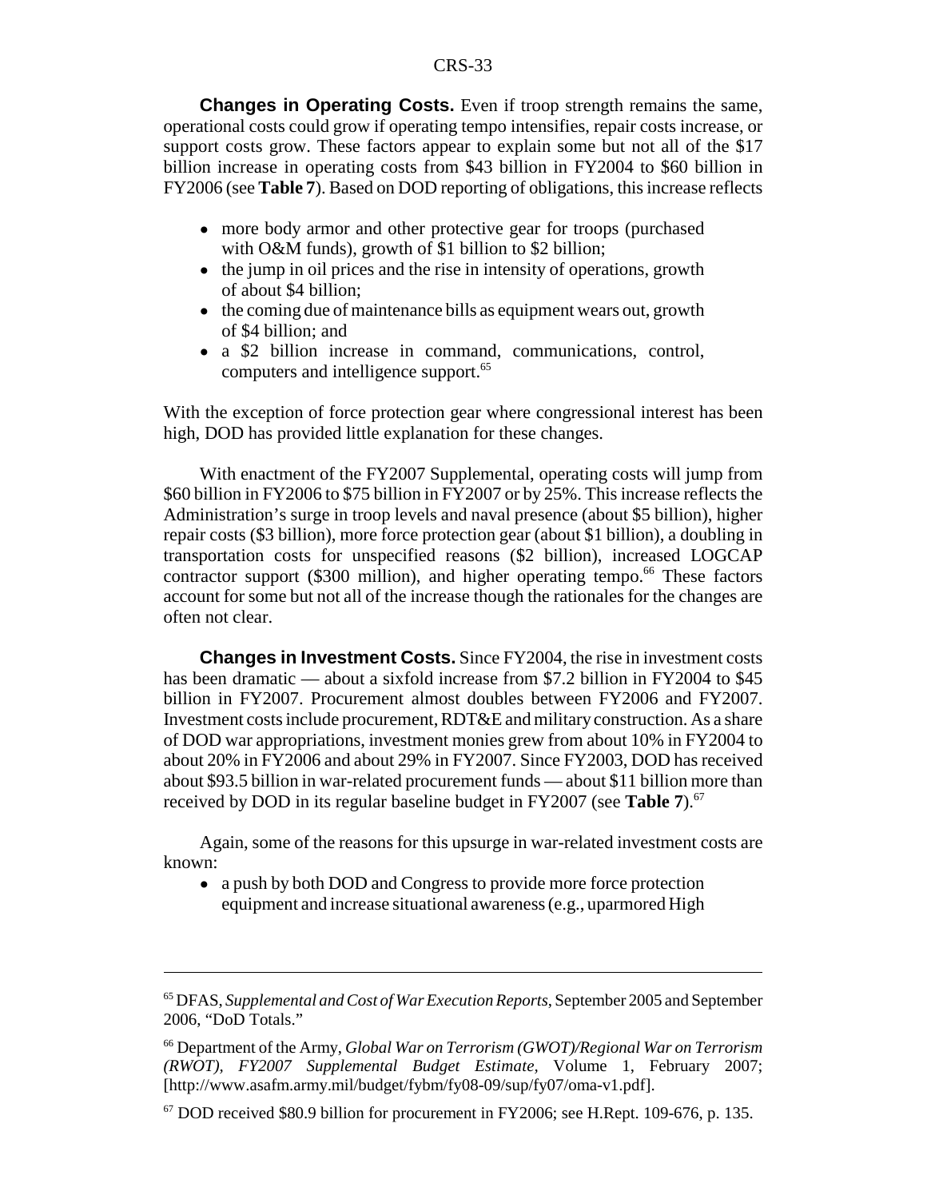**Changes in Operating Costs.** Even if troop strength remains the same, operational costs could grow if operating tempo intensifies, repair costs increase, or support costs grow. These factors appear to explain some but not all of the $17 billion increase in operating costs from $43 billion in FY2004 to $60 billion in FY2006 (see **Table 7**). Based on DOD reporting of obligations, this increase reflects

- more body armor and other protective gear for troops (purchased with O&M funds), growth of $1 billion to $2 billion;
- the jump in oil prices and the rise in intensity of operations, growth of about $4 billion;
- the coming due of maintenance bills as equipment wears out, growth of $4 billion; and
- a $2 billion increase in command, communications, control, computers and intelligence support.[65]

With the exception of force protection gear where congressional interest has been high, DOD has provided little explanation for these changes.

With enactment of the FY2007 Supplemental, operating costs will jump from $60 billion in FY2006 to $75 billion in FY2007 or by 25%. This increase reflects the Administration's surge in troop levels and naval presence (about $5 billion), higher repair costs ($3 billion), more force protection gear (about $1 billion), a doubling in transportation costs for unspecified reasons ($2 billion), increased LOGCAP contractor support ($300 million), and higher operating tempo.[66] These factors account for some but not all of the increase though the rationales for the changes are often not clear.

**Changes in Investment Costs.** Since FY2004, the rise in investment costs has been dramatic — about a sixfold increase from $7.2 billion in FY2004 to $45 billion in FY2007. Procurement almost doubles between FY2006 and FY2007. Investment costs include procurement, RDT&E and military construction. As a share of DOD war appropriations, investment monies grew from about 10% in FY2004 to about 20% in FY2006 and about 29% in FY2007. Since FY2003, DOD has received about $93.5 billion in war-related procurement funds — about $11 billion more than received by DOD in its regular baseline budget in FY2007 (see **Table 7**).[67]

Again, some of the reasons for this upsurge in war-related investment costs are known:

- a push by both DOD and Congress to provide more force protection equipment and increase situational awareness (e.g., uparmored High

---

[65] DFAS, *Supplemental and Cost of War Execution Reports*, September 2005 and September 2006, "DoD Totals."

[66] Department of the Army, *Global War on Terrorism (GWOT)/Regional War on Terrorism (RWOT), FY2007 Supplemental Budget Estimate*, Volume 1, February 2007; [http://www.asafm.army.mil/budget/fybm/fy08-09/sup/fy07/oma-v1.pdf].

[67] DOD received $80.9 billion for procurement in FY2006; see H.Rept. 109-676, p. 135.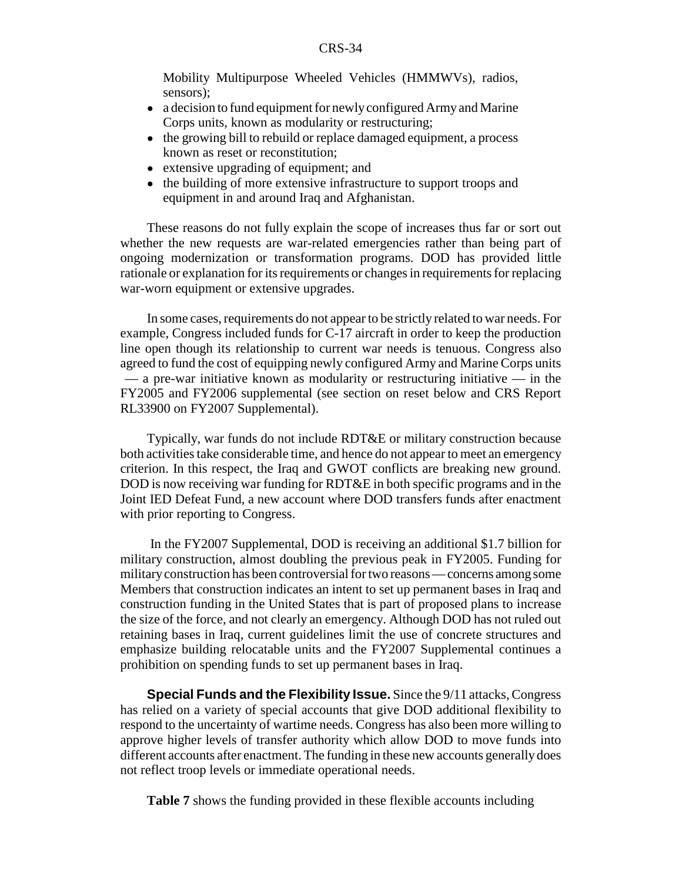Mobility Multipurpose Wheeled Vehicles (HMMWVs), radios, sensors);

- a decision to fund equipment for newly configured Army and Marine Corps units, known as modularity or restructuring;
- the growing bill to rebuild or replace damaged equipment, a process known as reset or reconstitution;
- extensive upgrading of equipment; and
- the building of more extensive infrastructure to support troops and equipment in and around Iraq and Afghanistan.

These reasons do not fully explain the scope of increases thus far or sort out whether the new requests are war-related emergencies rather than being part of ongoing modernization or transformation programs. DOD has provided little rationale or explanation for its requirements or changes in requirements for replacing war-worn equipment or extensive upgrades.

In some cases, requirements do not appear to be strictly related to war needs. For example, Congress included funds for C-17 aircraft in order to keep the production line open though its relationship to current war needs is tenuous. Congress also agreed to fund the cost of equipping newly configured Army and Marine Corps units — a pre-war initiative known as modularity or restructuring initiative — in the FY2005 and FY2006 supplemental (see section on reset below and CRS Report RL33900 on FY2007 Supplemental).

Typically, war funds do not include RDT&E or military construction because both activities take considerable time, and hence do not appear to meet an emergency criterion. In this respect, the Iraq and GWOT conflicts are breaking new ground. DOD is now receiving war funding for RDT&E in both specific programs and in the Joint IED Defeat Fund, a new account where DOD transfers funds after enactment with prior reporting to Congress.

In the FY2007 Supplemental, DOD is receiving an additional $1.7 billion for military construction, almost doubling the previous peak in FY2005. Funding for military construction has been controversial for two reasons — concerns among some Members that construction indicates an intent to set up permanent bases in Iraq and construction funding in the United States that is part of proposed plans to increase the size of the force, and not clearly an emergency. Although DOD has not ruled out retaining bases in Iraq, current guidelines limit the use of concrete structures and emphasize building relocatable units and the FY2007 Supplemental continues a prohibition on spending funds to set up permanent bases in Iraq.

**Special Funds and the Flexibility Issue.** Since the 9/11 attacks, Congress has relied on a variety of special accounts that give DOD additional flexibility to respond to the uncertainty of wartime needs. Congress has also been more willing to approve higher levels of transfer authority which allow DOD to move funds into different accounts after enactment. The funding in these new accounts generally does not reflect troop levels or immediate operational needs.

**Table 7** shows the funding provided in these flexible accounts including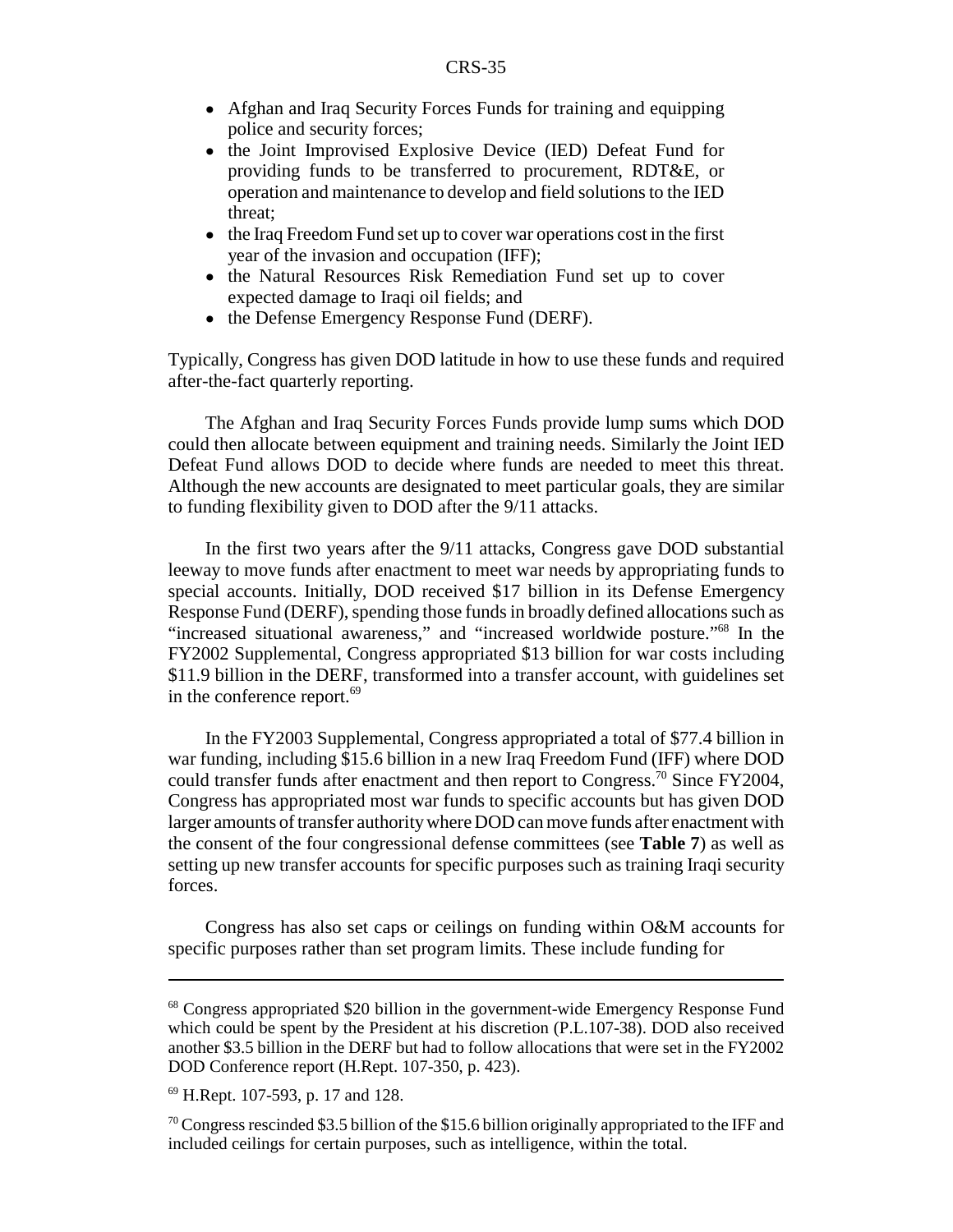- Afghan and Iraq Security Forces Funds for training and equipping police and security forces;
- the Joint Improvised Explosive Device (IED) Defeat Fund for providing funds to be transferred to procurement, RDT&E, or operation and maintenance to develop and field solutions to the IED threat;
- the Iraq Freedom Fund set up to cover war operations cost in the first year of the invasion and occupation (IFF);
- the Natural Resources Risk Remediation Fund set up to cover expected damage to Iraqi oil fields; and
- the Defense Emergency Response Fund (DERF).

Typically, Congress has given DOD latitude in how to use these funds and required after-the-fact quarterly reporting.

The Afghan and Iraq Security Forces Funds provide lump sums which DOD could then allocate between equipment and training needs. Similarly the Joint IED Defeat Fund allows DOD to decide where funds are needed to meet this threat. Although the new accounts are designated to meet particular goals, they are similar to funding flexibility given to DOD after the 9/11 attacks.

In the first two years after the 9/11 attacks, Congress gave DOD substantial leeway to move funds after enactment to meet war needs by appropriating funds to special accounts. Initially, DOD received $17 billion in its Defense Emergency Response Fund (DERF), spending those funds in broadly defined allocations such as "increased situational awareness," and "increased worldwide posture."[68] In the FY2002 Supplemental, Congress appropriated $13 billion for war costs including $11.9 billion in the DERF, transformed into a transfer account, with guidelines set in the conference report.[69]

In the FY2003 Supplemental, Congress appropriated a total of $77.4 billion in war funding, including $15.6 billion in a new Iraq Freedom Fund (IFF) where DOD could transfer funds after enactment and then report to Congress.[70] Since FY2004, Congress has appropriated most war funds to specific accounts but has given DOD larger amounts of transfer authority where DOD can move funds after enactment with the consent of the four congressional defense committees (see **Table 7**) as well as setting up new transfer accounts for specific purposes such as training Iraqi security forces.

Congress has also set caps or ceilings on funding within O&M accounts for specific purposes rather than set program limits. These include funding for

---

[68] Congress appropriated $20 billion in the government-wide Emergency Response Fund which could be spent by the President at his discretion (P.L.107-38). DOD also received another $3.5 billion in the DERF but had to follow allocations that were set in the FY2002 DOD Conference report (H.Rept. 107-350, p. 423).

[69] H.Rept. 107-593, p. 17 and 128.

[70] Congress rescinded $3.5 billion of the $15.6 billion originally appropriated to the IFF and included ceilings for certain purposes, such as intelligence, within the total.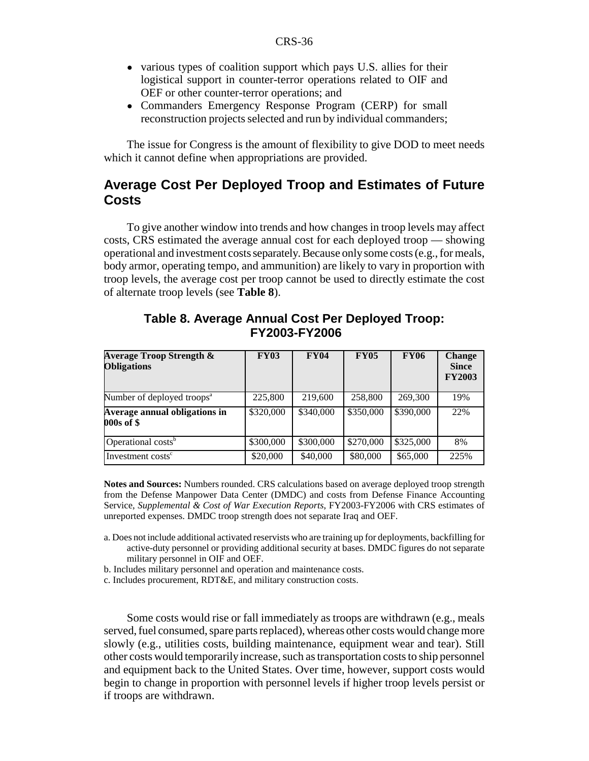- various types of coalition support which pays U.S. allies for their logistical support in counter-terror operations related to OIF and OEF or other counter-terror operations; and
- Commanders Emergency Response Program (CERP) for small reconstruction projects selected and run by individual commanders;

The issue for Congress is the amount of flexibility to give DOD to meet needs which it cannot define when appropriations are provided.

## Average Cost Per Deployed Troop and Estimates of Future Costs

To give another window into trends and how changes in troop levels may affect costs, CRS estimated the average annual cost for each deployed troop — showing operational and investment costs separately. Because only some costs (e.g., for meals, body armor, operating tempo, and ammunition) are likely to vary in proportion with troop levels, the average cost per troop cannot be used to directly estimate the cost of alternate troop levels (see **Table 8**).

### Table 8. Average Annual Cost Per Deployed Troop: FY2003-FY2006

| Average Troop Strength & Obligations | FY03 | FY04 | FY05 | FY06 | Change Since FY2003 |
|---|---|---|---|---|---|
| Number of deployed troops[a] | 225,800 | 219,600 | 258,800 | 269,300 | 19% |
| **Average annual obligations in 000s of $** | $320,000 | $340,000 | $350,000 | $390,000 | 22% |
| Operational costs[b] | $300,000 | $300,000 | $270,000 | $325,000 | 8% |
| Investment costs[c] | $20,000 | $40,000 | $80,000 | $65,000 | 225% |

**Notes and Sources:** Numbers rounded. CRS calculations based on average deployed troop strength from the Defense Manpower Data Center (DMDC) and costs from Defense Finance Accounting Service, *Supplemental & Cost of War Execution Reports*, FY2003-FY2006 with CRS estimates of unreported expenses. DMDC troop strength does not separate Iraq and OEF.

a. Does not include additional activated reservists who are training up for deployments, backfilling for active-duty personnel or providing additional security at bases. DMDC figures do not separate military personnel in OIF and OEF.

b. Includes military personnel and operation and maintenance costs.

c. Includes procurement, RDT&E, and military construction costs.

Some costs would rise or fall immediately as troops are withdrawn (e.g., meals served, fuel consumed, spare parts replaced), whereas other costs would change more slowly (e.g., utilities costs, building maintenance, equipment wear and tear). Still other costs would temporarily increase, such as transportation costs to ship personnel and equipment back to the United States. Over time, however, support costs would begin to change in proportion with personnel levels if higher troop levels persist or if troops are withdrawn.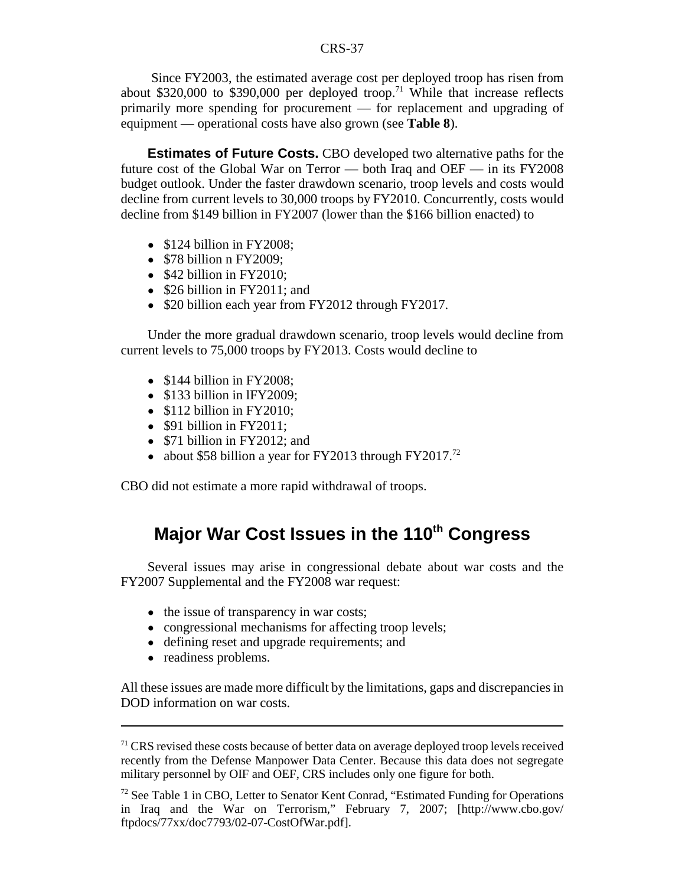Since FY2003, the estimated average cost per deployed troop has risen from about \$320,000 to \$390,000 per deployed troop.[71] While that increase reflects primarily more spending for procurement — for replacement and upgrading of equipment — operational costs have also grown (see **Table 8**).

**Estimates of Future Costs.** CBO developed two alternative paths for the future cost of the Global War on Terror — both Iraq and OEF — in its FY2008 budget outlook. Under the faster drawdown scenario, troop levels and costs would decline from current levels to 30,000 troops by FY2010. Concurrently, costs would decline from \$149 billion in FY2007 (lower than the \$166 billion enacted) to

- \$124 billion in FY2008;
- \$78 billion n FY2009;
- \$42 billion in FY2010;
- \$26 billion in FY2011; and
- \$20 billion each year from FY2012 through FY2017.

Under the more gradual drawdown scenario, troop levels would decline from current levels to 75,000 troops by FY2013. Costs would decline to

- \$144 billion in FY2008;
- \$133 billion in lFY2009;
- \$112 billion in FY2010;
- \$91 billion in FY2011;
- \$71 billion in FY2012; and
- about \$58 billion a year for FY2013 through FY2017.[72]

CBO did not estimate a more rapid withdrawal of troops.

## Major War Cost Issues in the 110th Congress

Several issues may arise in congressional debate about war costs and the FY2007 Supplemental and the FY2008 war request:

- the issue of transparency in war costs;
- congressional mechanisms for affecting troop levels;
- defining reset and upgrade requirements; and
- readiness problems.

All these issues are made more difficult by the limitations, gaps and discrepancies in DOD information on war costs.

---

[71] CRS revised these costs because of better data on average deployed troop levels received recently from the Defense Manpower Data Center. Because this data does not segregate military personnel by OIF and OEF, CRS includes only one figure for both.

[72] See Table 1 in CBO, Letter to Senator Kent Conrad, "Estimated Funding for Operations in Iraq and the War on Terrorism," February 7, 2007; [http://www.cbo.gov/ftpdocs/77xx/doc7793/02-07-CostOfWar.pdf].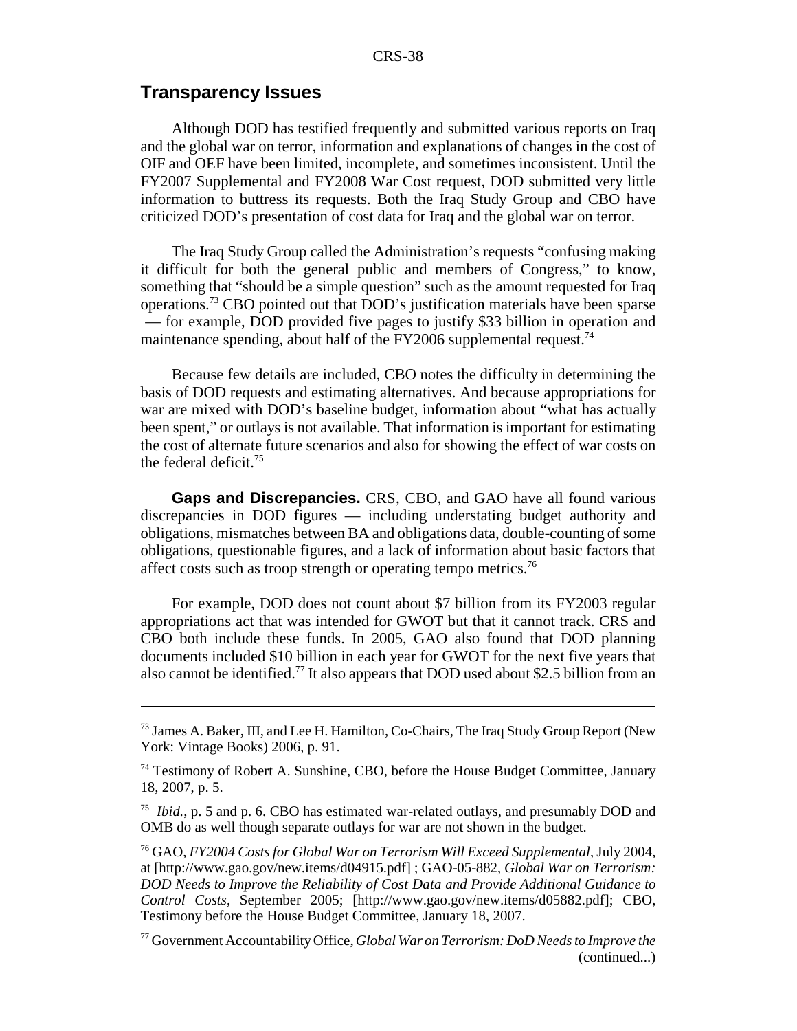## Transparency Issues

Although DOD has testified frequently and submitted various reports on Iraq and the global war on terror, information and explanations of changes in the cost of OIF and OEF have been limited, incomplete, and sometimes inconsistent. Until the FY2007 Supplemental and FY2008 War Cost request, DOD submitted very little information to buttress its requests. Both the Iraq Study Group and CBO have criticized DOD's presentation of cost data for Iraq and the global war on terror.

The Iraq Study Group called the Administration's requests "confusing making it difficult for both the general public and members of Congress," to know, something that "should be a simple question" such as the amount requested for Iraq operations.[73] CBO pointed out that DOD's justification materials have been sparse — for example, DOD provided five pages to justify $33 billion in operation and maintenance spending, about half of the FY2006 supplemental request.[74]

Because few details are included, CBO notes the difficulty in determining the basis of DOD requests and estimating alternatives. And because appropriations for war are mixed with DOD's baseline budget, information about "what has actually been spent," or outlays is not available. That information is important for estimating the cost of alternate future scenarios and also for showing the effect of war costs on the federal deficit.[75]

**Gaps and Discrepancies.** CRS, CBO, and GAO have all found various discrepancies in DOD figures — including understating budget authority and obligations, mismatches between BA and obligations data, double-counting of some obligations, questionable figures, and a lack of information about basic factors that affect costs such as troop strength or operating tempo metrics.[76]

For example, DOD does not count about $7 billion from its FY2003 regular appropriations act that was intended for GWOT but that it cannot track. CRS and CBO both include these funds. In 2005, GAO also found that DOD planning documents included $10 billion in each year for GWOT for the next five years that also cannot be identified.[77] It also appears that DOD used about $2.5 billion from an

---

[73] James A. Baker, III, and Lee H. Hamilton, Co-Chairs, The Iraq Study Group Report (New York: Vintage Books) 2006, p. 91.

[74] Testimony of Robert A. Sunshine, CBO, before the House Budget Committee, January 18, 2007, p. 5.

[75] *Ibid.*, p. 5 and p. 6. CBO has estimated war-related outlays, and presumably DOD and OMB do as well though separate outlays for war are not shown in the budget.

[76] GAO, *FY2004 Costs for Global War on Terrorism Will Exceed Supplemental*, July 2004, at [http://www.gao.gov/new.items/d04915.pdf] ; GAO-05-882, *Global War on Terrorism: DOD Needs to Improve the Reliability of Cost Data and Provide Additional Guidance to Control Costs*, September 2005; [http://www.gao.gov/new.items/d05882.pdf]; CBO, Testimony before the House Budget Committee, January 18, 2007.

[77] Government Accountability Office, *Global War on Terrorism: DoD Needs to Improve the* (continued...)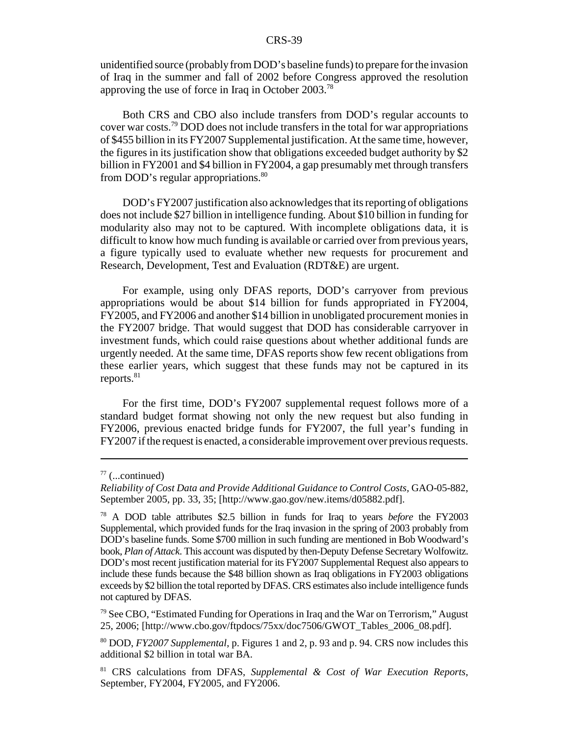unidentified source (probably from DOD's baseline funds) to prepare for the invasion of Iraq in the summer and fall of 2002 before Congress approved the resolution approving the use of force in Iraq in October 2003.[78]

Both CRS and CBO also include transfers from DOD's regular accounts to cover war costs.[79] DOD does not include transfers in the total for war appropriations of $455 billion in its FY2007 Supplemental justification. At the same time, however, the figures in its justification show that obligations exceeded budget authority by $2 billion in FY2001 and $4 billion in FY2004, a gap presumably met through transfers from DOD's regular appropriations.[80]

DOD's FY2007 justification also acknowledges that its reporting of obligations does not include $27 billion in intelligence funding. About $10 billion in funding for modularity also may not to be captured. With incomplete obligations data, it is difficult to know how much funding is available or carried over from previous years, a figure typically used to evaluate whether new requests for procurement and Research, Development, Test and Evaluation (RDT&E) are urgent.

For example, using only DFAS reports, DOD's carryover from previous appropriations would be about $14 billion for funds appropriated in FY2004, FY2005, and FY2006 and another $14 billion in unobligated procurement monies in the FY2007 bridge. That would suggest that DOD has considerable carryover in investment funds, which could raise questions about whether additional funds are urgently needed. At the same time, DFAS reports show few recent obligations from these earlier years, which suggest that these funds may not be captured in its reports.[81]

For the first time, DOD's FY2007 supplemental request follows more of a standard budget format showing not only the new request but also funding in FY2006, previous enacted bridge funds for FY2007, the full year's funding in FY2007 if the request is enacted, a considerable improvement over previous requests.

---

[77] (...continued)
*Reliability of Cost Data and Provide Additional Guidance to Control Costs*, GAO-05-882, September 2005, pp. 33, 35; [http://www.gao.gov/new.items/d05882.pdf].

[78] A DOD table attributes $2.5 billion in funds for Iraq to years *before* the FY2003 Supplemental, which provided funds for the Iraq invasion in the spring of 2003 probably from DOD's baseline funds. Some $700 million in such funding are mentioned in Bob Woodward's book, *Plan of Attack*. This account was disputed by then-Deputy Defense Secretary Wolfowitz. DOD's most recent justification material for its FY2007 Supplemental Request also appears to include these funds because the $48 billion shown as Iraq obligations in FY2003 obligations exceeds by $2 billion the total reported by DFAS. CRS estimates also include intelligence funds not captured by DFAS.

[79] See CBO, "Estimated Funding for Operations in Iraq and the War on Terrorism," August 25, 2006; [http://www.cbo.gov/ftpdocs/75xx/doc7506/GWOT_Tables_2006_08.pdf].

[80] DOD, *FY2007 Supplemental*, p. Figures 1 and 2, p. 93 and p. 94. CRS now includes this additional $2 billion in total war BA.

[81] CRS calculations from DFAS, *Supplemental & Cost of War Execution Reports*, September, FY2004, FY2005, and FY2006.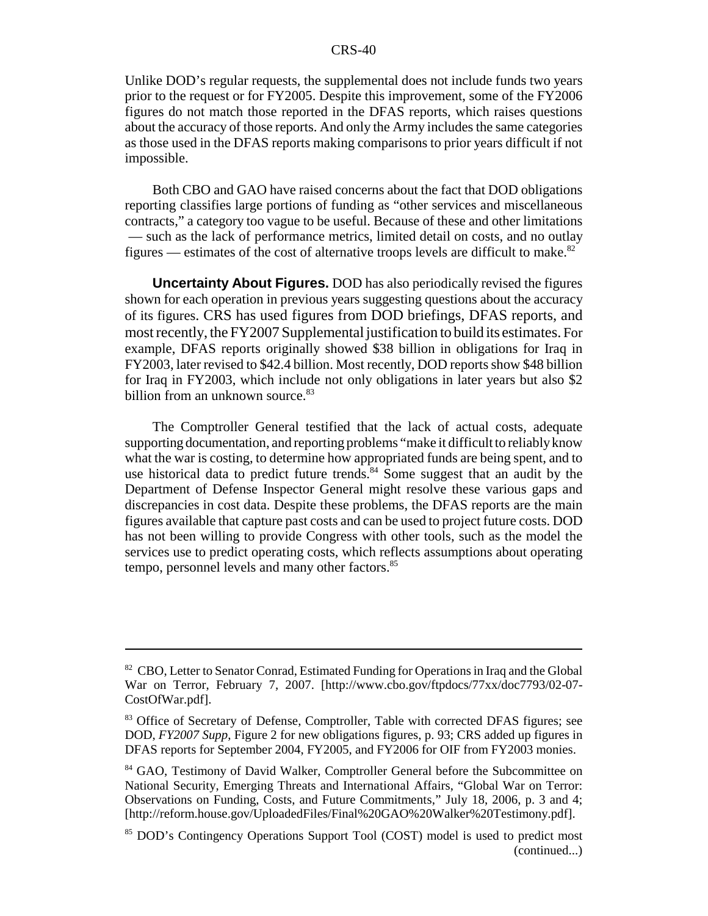Unlike DOD's regular requests, the supplemental does not include funds two years prior to the request or for FY2005. Despite this improvement, some of the FY2006 figures do not match those reported in the DFAS reports, which raises questions about the accuracy of those reports. And only the Army includes the same categories as those used in the DFAS reports making comparisons to prior years difficult if not impossible.

Both CBO and GAO have raised concerns about the fact that DOD obligations reporting classifies large portions of funding as "other services and miscellaneous contracts," a category too vague to be useful. Because of these and other limitations — such as the lack of performance metrics, limited detail on costs, and no outlay figures — estimates of the cost of alternative troops levels are difficult to make.[82]

**Uncertainty About Figures.** DOD has also periodically revised the figures shown for each operation in previous years suggesting questions about the accuracy of its figures. CRS has used figures from DOD briefings, DFAS reports, and most recently, the FY2007 Supplemental justification to build its estimates. For example, DFAS reports originally showed $38 billion in obligations for Iraq in FY2003, later revised to $42.4 billion. Most recently, DOD reports show $48 billion for Iraq in FY2003, which include not only obligations in later years but also $2 billion from an unknown source.[83]

The Comptroller General testified that the lack of actual costs, adequate supporting documentation, and reporting problems "make it difficult to reliably know what the war is costing, to determine how appropriated funds are being spent, and to use historical data to predict future trends.[84] Some suggest that an audit by the Department of Defense Inspector General might resolve these various gaps and discrepancies in cost data. Despite these problems, the DFAS reports are the main figures available that capture past costs and can be used to project future costs. DOD has not been willing to provide Congress with other tools, such as the model the services use to predict operating costs, which reflects assumptions about operating tempo, personnel levels and many other factors.[85]

---

[82] CBO, Letter to Senator Conrad, Estimated Funding for Operations in Iraq and the Global War on Terror, February 7, 2007. [http://www.cbo.gov/ftpdocs/77xx/doc7793/02-07-CostOfWar.pdf].

[83] Office of Secretary of Defense, Comptroller, Table with corrected DFAS figures; see DOD, *FY2007 Supp*, Figure 2 for new obligations figures, p. 93; CRS added up figures in DFAS reports for September 2004, FY2005, and FY2006 for OIF from FY2003 monies.

[84] GAO, Testimony of David Walker, Comptroller General before the Subcommittee on National Security, Emerging Threats and International Affairs, "Global War on Terror: Observations on Funding, Costs, and Future Commitments," July 18, 2006, p. 3 and 4; [http://reform.house.gov/UploadedFiles/Final%20GAO%20Walker%20Testimony.pdf].

[85] DOD's Contingency Operations Support Tool (COST) model is used to predict most (continued...)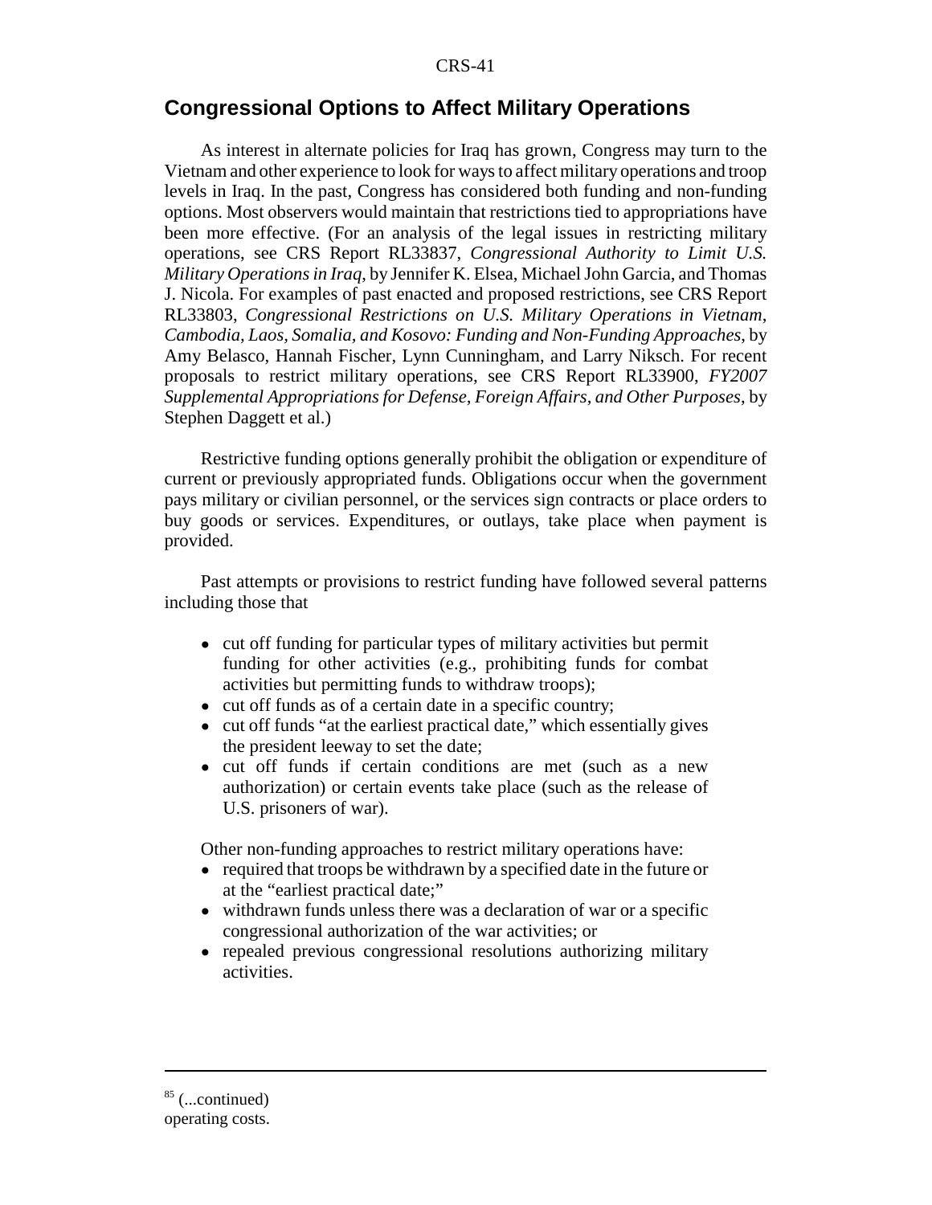## Congressional Options to Affect Military Operations

As interest in alternate policies for Iraq has grown, Congress may turn to the Vietnam and other experience to look for ways to affect military operations and troop levels in Iraq. In the past, Congress has considered both funding and non-funding options. Most observers would maintain that restrictions tied to appropriations have been more effective. (For an analysis of the legal issues in restricting military operations, see CRS Report RL33837, *Congressional Authority to Limit U.S. Military Operations in Iraq*, by Jennifer K. Elsea, Michael John Garcia, and Thomas J. Nicola. For examples of past enacted and proposed restrictions, see CRS Report RL33803, *Congressional Restrictions on U.S. Military Operations in Vietnam, Cambodia, Laos, Somalia, and Kosovo: Funding and Non-Funding Approaches,* by Amy Belasco, Hannah Fischer, Lynn Cunningham, and Larry Niksch. For recent proposals to restrict military operations, see CRS Report RL33900, *FY2007 Supplemental Appropriations for Defense, Foreign Affairs, and Other Purposes*, by Stephen Daggett et al.)

Restrictive funding options generally prohibit the obligation or expenditure of current or previously appropriated funds. Obligations occur when the government pays military or civilian personnel, or the services sign contracts or place orders to buy goods or services. Expenditures, or outlays, take place when payment is provided.

Past attempts or provisions to restrict funding have followed several patterns including those that

- cut off funding for particular types of military activities but permit funding for other activities (e.g., prohibiting funds for combat activities but permitting funds to withdraw troops);
- cut off funds as of a certain date in a specific country;
- cut off funds "at the earliest practical date," which essentially gives the president leeway to set the date;
- cut off funds if certain conditions are met (such as a new authorization) or certain events take place (such as the release of U.S. prisoners of war).

Other non-funding approaches to restrict military operations have:

- required that troops be withdrawn by a specified date in the future or at the "earliest practical date;"
- withdrawn funds unless there was a declaration of war or a specific congressional authorization of the war activities; or
- repealed previous congressional resolutions authorizing military activities.

---

[85] (...continued) operating costs.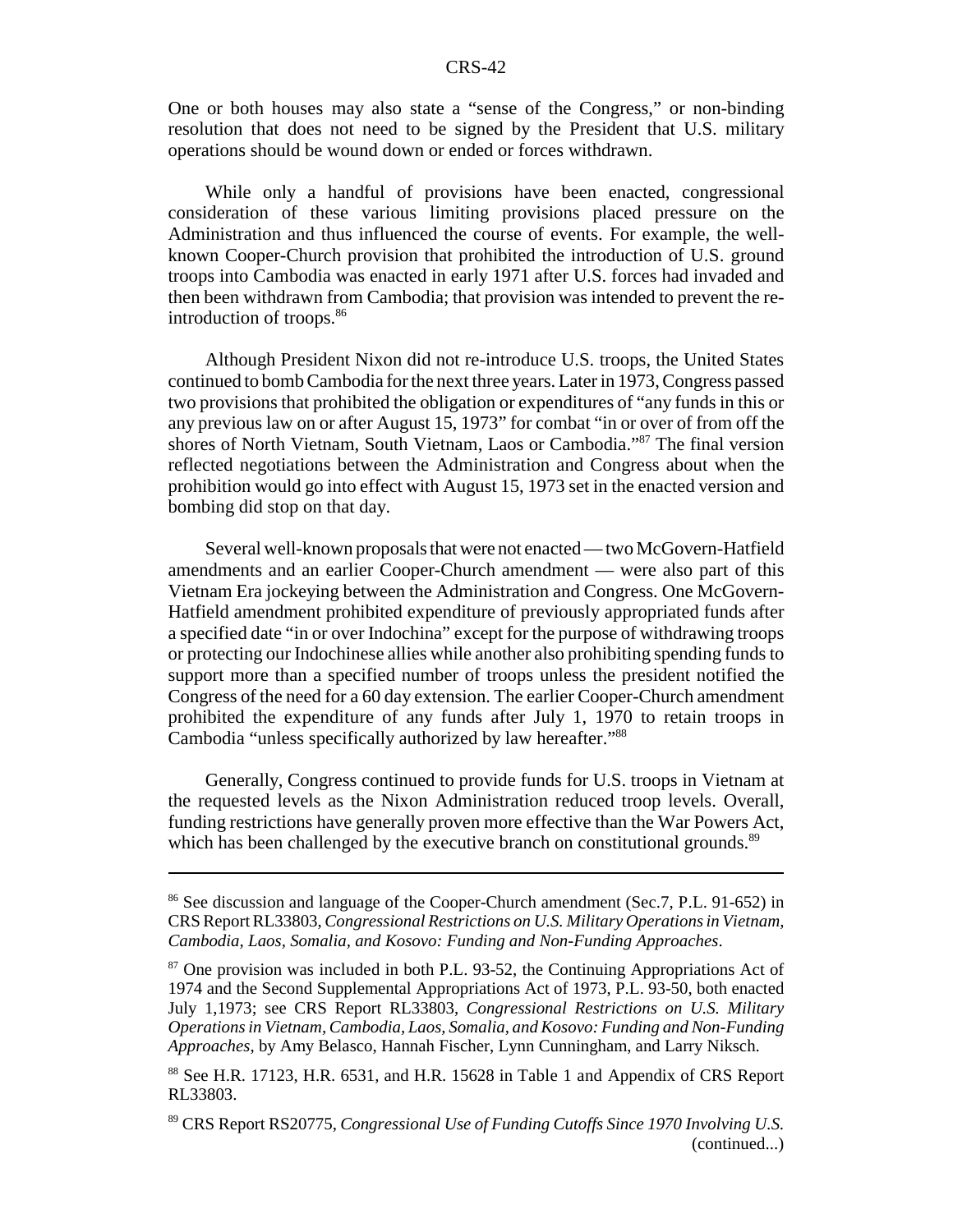One or both houses may also state a "sense of the Congress," or non-binding resolution that does not need to be signed by the President that U.S. military operations should be wound down or ended or forces withdrawn.

While only a handful of provisions have been enacted, congressional consideration of these various limiting provisions placed pressure on the Administration and thus influenced the course of events. For example, the well-known Cooper-Church provision that prohibited the introduction of U.S. ground troops into Cambodia was enacted in early 1971 after U.S. forces had invaded and then been withdrawn from Cambodia; that provision was intended to prevent the re-introduction of troops.[86]

Although President Nixon did not re-introduce U.S. troops, the United States continued to bomb Cambodia for the next three years. Later in 1973, Congress passed two provisions that prohibited the obligation or expenditures of "any funds in this or any previous law on or after August 15, 1973" for combat "in or over of from off the shores of North Vietnam, South Vietnam, Laos or Cambodia."[87] The final version reflected negotiations between the Administration and Congress about when the prohibition would go into effect with August 15, 1973 set in the enacted version and bombing did stop on that day.

Several well-known proposals that were not enacted — two McGovern-Hatfield amendments and an earlier Cooper-Church amendment — were also part of this Vietnam Era jockeying between the Administration and Congress. One McGovern-Hatfield amendment prohibited expenditure of previously appropriated funds after a specified date "in or over Indochina" except for the purpose of withdrawing troops or protecting our Indochinese allies while another also prohibiting spending funds to support more than a specified number of troops unless the president notified the Congress of the need for a 60 day extension. The earlier Cooper-Church amendment prohibited the expenditure of any funds after July 1, 1970 to retain troops in Cambodia "unless specifically authorized by law hereafter."[88]

Generally, Congress continued to provide funds for U.S. troops in Vietnam at the requested levels as the Nixon Administration reduced troop levels. Overall, funding restrictions have generally proven more effective than the War Powers Act, which has been challenged by the executive branch on constitutional grounds.[89]

---

[86] See discussion and language of the Cooper-Church amendment (Sec.7, P.L. 91-652) in CRS Report RL33803, *Congressional Restrictions on U.S. Military Operations in Vietnam, Cambodia, Laos, Somalia, and Kosovo: Funding and Non-Funding Approaches*.

[87] One provision was included in both P.L. 93-52, the Continuing Appropriations Act of 1974 and the Second Supplemental Appropriations Act of 1973, P.L. 93-50, both enacted July 1,1973; see CRS Report RL33803, *Congressional Restrictions on U.S. Military Operations in Vietnam, Cambodia, Laos, Somalia, and Kosovo: Funding and Non-Funding Approaches*, by Amy Belasco, Hannah Fischer, Lynn Cunningham, and Larry Niksch.

[88] See H.R. 17123, H.R. 6531, and H.R. 15628 in Table 1 and Appendix of CRS Report RL33803.

[89] CRS Report RS20775, *Congressional Use of Funding Cutoffs Since 1970 Involving U.S.* (continued...)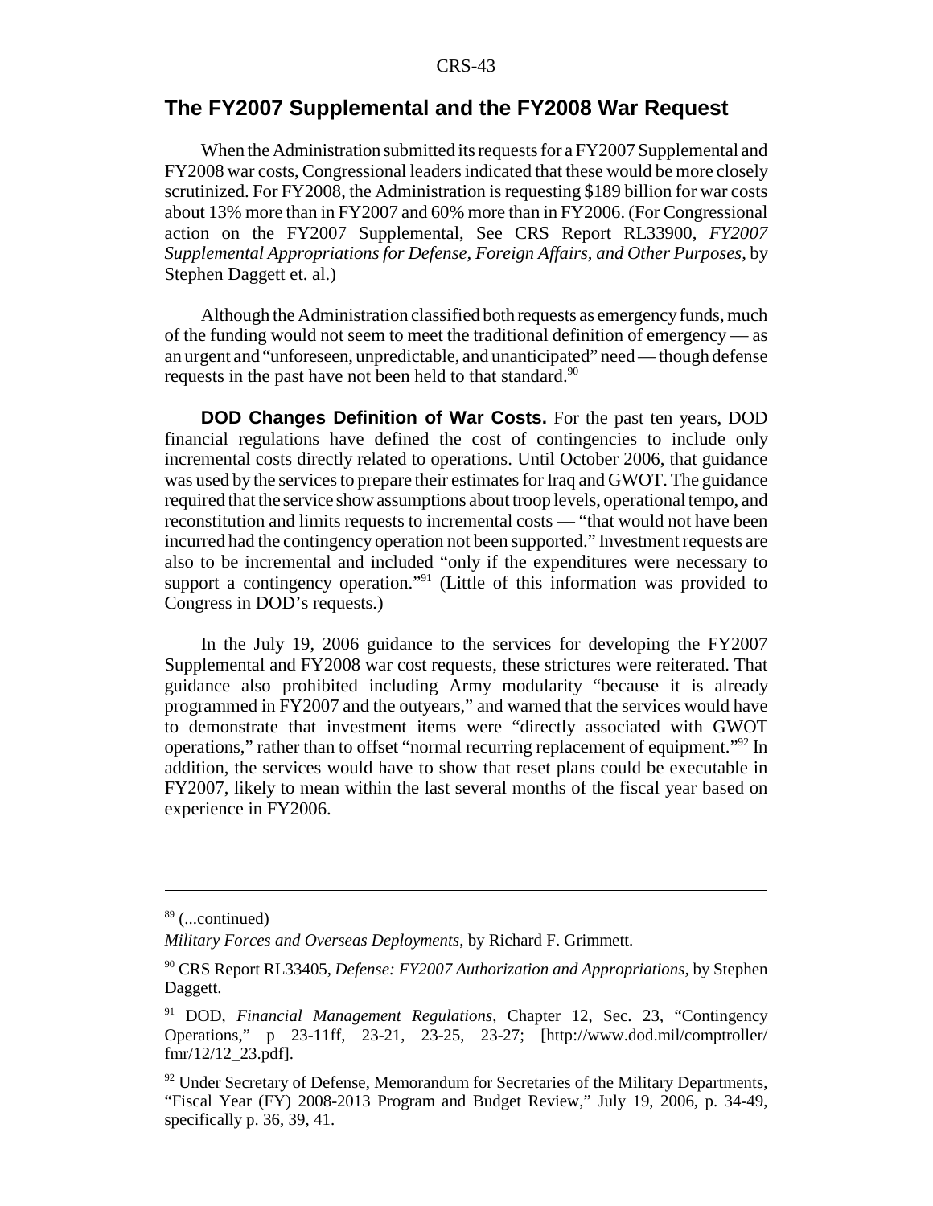## The FY2007 Supplemental and the FY2008 War Request

When the Administration submitted its requests for a FY2007 Supplemental and FY2008 war costs, Congressional leaders indicated that these would be more closely scrutinized. For FY2008, the Administration is requesting $189 billion for war costs about 13% more than in FY2007 and 60% more than in FY2006. (For Congressional action on the FY2007 Supplemental, See CRS Report RL33900, *FY2007 Supplemental Appropriations for Defense, Foreign Affairs, and Other Purposes*, by Stephen Daggett et. al.)

Although the Administration classified both requests as emergency funds, much of the funding would not seem to meet the traditional definition of emergency — as an urgent and "unforeseen, unpredictable, and unanticipated" need — though defense requests in the past have not been held to that standard.[90]

**DOD Changes Definition of War Costs.** For the past ten years, DOD financial regulations have defined the cost of contingencies to include only incremental costs directly related to operations. Until October 2006, that guidance was used by the services to prepare their estimates for Iraq and GWOT. The guidance required that the service show assumptions about troop levels, operational tempo, and reconstitution and limits requests to incremental costs — "that would not have been incurred had the contingency operation not been supported." Investment requests are also to be incremental and included "only if the expenditures were necessary to support a contingency operation."[91] (Little of this information was provided to Congress in DOD's requests.)

In the July 19, 2006 guidance to the services for developing the FY2007 Supplemental and FY2008 war cost requests, these strictures were reiterated. That guidance also prohibited including Army modularity "because it is already programmed in FY2007 and the outyears," and warned that the services would have to demonstrate that investment items were "directly associated with GWOT operations," rather than to offset "normal recurring replacement of equipment."[92] In addition, the services would have to show that reset plans could be executable in FY2007, likely to mean within the last several months of the fiscal year based on experience in FY2006.

---

[89] (...continued)

*Military Forces and Overseas Deployments*, by Richard F. Grimmett.

[90] CRS Report RL33405, *Defense: FY2007 Authorization and Appropriations*, by Stephen Daggett.

[91] DOD, *Financial Management Regulations*, Chapter 12, Sec. 23, "Contingency Operations," p 23-11ff, 23-21, 23-25, 23-27; [http://www.dod.mil/comptroller/fmr/12/12_23.pdf].

[92] Under Secretary of Defense, Memorandum for Secretaries of the Military Departments, "Fiscal Year (FY) 2008-2013 Program and Budget Review," July 19, 2006, p. 34-49, specifically p. 36, 39, 41.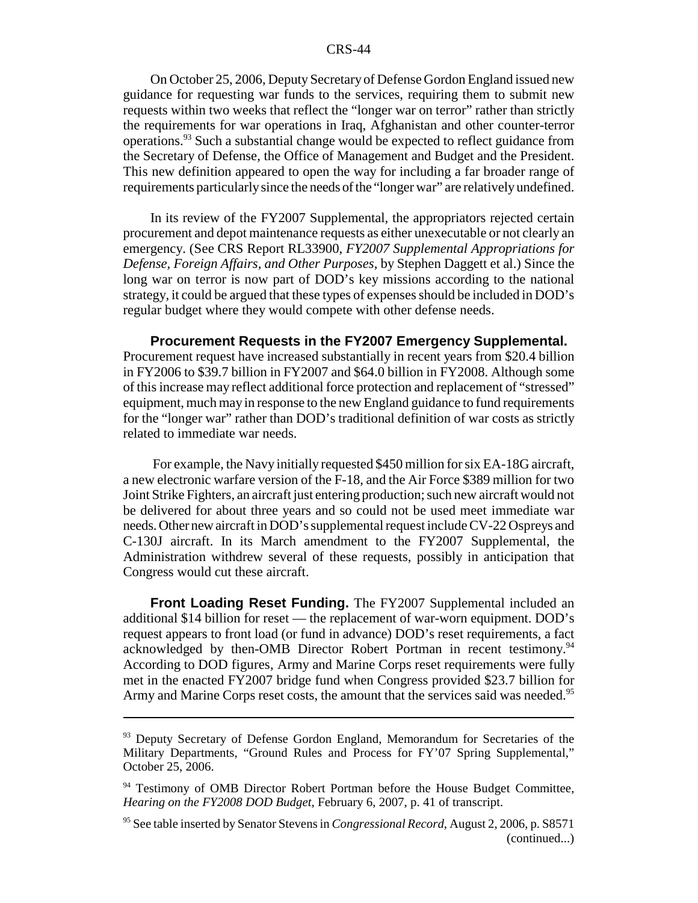On October 25, 2006, Deputy Secretary of Defense Gordon England issued new guidance for requesting war funds to the services, requiring them to submit new requests within two weeks that reflect the "longer war on terror" rather than strictly the requirements for war operations in Iraq, Afghanistan and other counter-terror operations.[93] Such a substantial change would be expected to reflect guidance from the Secretary of Defense, the Office of Management and Budget and the President. This new definition appeared to open the way for including a far broader range of requirements particularly since the needs of the "longer war" are relatively undefined.

In its review of the FY2007 Supplemental, the appropriators rejected certain procurement and depot maintenance requests as either unexecutable or not clearly an emergency. (See CRS Report RL33900, *FY2007 Supplemental Appropriations for Defense, Foreign Affairs, and Other Purposes*, by Stephen Daggett et al.) Since the long war on terror is now part of DOD's key missions according to the national strategy, it could be argued that these types of expenses should be included in DOD's regular budget where they would compete with other defense needs.

**Procurement Requests in the FY2007 Emergency Supplemental.** Procurement request have increased substantially in recent years from \$20.4 billion in FY2006 to \$39.7 billion in FY2007 and \$64.0 billion in FY2008. Although some of this increase may reflect additional force protection and replacement of "stressed" equipment, much may in response to the new England guidance to fund requirements for the "longer war" rather than DOD's traditional definition of war costs as strictly related to immediate war needs.

For example, the Navy initially requested \$450 million for six EA-18G aircraft, a new electronic warfare version of the F-18, and the Air Force \$389 million for two Joint Strike Fighters, an aircraft just entering production; such new aircraft would not be delivered for about three years and so could not be used meet immediate war needs. Other new aircraft in DOD's supplemental request include CV-22 Ospreys and C-130J aircraft. In its March amendment to the FY2007 Supplemental, the Administration withdrew several of these requests, possibly in anticipation that Congress would cut these aircraft.

**Front Loading Reset Funding.** The FY2007 Supplemental included an additional \$14 billion for reset — the replacement of war-worn equipment. DOD's request appears to front load (or fund in advance) DOD's reset requirements, a fact acknowledged by then-OMB Director Robert Portman in recent testimony.[94] According to DOD figures, Army and Marine Corps reset requirements were fully met in the enacted FY2007 bridge fund when Congress provided \$23.7 billion for Army and Marine Corps reset costs, the amount that the services said was needed.[95]

---

[93] Deputy Secretary of Defense Gordon England, Memorandum for Secretaries of the Military Departments, "Ground Rules and Process for FY'07 Spring Supplemental," October 25, 2006.

[94] Testimony of OMB Director Robert Portman before the House Budget Committee, *Hearing on the FY2008 DOD Budget*, February 6, 2007, p. 41 of transcript.

[95] See table inserted by Senator Stevens in *Congressional Record*, August 2, 2006, p. S8571 (continued...)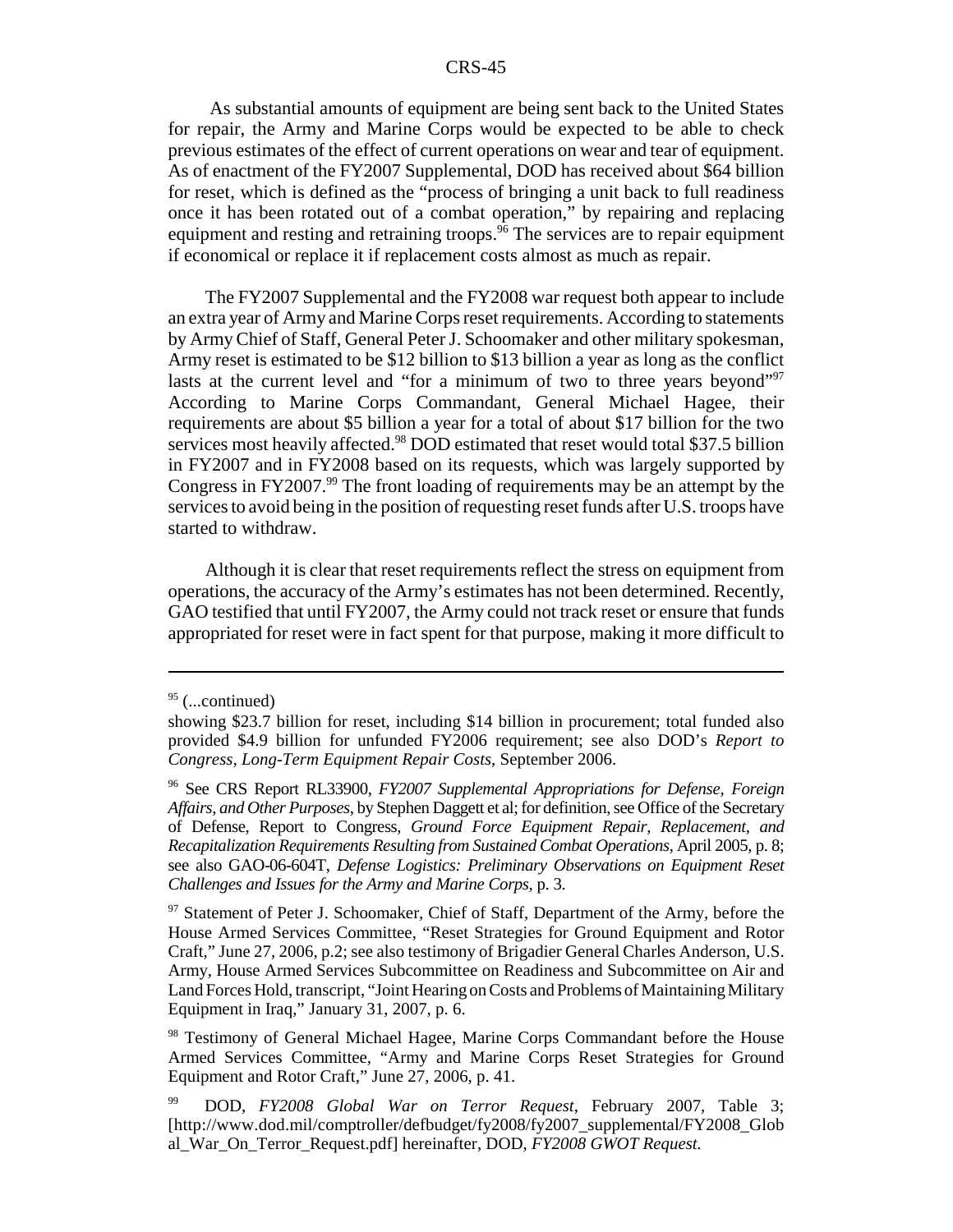As substantial amounts of equipment are being sent back to the United States for repair, the Army and Marine Corps would be expected to be able to check previous estimates of the effect of current operations on wear and tear of equipment. As of enactment of the FY2007 Supplemental, DOD has received about $64 billion for reset, which is defined as the "process of bringing a unit back to full readiness once it has been rotated out of a combat operation," by repairing and replacing equipment and resting and retraining troops.[96] The services are to repair equipment if economical or replace it if replacement costs almost as much as repair.

The FY2007 Supplemental and the FY2008 war request both appear to include an extra year of Army and Marine Corps reset requirements. According to statements by Army Chief of Staff, General Peter J. Schoomaker and other military spokesman, Army reset is estimated to be $12 billion to $13 billion a year as long as the conflict lasts at the current level and "for a minimum of two to three years beyond"[97] According to Marine Corps Commandant, General Michael Hagee, their requirements are about $5 billion a year for a total of about $17 billion for the two services most heavily affected.[98] DOD estimated that reset would total $37.5 billion in FY2007 and in FY2008 based on its requests, which was largely supported by Congress in FY2007.[99] The front loading of requirements may be an attempt by the services to avoid being in the position of requesting reset funds after U.S. troops have started to withdraw.

Although it is clear that reset requirements reflect the stress on equipment from operations, the accuracy of the Army's estimates has not been determined. Recently, GAO testified that until FY2007, the Army could not track reset or ensure that funds appropriated for reset were in fact spent for that purpose, making it more difficult to

---

[95] (...continued)

showing $23.7 billion for reset, including $14 billion in procurement; total funded also provided $4.9 billion for unfunded FY2006 requirement; see also DOD's *Report to Congress, Long-Term Equipment Repair Costs*, September 2006.

[96] See CRS Report RL33900, *FY2007 Supplemental Appropriations for Defense, Foreign Affairs, and Other Purposes*, by Stephen Daggett et al; for definition, see Office of the Secretary of Defense, Report to Congress, *Ground Force Equipment Repair, Replacement, and Recapitalization Requirements Resulting from Sustained Combat Operations*, April 2005, p. 8; see also GAO-06-604T, *Defense Logistics: Preliminary Observations on Equipment Reset Challenges and Issues for the Army and Marine Corps*, p. 3.

[97] Statement of Peter J. Schoomaker, Chief of Staff, Department of the Army, before the House Armed Services Committee, "Reset Strategies for Ground Equipment and Rotor Craft," June 27, 2006, p.2; see also testimony of Brigadier General Charles Anderson, U.S. Army, House Armed Services Subcommittee on Readiness and Subcommittee on Air and Land Forces Hold, transcript, "Joint Hearing on Costs and Problems of Maintaining Military Equipment in Iraq," January 31, 2007, p. 6.

[98] Testimony of General Michael Hagee, Marine Corps Commandant before the House Armed Services Committee, "Army and Marine Corps Reset Strategies for Ground Equipment and Rotor Craft," June 27, 2006, p. 41.

[99] DOD, *FY2008 Global War on Terror Request*, February 2007, Table 3; [http://www.dod.mil/comptroller/defbudget/fy2008/fy2007_supplemental/FY2008_Global_War_On_Terror_Request.pdf] hereinafter, DOD, *FY2008 GWOT Request*.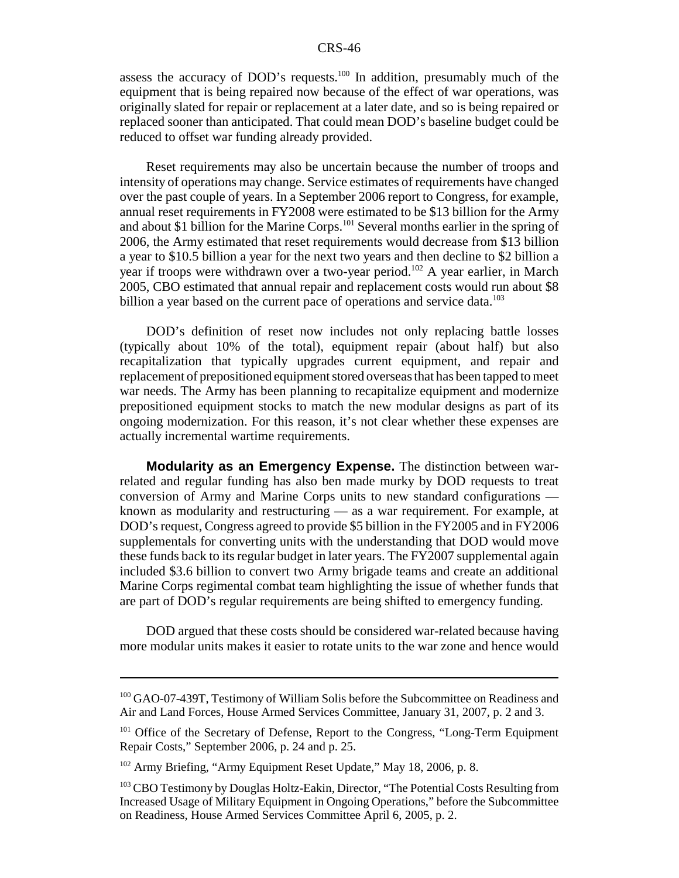assess the accuracy of DOD's requests.[100] In addition, presumably much of the equipment that is being repaired now because of the effect of war operations, was originally slated for repair or replacement at a later date, and so is being repaired or replaced sooner than anticipated. That could mean DOD's baseline budget could be reduced to offset war funding already provided.

Reset requirements may also be uncertain because the number of troops and intensity of operations may change. Service estimates of requirements have changed over the past couple of years. In a September 2006 report to Congress, for example, annual reset requirements in FY2008 were estimated to be $13 billion for the Army and about $1 billion for the Marine Corps.[101] Several months earlier in the spring of 2006, the Army estimated that reset requirements would decrease from $13 billion a year to $10.5 billion a year for the next two years and then decline to $2 billion a year if troops were withdrawn over a two-year period.[102] A year earlier, in March 2005, CBO estimated that annual repair and replacement costs would run about $8 billion a year based on the current pace of operations and service data.[103]

DOD's definition of reset now includes not only replacing battle losses (typically about 10% of the total), equipment repair (about half) but also recapitalization that typically upgrades current equipment, and repair and replacement of prepositioned equipment stored overseas that has been tapped to meet war needs. The Army has been planning to recapitalize equipment and modernize prepositioned equipment stocks to match the new modular designs as part of its ongoing modernization. For this reason, it's not clear whether these expenses are actually incremental wartime requirements.

**Modularity as an Emergency Expense.** The distinction between war-related and regular funding has also ben made murky by DOD requests to treat conversion of Army and Marine Corps units to new standard configurations — known as modularity and restructuring — as a war requirement. For example, at DOD's request, Congress agreed to provide $5 billion in the FY2005 and in FY2006 supplementals for converting units with the understanding that DOD would move these funds back to its regular budget in later years. The FY2007 supplemental again included $3.6 billion to convert two Army brigade teams and create an additional Marine Corps regimental combat team highlighting the issue of whether funds that are part of DOD's regular requirements are being shifted to emergency funding.

DOD argued that these costs should be considered war-related because having more modular units makes it easier to rotate units to the war zone and hence would

---

[100] GAO-07-439T, Testimony of William Solis before the Subcommittee on Readiness and Air and Land Forces, House Armed Services Committee, January 31, 2007, p. 2 and 3.

[101] Office of the Secretary of Defense, Report to the Congress, "Long-Term Equipment Repair Costs," September 2006, p. 24 and p. 25.

[102] Army Briefing, "Army Equipment Reset Update," May 18, 2006, p. 8.

[103] CBO Testimony by Douglas Holtz-Eakin, Director, "The Potential Costs Resulting from Increased Usage of Military Equipment in Ongoing Operations," before the Subcommittee on Readiness, House Armed Services Committee April 6, 2005, p. 2.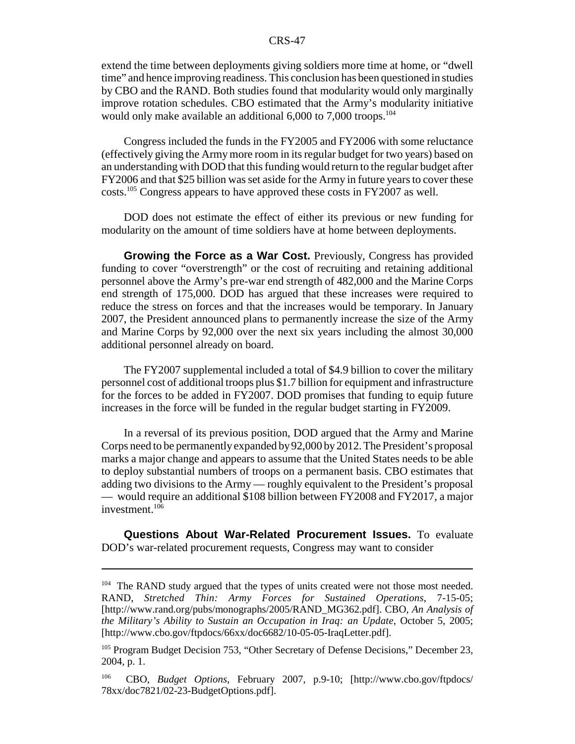extend the time between deployments giving soldiers more time at home, or "dwell time" and hence improving readiness. This conclusion has been questioned in studies by CBO and the RAND. Both studies found that modularity would only marginally improve rotation schedules. CBO estimated that the Army's modularity initiative would only make available an additional 6,000 to 7,000 troops.[104]

Congress included the funds in the FY2005 and FY2006 with some reluctance (effectively giving the Army more room in its regular budget for two years) based on an understanding with DOD that this funding would return to the regular budget after FY2006 and that $25 billion was set aside for the Army in future years to cover these costs.[105] Congress appears to have approved these costs in FY2007 as well.

DOD does not estimate the effect of either its previous or new funding for modularity on the amount of time soldiers have at home between deployments.

**Growing the Force as a War Cost.** Previously, Congress has provided funding to cover "overstrength" or the cost of recruiting and retaining additional personnel above the Army's pre-war end strength of 482,000 and the Marine Corps end strength of 175,000. DOD has argued that these increases were required to reduce the stress on forces and that the increases would be temporary. In January 2007, the President announced plans to permanently increase the size of the Army and Marine Corps by 92,000 over the next six years including the almost 30,000 additional personnel already on board.

The FY2007 supplemental included a total of $4.9 billion to cover the military personnel cost of additional troops plus $1.7 billion for equipment and infrastructure for the forces to be added in FY2007. DOD promises that funding to equip future increases in the force will be funded in the regular budget starting in FY2009.

In a reversal of its previous position, DOD argued that the Army and Marine Corps need to be permanently expanded by 92,000 by 2012. The President's proposal marks a major change and appears to assume that the United States needs to be able to deploy substantial numbers of troops on a permanent basis. CBO estimates that adding two divisions to the Army — roughly equivalent to the President's proposal — would require an additional $108 billion between FY2008 and FY2017, a major investment.[106]

**Questions About War-Related Procurement Issues.** To evaluate DOD's war-related procurement requests, Congress may want to consider

---

[104] The RAND study argued that the types of units created were not those most needed. RAND, *Stretched Thin: Army Forces for Sustained Operations*, 7-15-05; [http://www.rand.org/pubs/monographs/2005/RAND_MG362.pdf]. CBO, *An Analysis of the Military's Ability to Sustain an Occupation in Iraq: an Update*, October 5, 2005; [http://www.cbo.gov/ftpdocs/66xx/doc6682/10-05-05-IraqLetter.pdf].

[105] Program Budget Decision 753, "Other Secretary of Defense Decisions," December 23, 2004, p. 1.

[106] CBO, *Budget Options*, February 2007, p.9-10; [http://www.cbo.gov/ftpdocs/78xx/doc7821/02-23-BudgetOptions.pdf].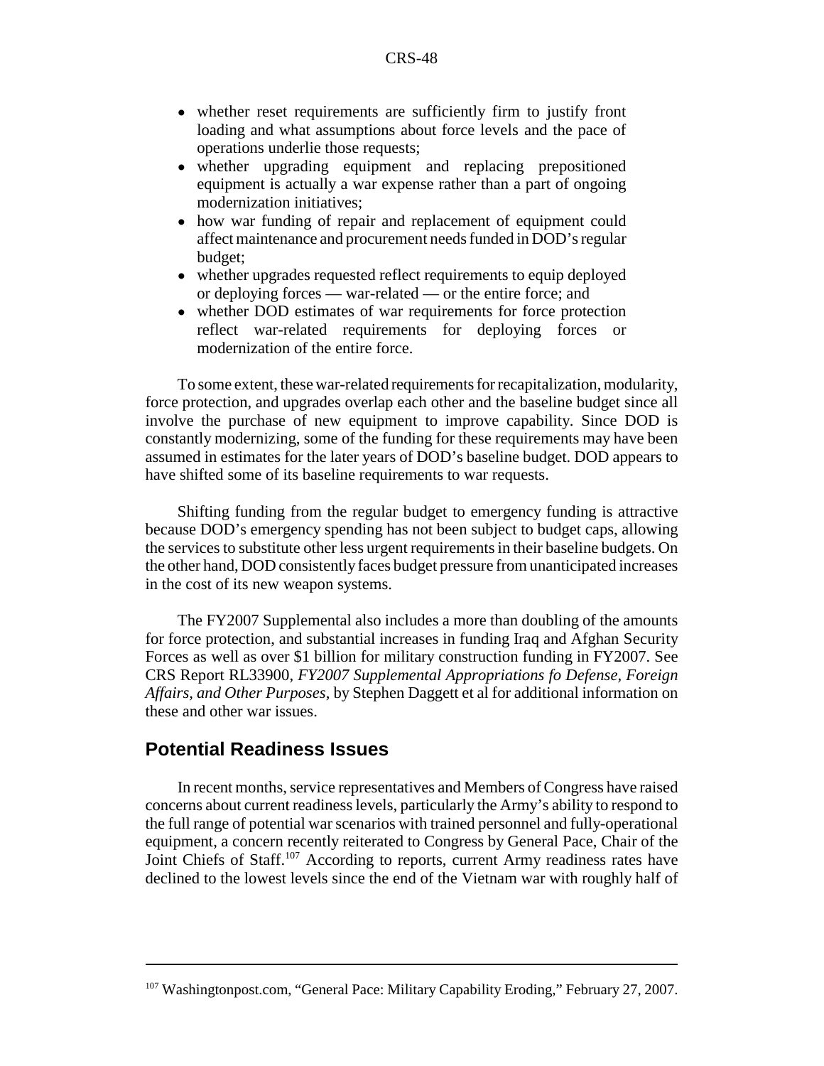- whether reset requirements are sufficiently firm to justify front loading and what assumptions about force levels and the pace of operations underlie those requests;
- whether upgrading equipment and replacing prepositioned equipment is actually a war expense rather than a part of ongoing modernization initiatives;
- how war funding of repair and replacement of equipment could affect maintenance and procurement needs funded in DOD's regular budget;
- whether upgrades requested reflect requirements to equip deployed or deploying forces — war-related — or the entire force; and
- whether DOD estimates of war requirements for force protection reflect war-related requirements for deploying forces or modernization of the entire force.

To some extent, these war-related requirements for recapitalization, modularity, force protection, and upgrades overlap each other and the baseline budget since all involve the purchase of new equipment to improve capability. Since DOD is constantly modernizing, some of the funding for these requirements may have been assumed in estimates for the later years of DOD's baseline budget. DOD appears to have shifted some of its baseline requirements to war requests.

Shifting funding from the regular budget to emergency funding is attractive because DOD's emergency spending has not been subject to budget caps, allowing the services to substitute other less urgent requirements in their baseline budgets. On the other hand, DOD consistently faces budget pressure from unanticipated increases in the cost of its new weapon systems.

The FY2007 Supplemental also includes a more than doubling of the amounts for force protection, and substantial increases in funding Iraq and Afghan Security Forces as well as over $1 billion for military construction funding in FY2007. See CRS Report RL33900, *FY2007 Supplemental Appropriations fo Defense, Foreign Affairs, and Other Purposes*, by Stephen Daggett et al for additional information on these and other war issues.

## Potential Readiness Issues

In recent months, service representatives and Members of Congress have raised concerns about current readiness levels, particularly the Army's ability to respond to the full range of potential war scenarios with trained personnel and fully-operational equipment, a concern recently reiterated to Congress by General Pace, Chair of the Joint Chiefs of Staff.[107] According to reports, current Army readiness rates have declined to the lowest levels since the end of the Vietnam war with roughly half of

[107] Washingtonpost.com, "General Pace: Military Capability Eroding," February 27, 2007.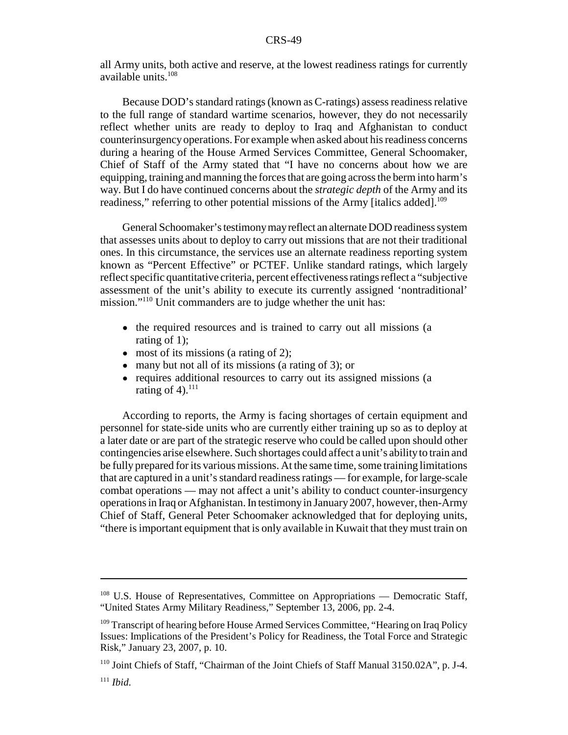all Army units, both active and reserve, at the lowest readiness ratings for currently available units.[108]

Because DOD's standard ratings (known as C-ratings) assess readiness relative to the full range of standard wartime scenarios, however, they do not necessarily reflect whether units are ready to deploy to Iraq and Afghanistan to conduct counterinsurgency operations. For example when asked about his readiness concerns during a hearing of the House Armed Services Committee, General Schoomaker, Chief of Staff of the Army stated that "I have no concerns about how we are equipping, training and manning the forces that are going across the berm into harm's way. But I do have continued concerns about the *strategic depth* of the Army and its readiness," referring to other potential missions of the Army [italics added].[109]

General Schoomaker's testimony may reflect an alternate DOD readiness system that assesses units about to deploy to carry out missions that are not their traditional ones. In this circumstance, the services use an alternate readiness reporting system known as "Percent Effective" or PCTEF. Unlike standard ratings, which largely reflect specific quantitative criteria, percent effectiveness ratings reflect a "subjective assessment of the unit's ability to execute its currently assigned 'nontraditional' mission."[110] Unit commanders are to judge whether the unit has:

- the required resources and is trained to carry out all missions (a rating of 1);
- most of its missions (a rating of 2);
- many but not all of its missions (a rating of 3); or
- requires additional resources to carry out its assigned missions (a rating of 4).[111]

According to reports, the Army is facing shortages of certain equipment and personnel for state-side units who are currently either training up so as to deploy at a later date or are part of the strategic reserve who could be called upon should other contingencies arise elsewhere. Such shortages could affect a unit's ability to train and be fully prepared for its various missions. At the same time, some training limitations that are captured in a unit's standard readiness ratings — for example, for large-scale combat operations — may not affect a unit's ability to conduct counter-insurgency operations in Iraq or Afghanistan. In testimony in January 2007, however, then-Army Chief of Staff, General Peter Schoomaker acknowledged that for deploying units, "there is important equipment that is only available in Kuwait that they must train on

---

[108] U.S. House of Representatives, Committee on Appropriations — Democratic Staff, "United States Army Military Readiness," September 13, 2006, pp. 2-4.

[109] Transcript of hearing before House Armed Services Committee, "Hearing on Iraq Policy Issues: Implications of the President's Policy for Readiness, the Total Force and Strategic Risk," January 23, 2007, p. 10.

[110] Joint Chiefs of Staff, "Chairman of the Joint Chiefs of Staff Manual 3150.02A", p. J-4.

[111] *Ibid.*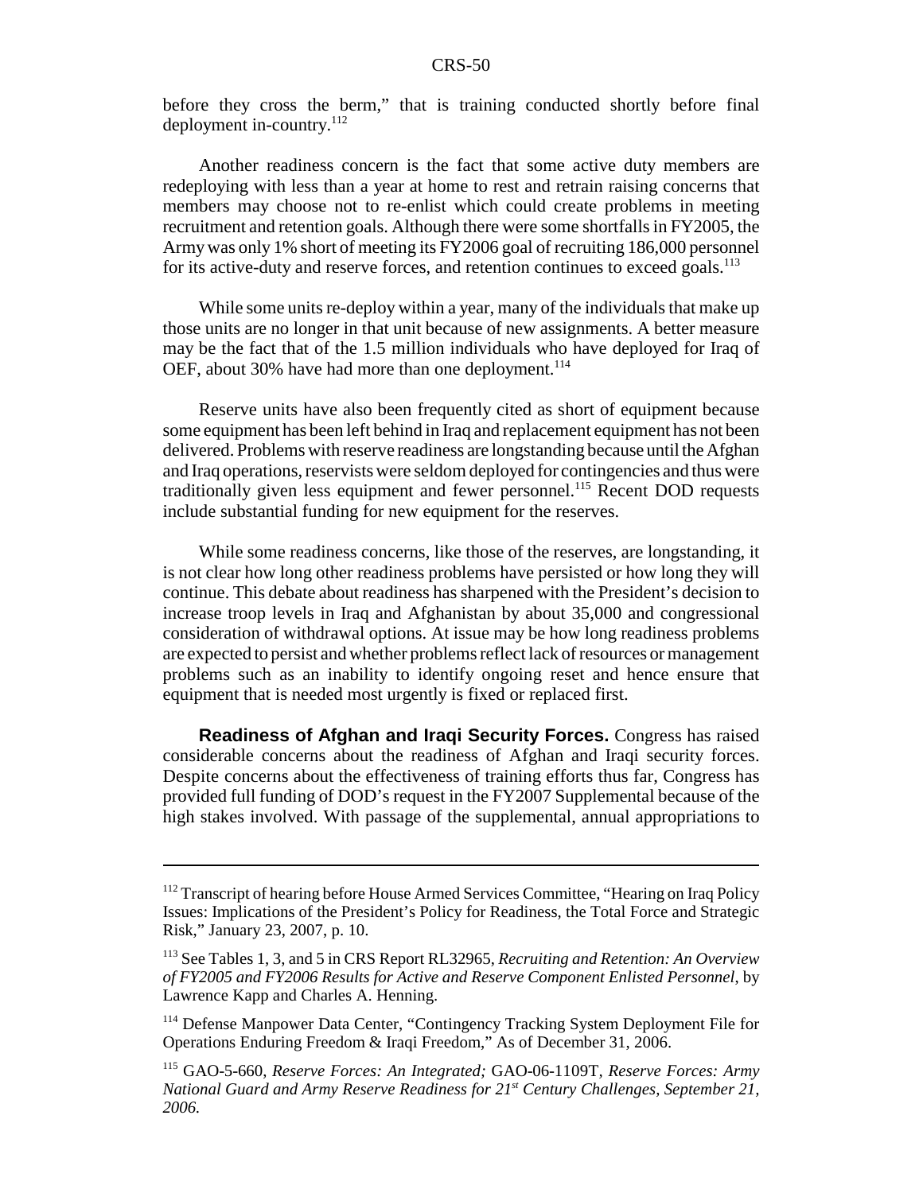before they cross the berm," that is training conducted shortly before final deployment in-country.[112]

Another readiness concern is the fact that some active duty members are redeploying with less than a year at home to rest and retrain raising concerns that members may choose not to re-enlist which could create problems in meeting recruitment and retention goals. Although there were some shortfalls in FY2005, the Army was only 1% short of meeting its FY2006 goal of recruiting 186,000 personnel for its active-duty and reserve forces, and retention continues to exceed goals.[113]

While some units re-deploy within a year, many of the individuals that make up those units are no longer in that unit because of new assignments. A better measure may be the fact that of the 1.5 million individuals who have deployed for Iraq of OEF, about 30% have had more than one deployment.[114]

Reserve units have also been frequently cited as short of equipment because some equipment has been left behind in Iraq and replacement equipment has not been delivered. Problems with reserve readiness are longstanding because until the Afghan and Iraq operations, reservists were seldom deployed for contingencies and thus were traditionally given less equipment and fewer personnel.[115] Recent DOD requests include substantial funding for new equipment for the reserves.

While some readiness concerns, like those of the reserves, are longstanding, it is not clear how long other readiness problems have persisted or how long they will continue. This debate about readiness has sharpened with the President's decision to increase troop levels in Iraq and Afghanistan by about 35,000 and congressional consideration of withdrawal options. At issue may be how long readiness problems are expected to persist and whether problems reflect lack of resources or management problems such as an inability to identify ongoing reset and hence ensure that equipment that is needed most urgently is fixed or replaced first.

**Readiness of Afghan and Iraqi Security Forces.** Congress has raised considerable concerns about the readiness of Afghan and Iraqi security forces. Despite concerns about the effectiveness of training efforts thus far, Congress has provided full funding of DOD's request in the FY2007 Supplemental because of the high stakes involved. With passage of the supplemental, annual appropriations to

---

[112] Transcript of hearing before House Armed Services Committee, "Hearing on Iraq Policy Issues: Implications of the President's Policy for Readiness, the Total Force and Strategic Risk," January 23, 2007, p. 10.

[113] See Tables 1, 3, and 5 in CRS Report RL32965, *Recruiting and Retention: An Overview of FY2005 and FY2006 Results for Active and Reserve Component Enlisted Personnel*, by Lawrence Kapp and Charles A. Henning.

[114] Defense Manpower Data Center, "Contingency Tracking System Deployment File for Operations Enduring Freedom & Iraqi Freedom," As of December 31, 2006.

[115] GAO-5-660, *Reserve Forces: An Integrated;* GAO-06-1109T, *Reserve Forces: Army National Guard and Army Reserve Readiness for 21st Century Challenges, September 21, 2006.*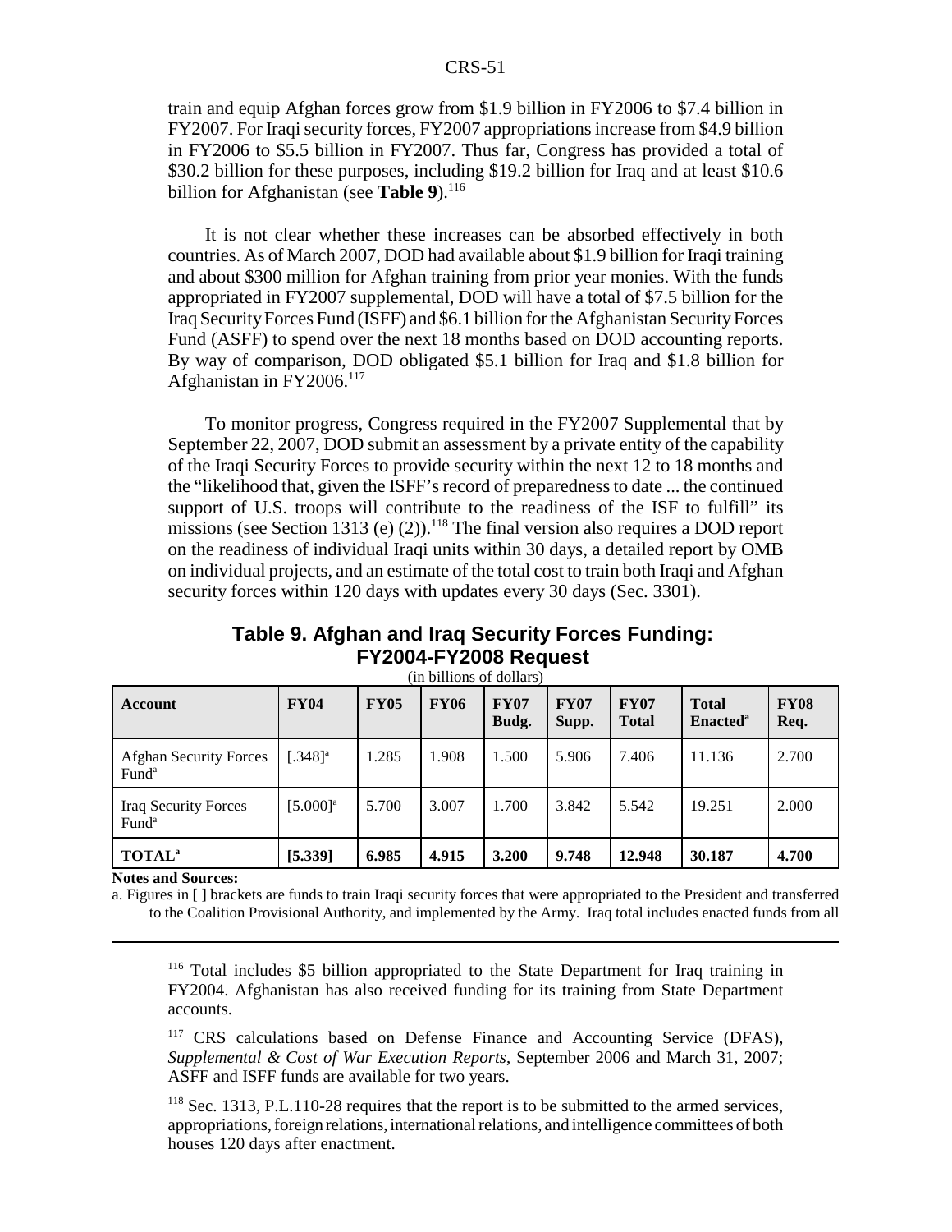train and equip Afghan forces grow from $1.9 billion in FY2006 to $7.4 billion in FY2007. For Iraqi security forces, FY2007 appropriations increase from $4.9 billion in FY2006 to $5.5 billion in FY2007. Thus far, Congress has provided a total of $30.2 billion for these purposes, including $19.2 billion for Iraq and at least $10.6 billion for Afghanistan (see **Table 9**).[116]

It is not clear whether these increases can be absorbed effectively in both countries. As of March 2007, DOD had available about $1.9 billion for Iraqi training and about $300 million for Afghan training from prior year monies. With the funds appropriated in FY2007 supplemental, DOD will have a total of $7.5 billion for the Iraq Security Forces Fund (ISFF) and $6.1 billion for the Afghanistan Security Forces Fund (ASFF) to spend over the next 18 months based on DOD accounting reports. By way of comparison, DOD obligated $5.1 billion for Iraq and $1.8 billion for Afghanistan in FY2006.[117]

To monitor progress, Congress required in the FY2007 Supplemental that by September 22, 2007, DOD submit an assessment by a private entity of the capability of the Iraqi Security Forces to provide security within the next 12 to 18 months and the "likelihood that, given the ISFF's record of preparedness to date ... the continued support of U.S. troops will contribute to the readiness of the ISF to fulfill" its missions (see Section 1313 (e) (2)).[118] The final version also requires a DOD report on the readiness of individual Iraqi units within 30 days, a detailed report by OMB on individual projects, and an estimate of the total cost to train both Iraqi and Afghan security forces within 120 days with updates every 30 days (Sec. 3301).

## Table 9. Afghan and Iraq Security Forces Funding: FY2004-FY2008 Request

(in billions of dollars)

| Account | FY04 | FY05 | FY06 | FY07 Budg. | FY07 Supp. | FY07 Total | Total Enacted[a] | FY08 Req. |
|---|---|---|---|---|---|---|---|---|
| Afghan Security Forces Fund[a] | [.348][a] | 1.285 | 1.908 | 1.500 | 5.906 | 7.406 | 11.136 | 2.700 |
| Iraq Security Forces Fund[a] | [5.000][a] | 5.700 | 3.007 | 1.700 | 3.842 | 5.542 | 19.251 | 2.000 |
| **TOTAL[a]** | **[5.339]** | **6.985** | **4.915** | **3.200** | **9.748** | **12.948** | **30.187** | **4.700** |

**Notes and Sources:**

a. Figures in [ ] brackets are funds to train Iraqi security forces that were appropriated to the President and transferred to the Coalition Provisional Authority, and implemented by the Army. Iraq total includes enacted funds from all

---

[116] Total includes $5 billion appropriated to the State Department for Iraq training in FY2004. Afghanistan has also received funding for its training from State Department accounts.

[117] CRS calculations based on Defense Finance and Accounting Service (DFAS), *Supplemental & Cost of War Execution Reports*, September 2006 and March 31, 2007; ASFF and ISFF funds are available for two years.

[118] Sec. 1313, P.L.110-28 requires that the report is to be submitted to the armed services, appropriations, foreign relations, international relations, and intelligence committees of both houses 120 days after enactment.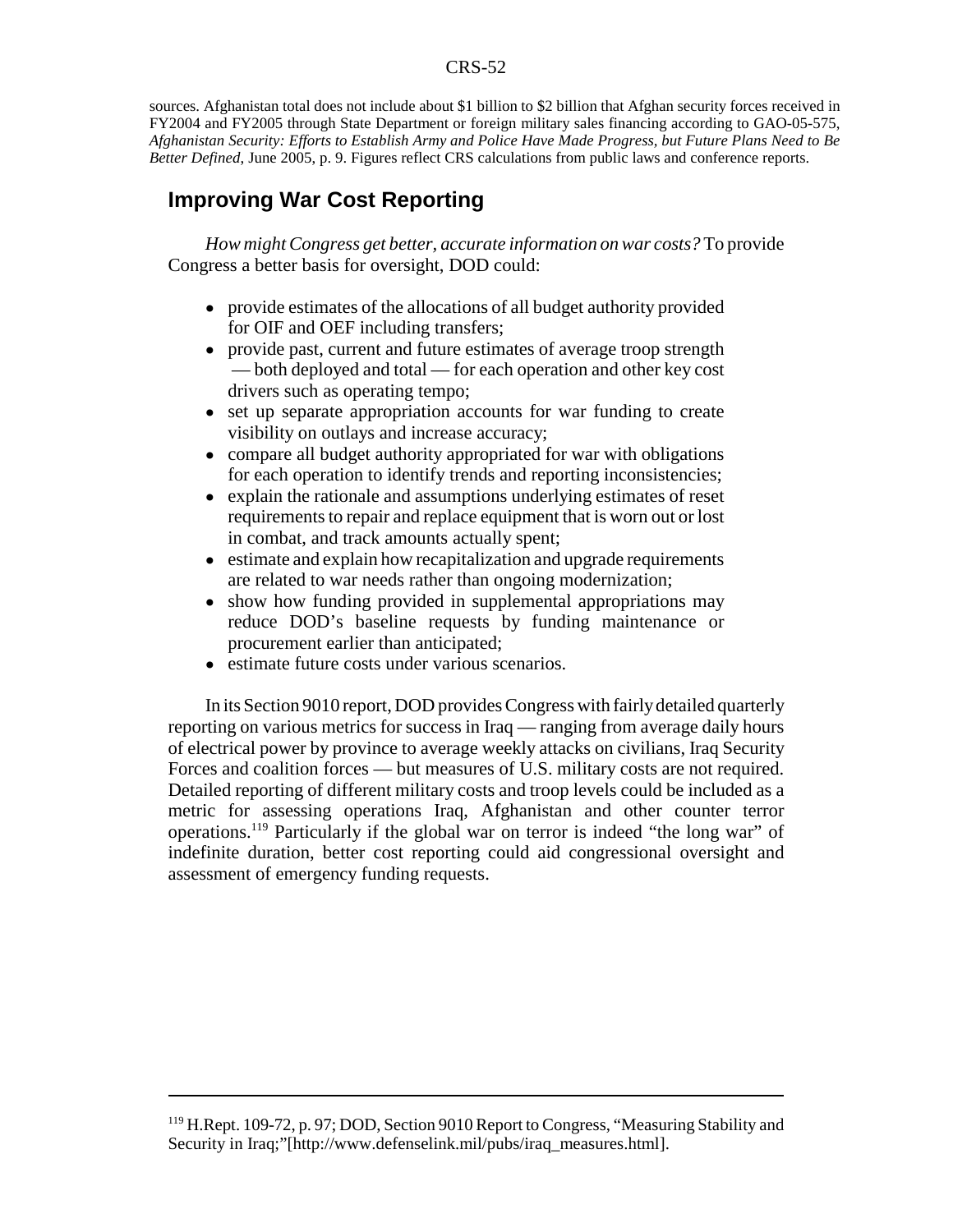sources. Afghanistan total does not include about $1 billion to $2 billion that Afghan security forces received in FY2004 and FY2005 through State Department or foreign military sales financing according to GAO-05-575, *Afghanistan Security: Efforts to Establish Army and Police Have Made Progress, but Future Plans Need to Be Better Defined*, June 2005, p. 9. Figures reflect CRS calculations from public laws and conference reports.

## Improving War Cost Reporting

*How might Congress get better, accurate information on war costs?* To provide Congress a better basis for oversight, DOD could:

- provide estimates of the allocations of all budget authority provided for OIF and OEF including transfers;
- provide past, current and future estimates of average troop strength — both deployed and total — for each operation and other key cost drivers such as operating tempo;
- set up separate appropriation accounts for war funding to create visibility on outlays and increase accuracy;
- compare all budget authority appropriated for war with obligations for each operation to identify trends and reporting inconsistencies;
- explain the rationale and assumptions underlying estimates of reset requirements to repair and replace equipment that is worn out or lost in combat, and track amounts actually spent;
- estimate and explain how recapitalization and upgrade requirements are related to war needs rather than ongoing modernization;
- show how funding provided in supplemental appropriations may reduce DOD's baseline requests by funding maintenance or procurement earlier than anticipated;
- estimate future costs under various scenarios.

In its Section 9010 report, DOD provides Congress with fairly detailed quarterly reporting on various metrics for success in Iraq — ranging from average daily hours of electrical power by province to average weekly attacks on civilians, Iraq Security Forces and coalition forces — but measures of U.S. military costs are not required. Detailed reporting of different military costs and troop levels could be included as a metric for assessing operations Iraq, Afghanistan and other counter terror operations.[119] Particularly if the global war on terror is indeed "the long war" of indefinite duration, better cost reporting could aid congressional oversight and assessment of emergency funding requests.

---

[119] H.Rept. 109-72, p. 97; DOD, Section 9010 Report to Congress, "Measuring Stability and Security in Iraq;"[http://www.defenselink.mil/pubs/iraq_measures.html].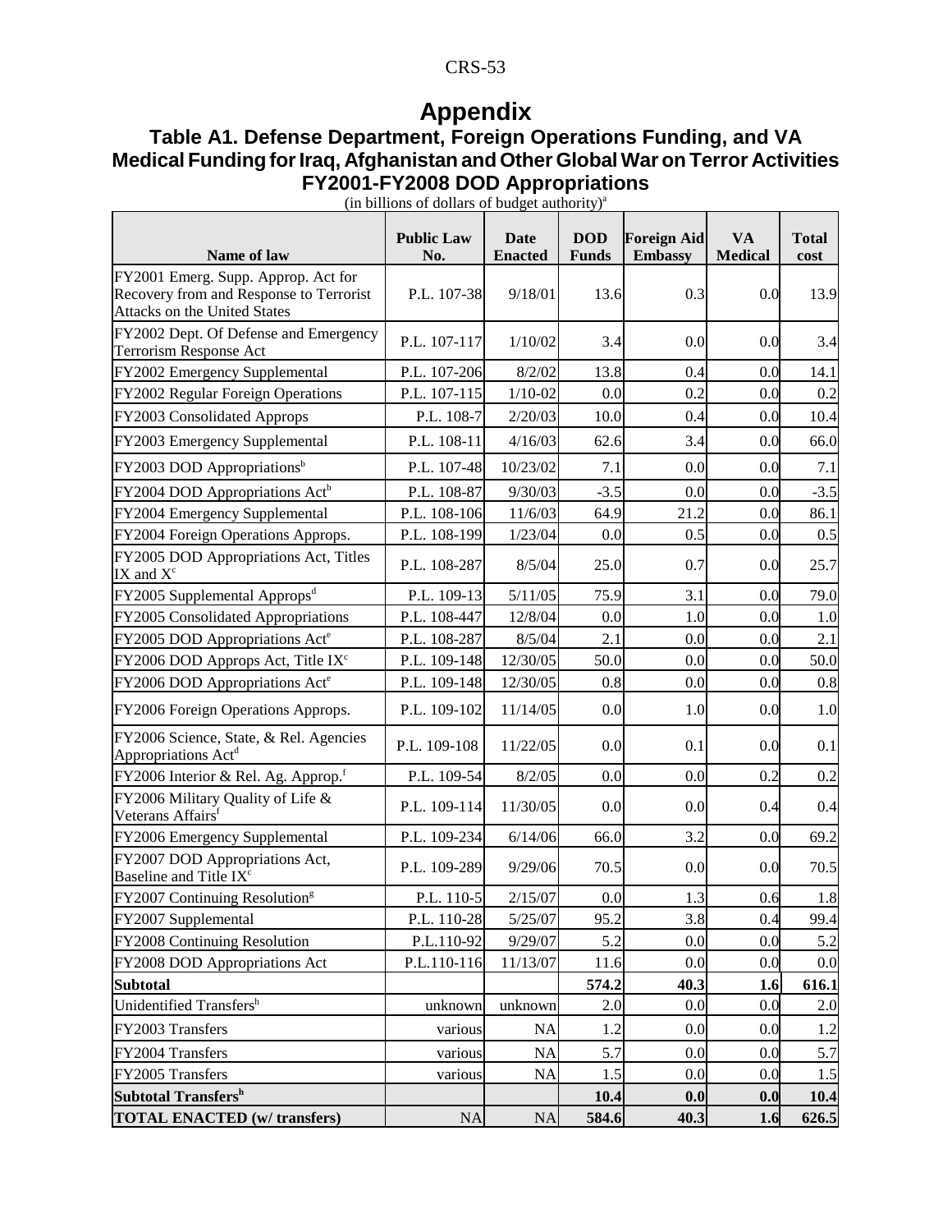# Appendix

## Table A1. Defense Department, Foreign Operations Funding, and VA Medical Funding for Iraq, Afghanistan and Other Global War on Terror Activities FY2001-FY2008 DOD Appropriations

(in billions of dollars of budget authority)[a]

| Name of law | Public Law No. | Date Enacted | DOD Funds | Foreign Aid Embassy | VA Medical | Total cost |
|---|---|---|---|---|---|---|
| FY2001 Emerg. Supp. Approp. Act for Recovery from and Response to Terrorist Attacks on the United States | P.L. 107-38 | 9/18/01 | 13.6 | 0.3 | 0.0 | 13.9 |
| FY2002 Dept. Of Defense and Emergency Terrorism Response Act | P.L. 107-117 | 1/10/02 | 3.4 | 0.0 | 0.0 | 3.4 |
| FY2002 Emergency Supplemental | P.L. 107-206 | 8/2/02 | 13.8 | 0.4 | 0.0 | 14.1 |
| FY2002 Regular Foreign Operations | P.L. 107-115 | 1/10-02 | 0.0 | 0.2 | 0.0 | 0.2 |
| FY2003 Consolidated Approps | P.L. 108-7 | 2/20/03 | 10.0 | 0.4 | 0.0 | 10.4 |
| FY2003 Emergency Supplemental | P.L. 108-11 | 4/16/03 | 62.6 | 3.4 | 0.0 | 66.0 |
| FY2003 DOD Appropriations[b] | P.L. 107-48 | 10/23/02 | 7.1 | 0.0 | 0.0 | 7.1 |
| FY2004 DOD Appropriations Act[b] | P.L. 108-87 | 9/30/03 | -3.5 | 0.0 | 0.0 | -3.5 |
| FY2004 Emergency Supplemental | P.L. 108-106 | 11/6/03 | 64.9 | 21.2 | 0.0 | 86.1 |
| FY2004 Foreign Operations Approps. | P.L. 108-199 | 1/23/04 | 0.0 | 0.5 | 0.0 | 0.5 |
| FY2005 DOD Appropriations Act, Titles IX and X[c] | P.L. 108-287 | 8/5/04 | 25.0 | 0.7 | 0.0 | 25.7 |
| FY2005 Supplemental Approps[d] | P.L. 109-13 | 5/11/05 | 75.9 | 3.1 | 0.0 | 79.0 |
| FY2005 Consolidated Appropriations | P.L. 108-447 | 12/8/04 | 0.0 | 1.0 | 0.0 | 1.0 |
| FY2005 DOD Appropriations Act[e] | P.L. 108-287 | 8/5/04 | 2.1 | 0.0 | 0.0 | 2.1 |
| FY2006 DOD Approps Act, Title IX[c] | P.L. 109-148 | 12/30/05 | 50.0 | 0.0 | 0.0 | 50.0 |
| FY2006 DOD Appropriations Act[e] | P.L. 109-148 | 12/30/05 | 0.8 | 0.0 | 0.0 | 0.8 |
| FY2006 Foreign Operations Approps. | P.L. 109-102 | 11/14/05 | 0.0 | 1.0 | 0.0 | 1.0 |
| FY2006 Science, State, & Rel. Agencies Appropriations Act[d] | P.L. 109-108 | 11/22/05 | 0.0 | 0.1 | 0.0 | 0.1 |
| FY2006 Interior & Rel. Ag. Approp.[f] | P.L. 109-54 | 8/2/05 | 0.0 | 0.0 | 0.2 | 0.2 |
| FY2006 Military Quality of Life & Veterans Affairs[f] | P.L. 109-114 | 11/30/05 | 0.0 | 0.0 | 0.4 | 0.4 |
| FY2006 Emergency Supplemental | P.L. 109-234 | 6/14/06 | 66.0 | 3.2 | 0.0 | 69.2 |
| FY2007 DOD Appropriations Act, Baseline and Title IX[c] | P.L. 109-289 | 9/29/06 | 70.5 | 0.0 | 0.0 | 70.5 |
| FY2007 Continuing Resolution[g] | P.L. 110-5 | 2/15/07 | 0.0 | 1.3 | 0.6 | 1.8 |
| FY2007 Supplemental | P.L. 110-28 | 5/25/07 | 95.2 | 3.8 | 0.4 | 99.4 |
| FY2008 Continuing Resolution | P.L.110-92 | 9/29/07 | 5.2 | 0.0 | 0.0 | 5.2 |
| FY2008 DOD Appropriations Act | P.L.110-116 | 11/13/07 | 11.6 | 0.0 | 0.0 | 0.0 |
| **Subtotal** | | | **574.2** | **40.3** | **1.6** | **616.1** |
| Unidentified Transfers[h] | unknown | unknown | 2.0 | 0.0 | 0.0 | 2.0 |
| FY2003 Transfers | various | NA | 1.2 | 0.0 | 0.0 | 1.2 |
| FY2004 Transfers | various | NA | 5.7 | 0.0 | 0.0 | 5.7 |
| FY2005 Transfers | various | NA | 1.5 | 0.0 | 0.0 | 1.5 |
| **Subtotal Transfers[h]** | | | **10.4** | **0.0** | **0.0** | **10.4** |
| **TOTAL ENACTED (w/ transfers)** | NA | NA | **584.6** | **40.3** | **1.6** | **626.5** |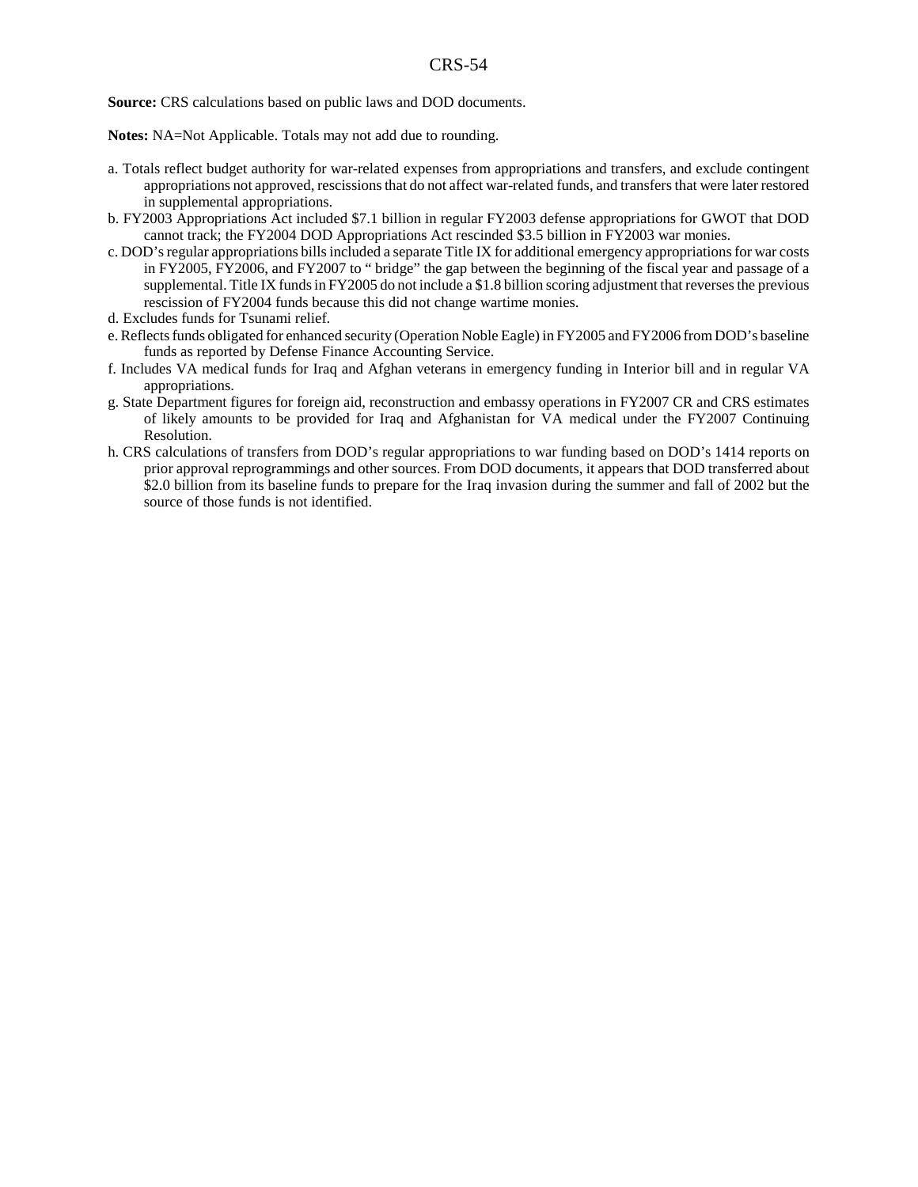**Source:** CRS calculations based on public laws and DOD documents.

**Notes:** NA=Not Applicable. Totals may not add due to rounding.

a. Totals reflect budget authority for war-related expenses from appropriations and transfers, and exclude contingent appropriations not approved, rescissions that do not affect war-related funds, and transfers that were later restored in supplemental appropriations.

b. FY2003 Appropriations Act included $7.1 billion in regular FY2003 defense appropriations for GWOT that DOD cannot track; the FY2004 DOD Appropriations Act rescinded $3.5 billion in FY2003 war monies.

c. DOD's regular appropriations bills included a separate Title IX for additional emergency appropriations for war costs in FY2005, FY2006, and FY2007 to " bridge" the gap between the beginning of the fiscal year and passage of a supplemental. Title IX funds in FY2005 do not include a $1.8 billion scoring adjustment that reverses the previous rescission of FY2004 funds because this did not change wartime monies.

d. Excludes funds for Tsunami relief.

e. Reflects funds obligated for enhanced security (Operation Noble Eagle) in FY2005 and FY2006 from DOD's baseline funds as reported by Defense Finance Accounting Service.

f. Includes VA medical funds for Iraq and Afghan veterans in emergency funding in Interior bill and in regular VA appropriations.

g. State Department figures for foreign aid, reconstruction and embassy operations in FY2007 CR and CRS estimates of likely amounts to be provided for Iraq and Afghanistan for VA medical under the FY2007 Continuing Resolution.

h. CRS calculations of transfers from DOD's regular appropriations to war funding based on DOD's 1414 reports on prior approval reprogrammings and other sources. From DOD documents, it appears that DOD transferred about $2.0 billion from its baseline funds to prepare for the Iraq invasion during the summer and fall of 2002 but the source of those funds is not identified.